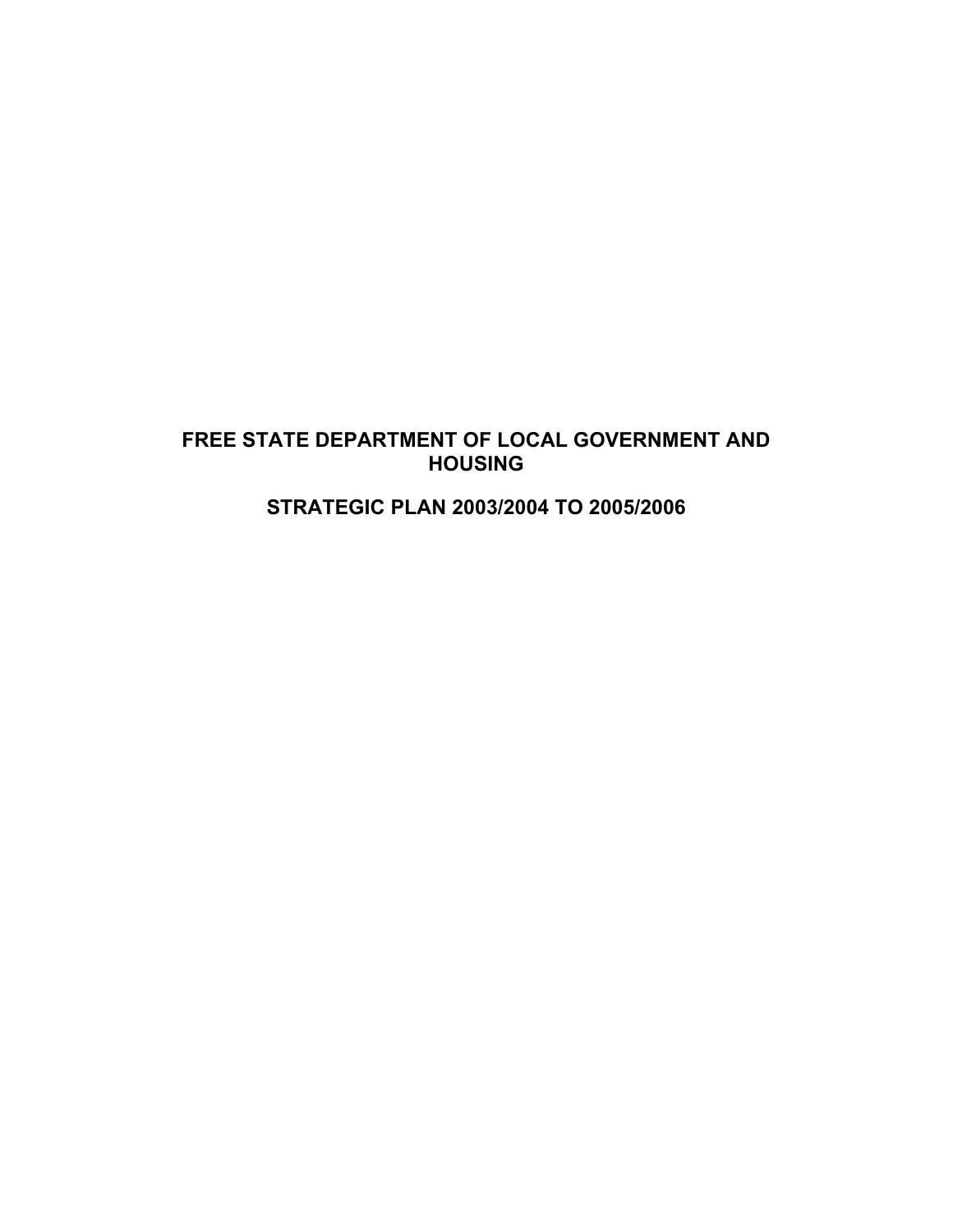# FREE STATE DEPARTMENT OF LOCAL GOVERNMENT AND HOUSING

# STRATEGIC PLAN 2003/2004 TO 2005/2006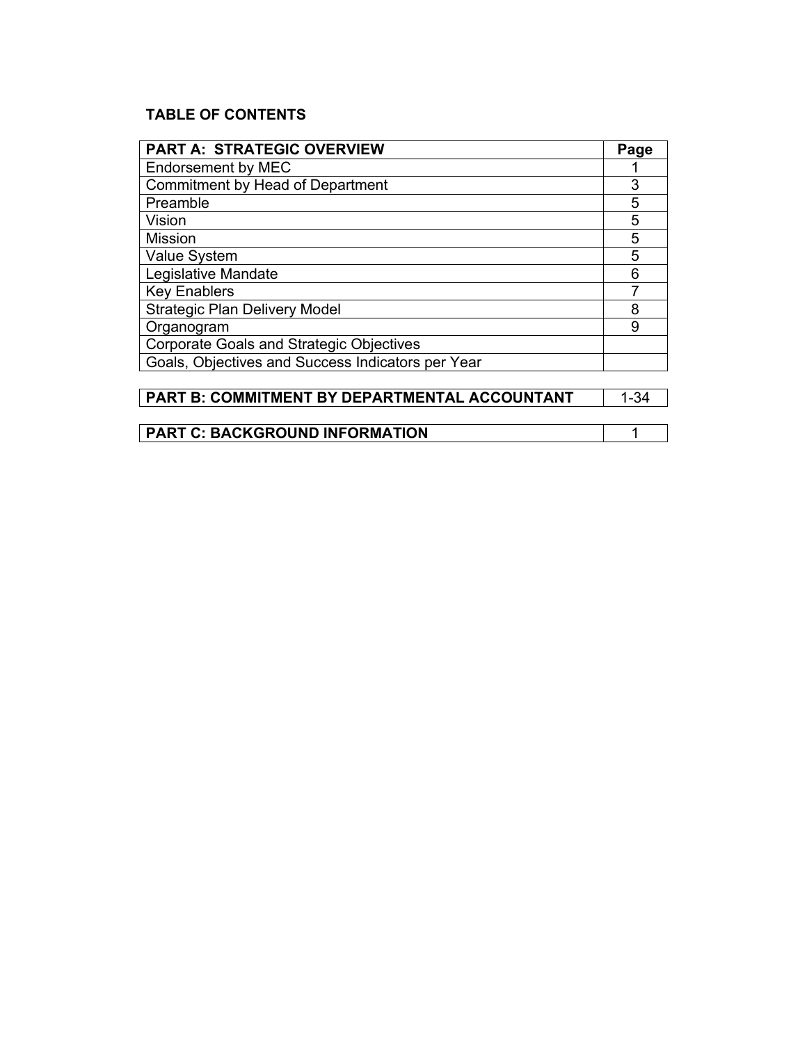## TABLE OF CONTENTS

| PART A: STRATEGIC OVERVIEW | Page |
|---|---|
| Endorsement by MEC | 1 |
| Commitment by Head of Department | 3 |
| Preamble | 5 |
| Vision | 5 |
| Mission | 5 |
| Value System | 5 |
| Legislative Mandate | 6 |
| Key Enablers | 7 |
| Strategic Plan Delivery Model | 8 |
| Organogram | 9 |
| Corporate Goals and Strategic Objectives | |
| Goals, Objectives and Success Indicators per Year | |

| | |
|---|---|
| **PART B: COMMITMENT BY DEPARTMENTAL ACCOUNTANT** | 1-34 |

| | |
|---|---|
| **PART C: BACKGROUND INFORMATION** | 1 |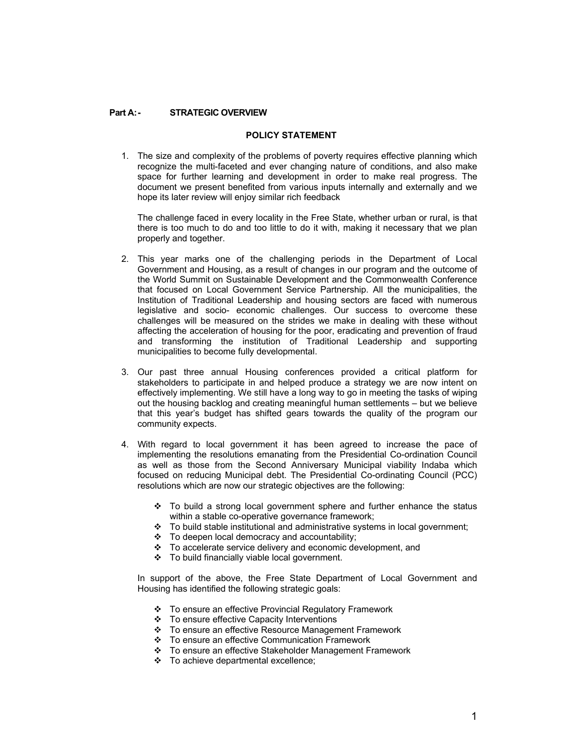**Part A: - STRATEGIC OVERVIEW**

**POLICY STATEMENT**

1. The size and complexity of the problems of poverty requires effective planning which recognize the multi-faceted and ever changing nature of conditions, and also make space for further learning and development in order to make real progress. The document we present benefited from various inputs internally and externally and we hope its later review will enjoy similar rich feedback

   The challenge faced in every locality in the Free State, whether urban or rural, is that there is too much to do and too little to do it with, making it necessary that we plan properly and together.

2. This year marks one of the challenging periods in the Department of Local Government and Housing, as a result of changes in our program and the outcome of the World Summit on Sustainable Development and the Commonwealth Conference that focused on Local Government Service Partnership. All the municipalities, the Institution of Traditional Leadership and housing sectors are faced with numerous legislative and socio- economic challenges. Our success to overcome these challenges will be measured on the strides we make in dealing with these without affecting the acceleration of housing for the poor, eradicating and prevention of fraud and transforming the institution of Traditional Leadership and supporting municipalities to become fully developmental.

3. Our past three annual Housing conferences provided a critical platform for stakeholders to participate in and helped produce a strategy we are now intent on effectively implementing. We still have a long way to go in meeting the tasks of wiping out the housing backlog and creating meaningful human settlements – but we believe that this year's budget has shifted gears towards the quality of the program our community expects.

4. With regard to local government it has been agreed to increase the pace of implementing the resolutions emanating from the Presidential Co-ordination Council as well as those from the Second Anniversary Municipal viability Indaba which focused on reducing Municipal debt. The Presidential Co-ordinating Council (PCC) resolutions which are now our strategic objectives are the following:

   - To build a strong local government sphere and further enhance the status within a stable co-operative governance framework;
   - To build stable institutional and administrative systems in local government;
   - To deepen local democracy and accountability;
   - To accelerate service delivery and economic development, and
   - To build financially viable local government.

   In support of the above, the Free State Department of Local Government and Housing has identified the following strategic goals:

   - To ensure an effective Provincial Regulatory Framework
   - To ensure effective Capacity Interventions
   - To ensure an effective Resource Management Framework
   - To ensure an effective Communication Framework
   - To ensure an effective Stakeholder Management Framework
   - To achieve departmental excellence;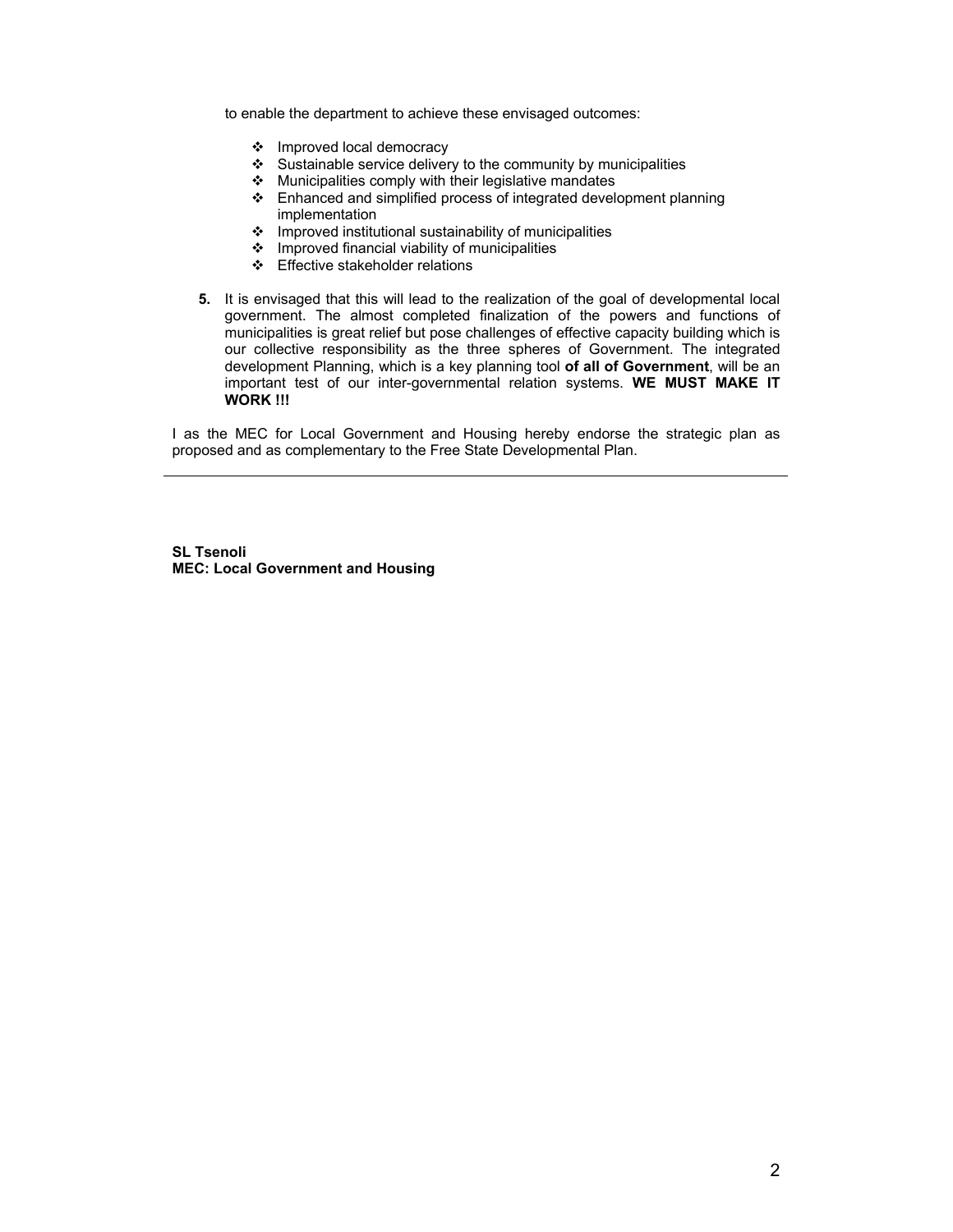to enable the department to achieve these envisaged outcomes:

- Improved local democracy
- Sustainable service delivery to the community by municipalities
- Municipalities comply with their legislative mandates
- Enhanced and simplified process of integrated development planning implementation
- Improved institutional sustainability of municipalities
- Improved financial viability of municipalities
- Effective stakeholder relations

**5.** It is envisaged that this will lead to the realization of the goal of developmental local government. The almost completed finalization of the powers and functions of municipalities is great relief but pose challenges of effective capacity building which is our collective responsibility as the three spheres of Government. The integrated development Planning, which is a key planning tool **of all of Government**, will be an important test of our inter-governmental relation systems. **WE MUST MAKE IT WORK !!!**

I as the MEC for Local Government and Housing hereby endorse the strategic plan as proposed and as complementary to the Free State Developmental Plan.

---

**SL Tsenoli**
**MEC: Local Government and Housing**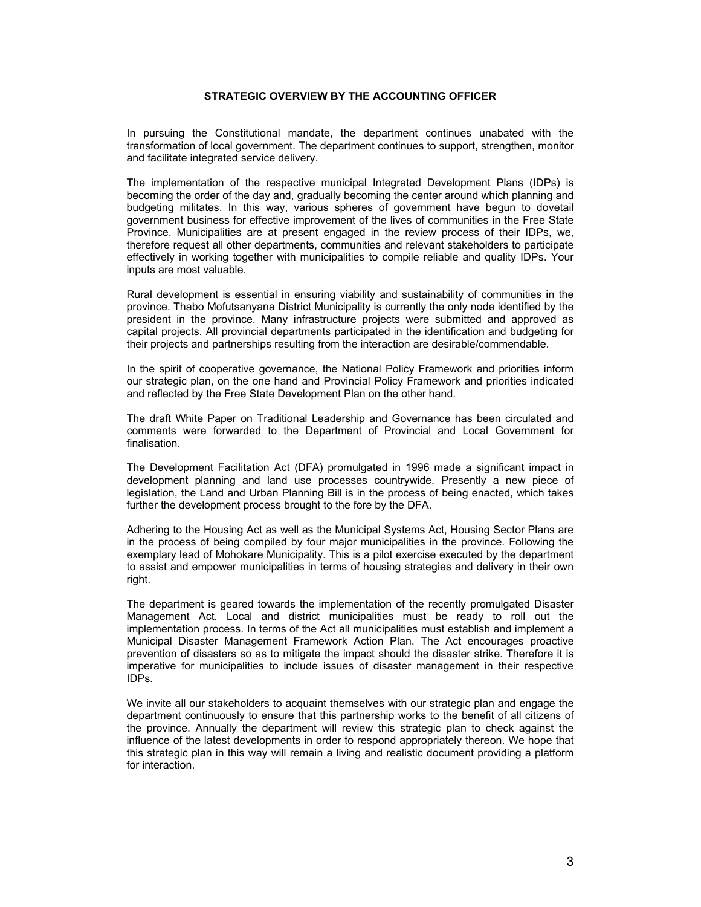## STRATEGIC OVERVIEW BY THE ACCOUNTING OFFICER

In pursuing the Constitutional mandate, the department continues unabated with the transformation of local government. The department continues to support, strengthen, monitor and facilitate integrated service delivery.

The implementation of the respective municipal Integrated Development Plans (IDPs) is becoming the order of the day and, gradually becoming the center around which planning and budgeting militates. In this way, various spheres of government have begun to dovetail government business for effective improvement of the lives of communities in the Free State Province. Municipalities are at present engaged in the review process of their IDPs, we, therefore request all other departments, communities and relevant stakeholders to participate effectively in working together with municipalities to compile reliable and quality IDPs. Your inputs are most valuable.

Rural development is essential in ensuring viability and sustainability of communities in the province. Thabo Mofutsanyana District Municipality is currently the only node identified by the president in the province. Many infrastructure projects were submitted and approved as capital projects. All provincial departments participated in the identification and budgeting for their projects and partnerships resulting from the interaction are desirable/commendable.

In the spirit of cooperative governance, the National Policy Framework and priorities inform our strategic plan, on the one hand and Provincial Policy Framework and priorities indicated and reflected by the Free State Development Plan on the other hand.

The draft White Paper on Traditional Leadership and Governance has been circulated and comments were forwarded to the Department of Provincial and Local Government for finalisation.

The Development Facilitation Act (DFA) promulgated in 1996 made a significant impact in development planning and land use processes countrywide. Presently a new piece of legislation, the Land and Urban Planning Bill is in the process of being enacted, which takes further the development process brought to the fore by the DFA.

Adhering to the Housing Act as well as the Municipal Systems Act, Housing Sector Plans are in the process of being compiled by four major municipalities in the province. Following the exemplary lead of Mohokare Municipality. This is a pilot exercise executed by the department to assist and empower municipalities in terms of housing strategies and delivery in their own right.

The department is geared towards the implementation of the recently promulgated Disaster Management Act. Local and district municipalities must be ready to roll out the implementation process. In terms of the Act all municipalities must establish and implement a Municipal Disaster Management Framework Action Plan. The Act encourages proactive prevention of disasters so as to mitigate the impact should the disaster strike. Therefore it is imperative for municipalities to include issues of disaster management in their respective IDPs.

We invite all our stakeholders to acquaint themselves with our strategic plan and engage the department continuously to ensure that this partnership works to the benefit of all citizens of the province. Annually the department will review this strategic plan to check against the influence of the latest developments in order to respond appropriately thereon. We hope that this strategic plan in this way will remain a living and realistic document providing a platform for interaction.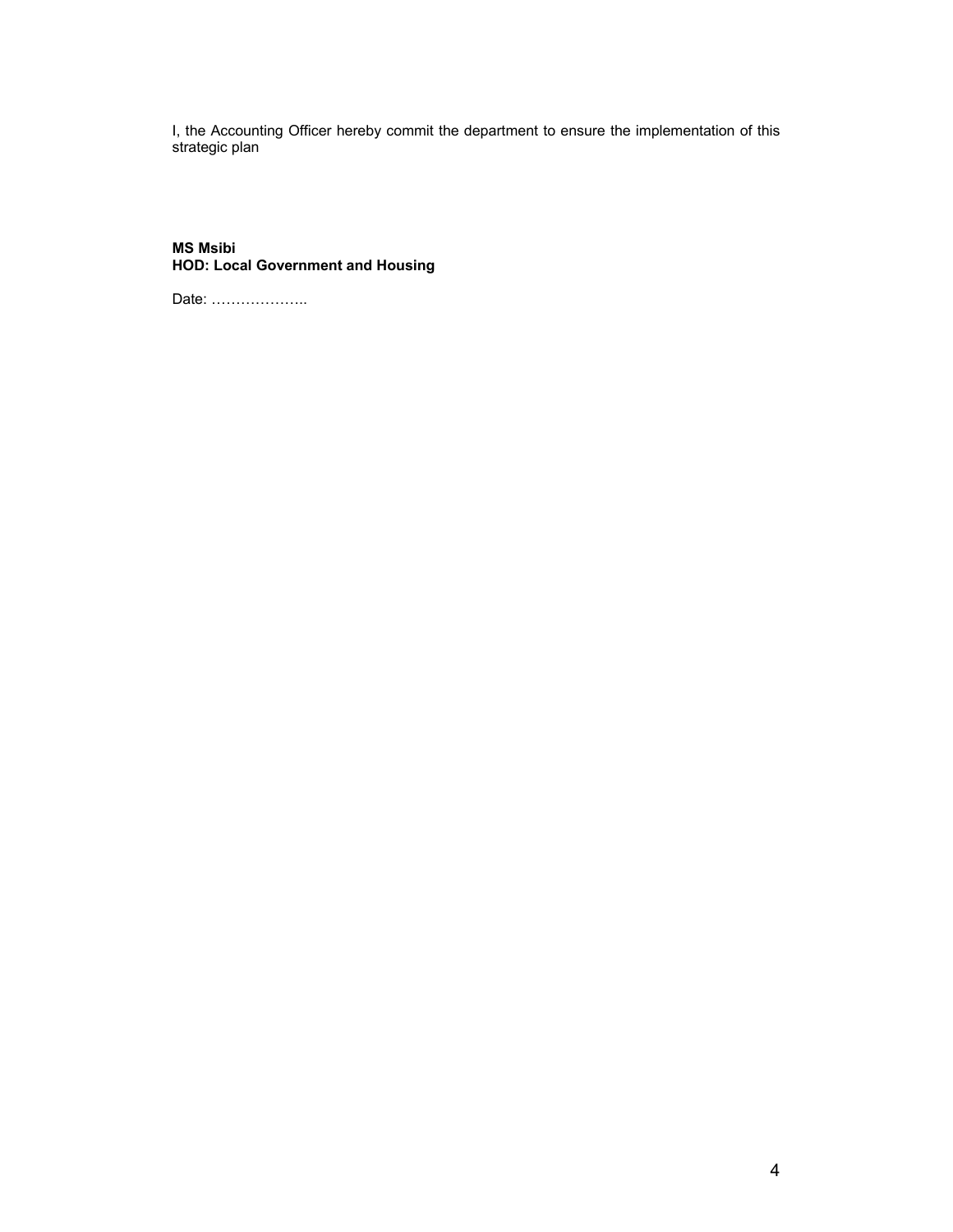I, the Accounting Officer hereby commit the department to ensure the implementation of this strategic plan

**MS Msibi**
**HOD: Local Government and Housing**

Date: ………………..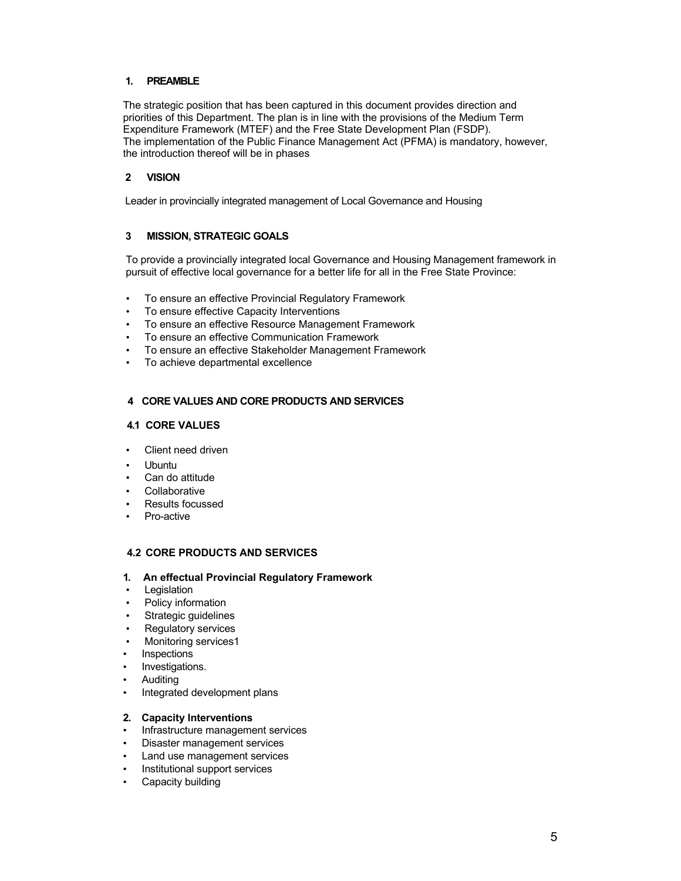## 1. PREAMBLE

The strategic position that has been captured in this document provides direction and priorities of this Department. The plan is in line with the provisions of the Medium Term Expenditure Framework (MTEF) and the Free State Development Plan (FSDP).
The implementation of the Public Finance Management Act (PFMA) is mandatory, however, the introduction thereof will be in phases

## 2 VISION

Leader in provincially integrated management of Local Governance and Housing

## 3 MISSION, STRATEGIC GOALS

To provide a provincially integrated local Governance and Housing Management framework in pursuit of effective local governance for a better life for all in the Free State Province:

- To ensure an effective Provincial Regulatory Framework
- To ensure effective Capacity Interventions
- To ensure an effective Resource Management Framework
- To ensure an effective Communication Framework
- To ensure an effective Stakeholder Management Framework
- To achieve departmental excellence

## 4 CORE VALUES AND CORE PRODUCTS AND SERVICES

### 4.1 CORE VALUES

- Client need driven
- Ubuntu
- Can do attitude
- Collaborative
- Results focussed
- Pro-active

### 4.2 CORE PRODUCTS AND SERVICES

**1. An effectual Provincial Regulatory Framework**

- Legislation
- Policy information
- Strategic guidelines
- Regulatory services
- Monitoring services1
- Inspections
- Investigations.
- Auditing
- Integrated development plans

**2. Capacity Interventions**

- Infrastructure management services
- Disaster management services
- Land use management services
- Institutional support services
- Capacity building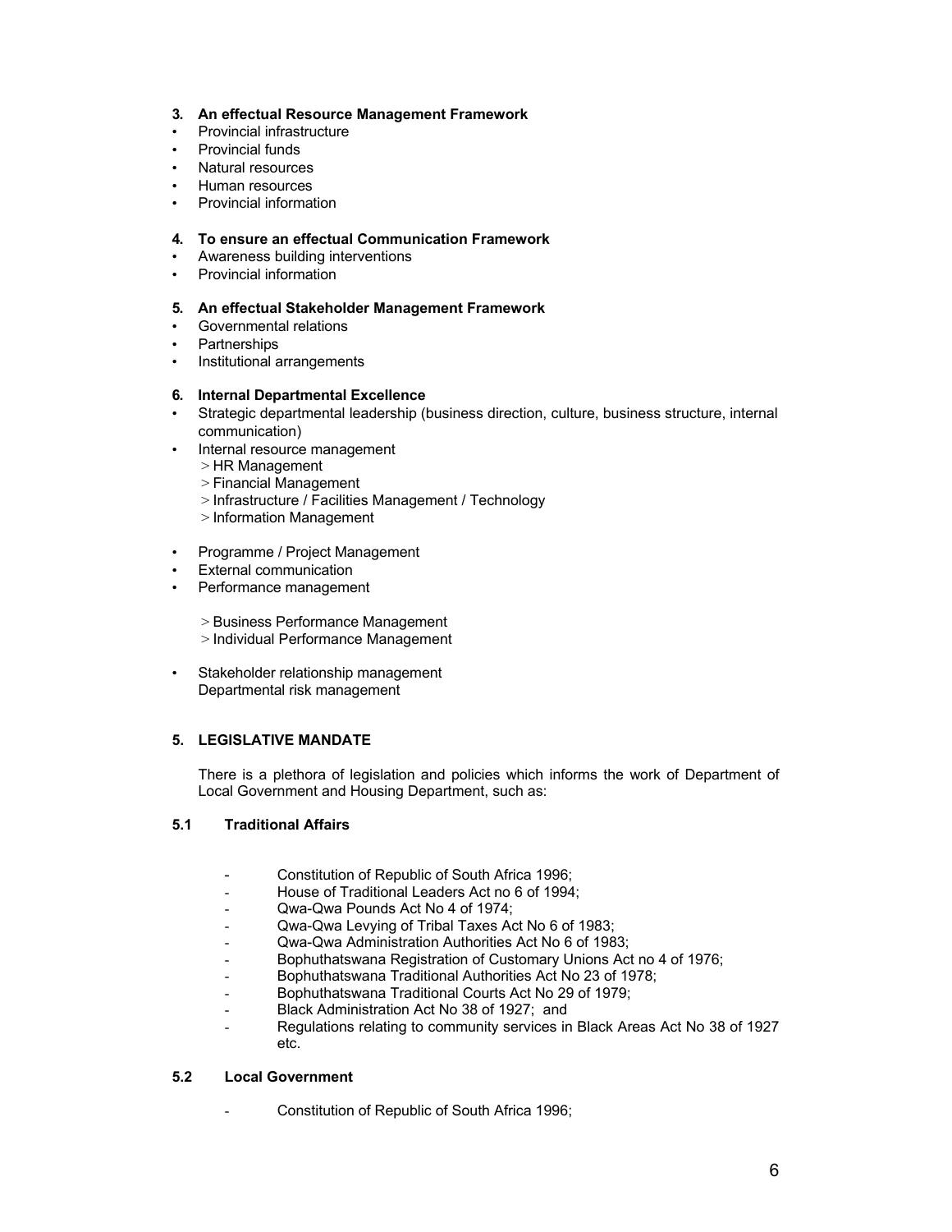**3. An effectual Resource Management Framework**

- Provincial infrastructure
- Provincial funds
- Natural resources
- Human resources
- Provincial information

**4. To ensure an effectual Communication Framework**

- Awareness building interventions
- Provincial information

**5. An effectual Stakeholder Management Framework**

- Governmental relations
- Partnerships
- Institutional arrangements

**6. Internal Departmental Excellence**

- Strategic departmental leadership (business direction, culture, business structure, internal communication)
- Internal resource management
  - > HR Management
  - > Financial Management
  - > Infrastructure / Facilities Management / Technology
  - > Information Management
- Programme / Project Management
- External communication
- Performance management
  - > Business Performance Management
  - > Individual Performance Management
- Stakeholder relationship management
  Departmental risk management

## 5. LEGISLATIVE MANDATE

There is a plethora of legislation and policies which informs the work of Department of Local Government and Housing Department, such as:

### 5.1 Traditional Affairs

- Constitution of Republic of South Africa 1996;
- House of Traditional Leaders Act no 6 of 1994;
- Qwa-Qwa Pounds Act No 4 of 1974;
- Qwa-Qwa Levying of Tribal Taxes Act No 6 of 1983;
- Qwa-Qwa Administration Authorities Act No 6 of 1983;
- Bophuthatswana Registration of Customary Unions Act no 4 of 1976;
- Bophuthatswana Traditional Authorities Act No 23 of 1978;
- Bophuthatswana Traditional Courts Act No 29 of 1979;
- Black Administration Act No 38 of 1927; and
- Regulations relating to community services in Black Areas Act No 38 of 1927 etc.

### 5.2 Local Government

- Constitution of Republic of South Africa 1996;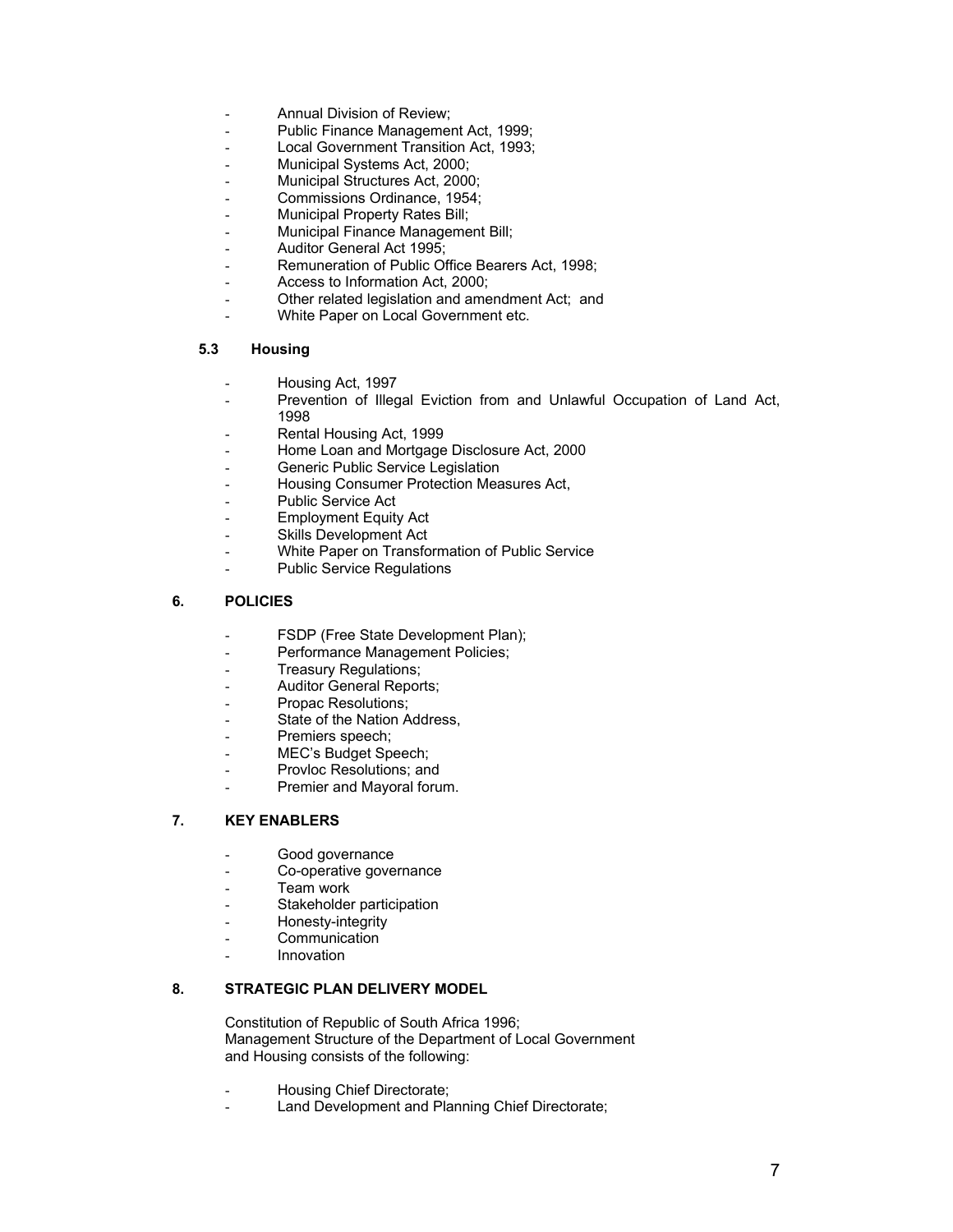- Annual Division of Review;
- Public Finance Management Act, 1999;
- Local Government Transition Act, 1993;
- Municipal Systems Act, 2000;
- Municipal Structures Act, 2000;
- Commissions Ordinance, 1954;
- Municipal Property Rates Bill;
- Municipal Finance Management Bill;
- Auditor General Act 1995;
- Remuneration of Public Office Bearers Act, 1998;
- Access to Information Act, 2000;
- Other related legislation and amendment Act; and
- White Paper on Local Government etc.

### 5.3 Housing

- Housing Act, 1997
- Prevention of Illegal Eviction from and Unlawful Occupation of Land Act, 1998
- Rental Housing Act, 1999
- Home Loan and Mortgage Disclosure Act, 2000
- Generic Public Service Legislation
- Housing Consumer Protection Measures Act,
- Public Service Act
- Employment Equity Act
- Skills Development Act
- White Paper on Transformation of Public Service
- Public Service Regulations

## 6. POLICIES

- FSDP (Free State Development Plan);
- Performance Management Policies;
- Treasury Regulations;
- Auditor General Reports;
- Propac Resolutions;
- State of the Nation Address,
- Premiers speech;
- MEC's Budget Speech;
- Provloc Resolutions; and
- Premier and Mayoral forum.

## 7. KEY ENABLERS

- Good governance
- Co-operative governance
- Team work
- Stakeholder participation
- Honesty-integrity
- Communication
- Innovation

## 8. STRATEGIC PLAN DELIVERY MODEL

Constitution of Republic of South Africa 1996;
Management Structure of the Department of Local Government and Housing consists of the following:

- Housing Chief Directorate;
- Land Development and Planning Chief Directorate;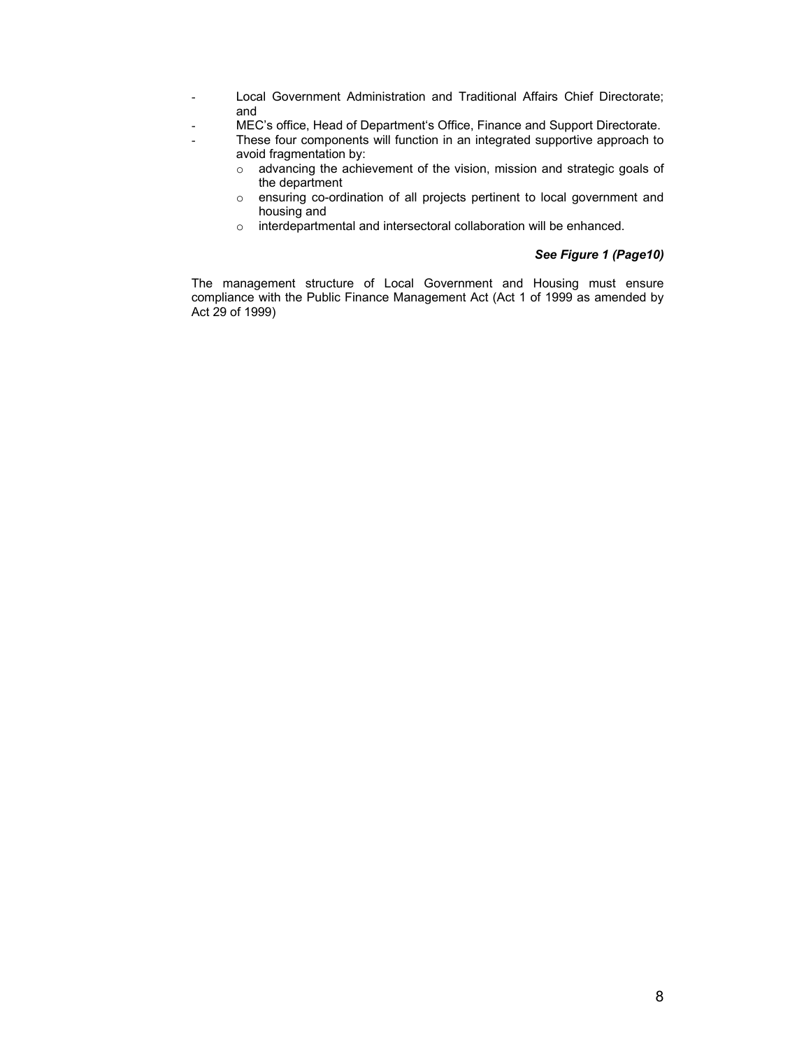- Local Government Administration and Traditional Affairs Chief Directorate; and
- MEC's office, Head of Department's Office, Finance and Support Directorate.
- These four components will function in an integrated supportive approach to avoid fragmentation by:
  - advancing the achievement of the vision, mission and strategic goals of the department
  - ensuring co-ordination of all projects pertinent to local government and housing and
  - interdepartmental and intersectoral collaboration will be enhanced.

***See Figure 1 (Page10)***

The management structure of Local Government and Housing must ensure compliance with the Public Finance Management Act (Act 1 of 1999 as amended by Act 29 of 1999)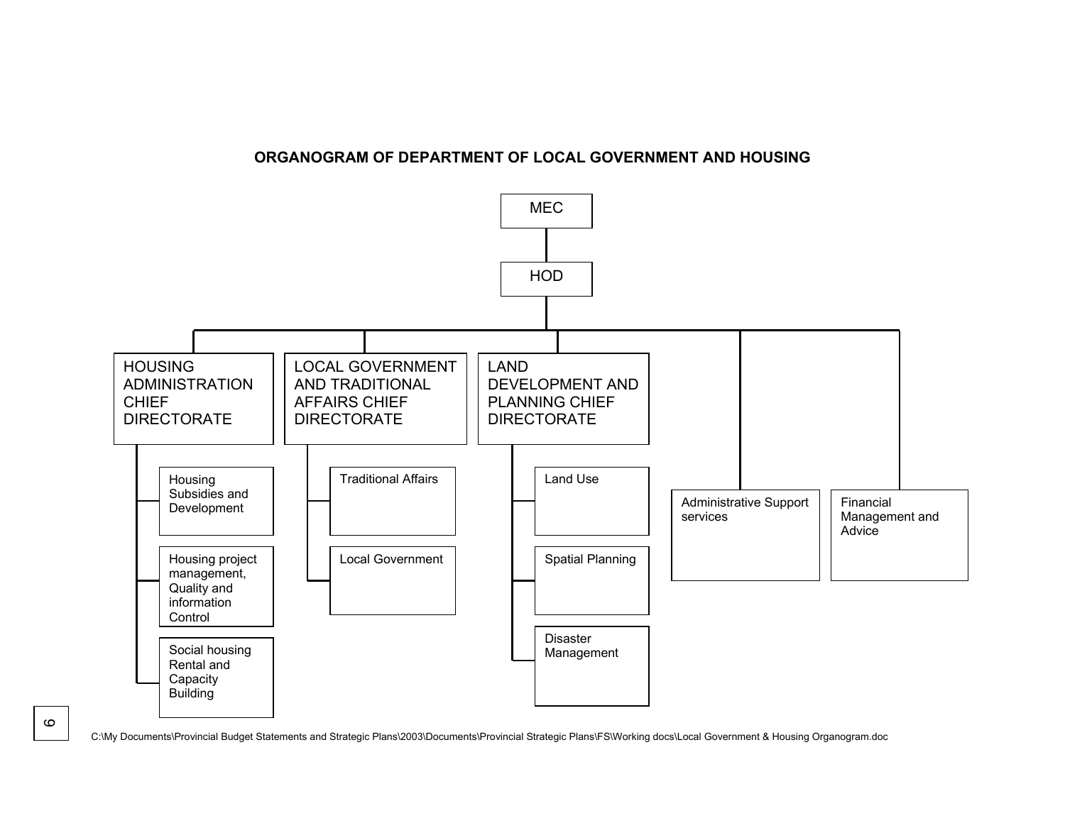**ORGANOGRAM OF DEPARTMENT OF LOCAL GOVERNMENT AND HOUSING**

MEC

HOD

HOUSING ADMINISTRATION CHIEF DIRECTORATE

Housing Subsidies and Development

Housing project management, Quality and information Control

Social housing Rental and Capacity Building

LOCAL GOVERNMENT AND TRADITIONAL AFFAIRS CHIEF DIRECTORATE

Traditional Affairs

Local Government

LAND DEVELOPMENT AND PLANNING CHIEF DIRECTORATE

Land Use

Spatial Planning

Disaster Management

Administrative Support services

Financial Management and Advice

C:\My Documents\Provincial Budget Statements and Strategic Plans\2003\Documents\Provincial Strategic Plans\FS\Working docs\Local Government & Housing Organogram.doc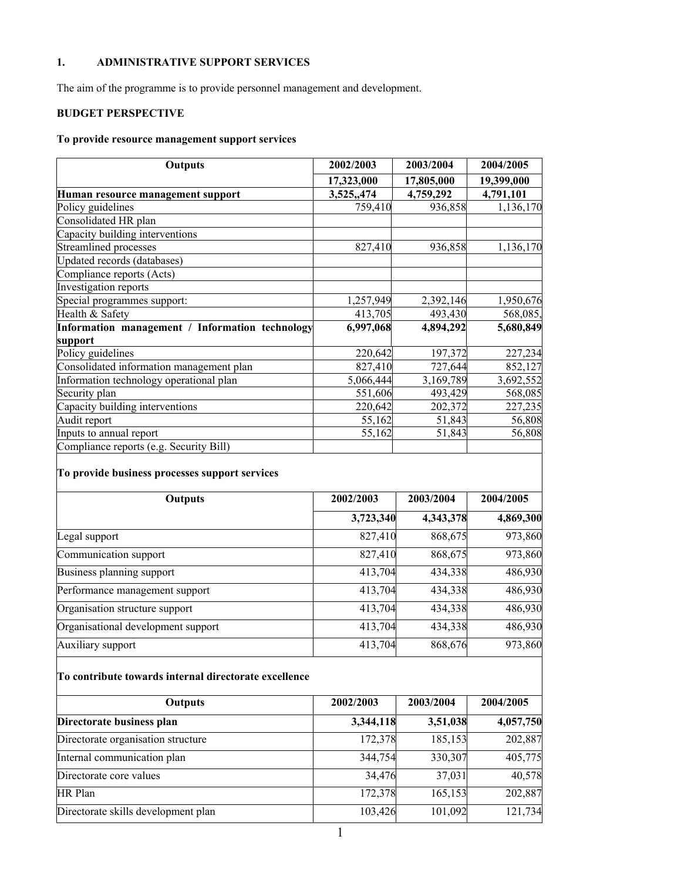## 1. ADMINISTRATIVE SUPPORT SERVICES

The aim of the programme is to provide personnel management and development.

**BUDGET PERSPECTIVE**

**To provide resource management support services**

| Outputs | 2002/2003 | 2003/2004 | 2004/2005 |
|---|---|---|---|
| | **17,323,000** | **17,805,000** | **19,399,000** |
| **Human resource management support** | **3,525,,474** | **4,759,292** | **4,791,101** |
| Policy guidelines | 759,410 | 936,858 | 1,136,170 |
| Consolidated HR plan | | | |
| Capacity building interventions | | | |
| Streamlined processes | 827,410 | 936,858 | 1,136,170 |
| Updated records (databases) | | | |
| Compliance reports (Acts) | | | |
| Investigation reports | | | |
| Special programmes support: | 1,257,949 | 2,392,146 | 1,950,676 |
| Health & Safety | 413,705 | 493,430 | 568,085, |
| **Information management / Information technology support** | **6,997,068** | **4,894,292** | **5,680,849** |
| Policy guidelines | 220,642 | 197,372 | 227,234 |
| Consolidated information management plan | 827,410 | 727,644 | 852,127 |
| Information technology operational plan | 5,066,444 | 3,169,789 | 3,692,552 |
| Security plan | 551,606 | 493,429 | 568,085 |
| Capacity building interventions | 220,642 | 202,372 | 227,235 |
| Audit report | 55,162 | 51,843 | 56,808 |
| Inputs to annual report | 55,162 | 51,843 | 56,808 |
| Compliance reports (e.g. Security Bill) | | | |

**To provide business processes support services**

| Outputs | 2002/2003 | 2003/2004 | 2004/2005 |
|---|---|---|---|
| | **3,723,340** | **4,343,378** | **4,869,300** |
| Legal support | 827,410 | 868,675 | 973,860 |
| Communication support | 827,410 | 868,675 | 973,860 |
| Business planning support | 413,704 | 434,338 | 486,930 |
| Performance management support | 413,704 | 434,338 | 486,930 |
| Organisation structure support | 413,704 | 434,338 | 486,930 |
| Organisational development support | 413,704 | 434,338 | 486,930 |
| Auxiliary support | 413,704 | 868,676 | 973,860 |

**To contribute towards internal directorate excellence**

| Outputs | 2002/2003 | 2003/2004 | 2004/2005 |
|---|---|---|---|
| **Directorate business plan** | **3,344,118** | **3,51,038** | **4,057,750** |
| Directorate organisation structure | 172,378 | 185,153 | 202,887 |
| Internal communication plan | 344,754 | 330,307 | 405,775 |
| Directorate core values | 34,476 | 37,031 | 40,578 |
| HR Plan | 172,378 | 165,153 | 202,887 |
| Directorate skills development plan | 103,426 | 101,092 | 121,734 |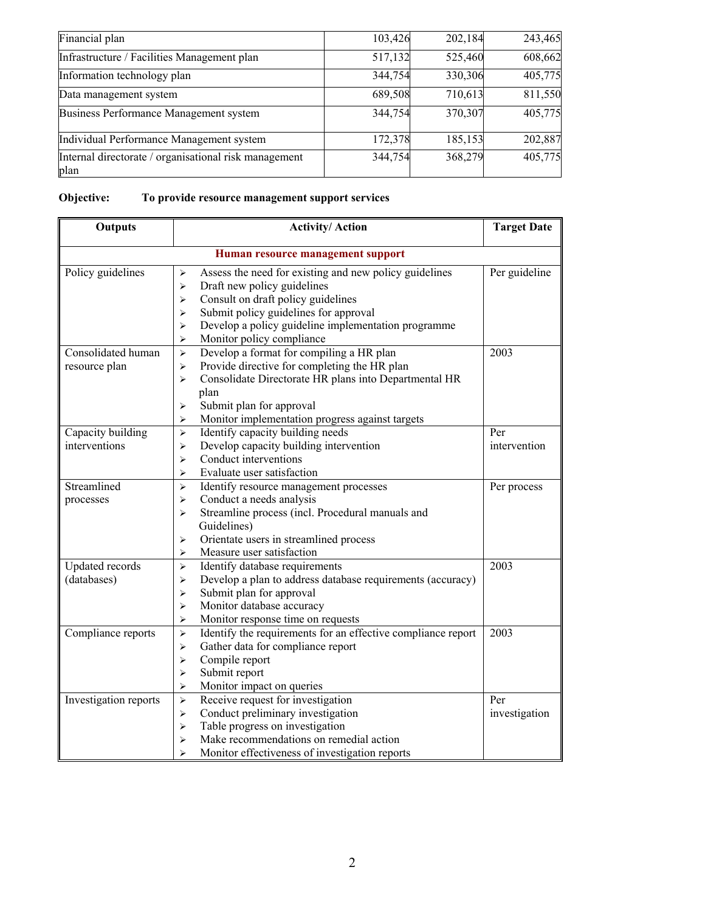| | | | |
|---|---|---|---|
| Financial plan | 103,426 | 202,184 | 243,465 |
| Infrastructure / Facilities Management plan | 517,132 | 525,460 | 608,662 |
| Information technology plan | 344,754 | 330,306 | 405,775 |
| Data management system | 689,508 | 710,613 | 811,550 |
| Business Performance Management system | 344,754 | 370,307 | 405,775 |
| Individual Performance Management system | 172,378 | 185,153 | 202,887 |
| Internal directorate / organisational risk management plan | 344,754 | 368,279 | 405,775 |

**Objective: To provide resource management support services**

| Outputs | Activity/ Action | Target Date |
|---|---|---|
| | **Human resource management support** | |
| Policy guidelines | ➢ Assess the need for existing and new policy guidelines<br>➢ Draft new policy guidelines<br>➢ Consult on draft policy guidelines<br>➢ Submit policy guidelines for approval<br>➢ Develop a policy guideline implementation programme<br>➢ Monitor policy compliance | Per guideline |
| Consolidated human resource plan | ➢ Develop a format for compiling a HR plan<br>➢ Provide directive for completing the HR plan<br>➢ Consolidate Directorate HR plans into Departmental HR plan<br>➢ Submit plan for approval<br>➢ Monitor implementation progress against targets | 2003 |
| Capacity building interventions | ➢ Identify capacity building needs<br>➢ Develop capacity building intervention<br>➢ Conduct interventions<br>➢ Evaluate user satisfaction | Per intervention |
| Streamlined processes | ➢ Identify resource management processes<br>➢ Conduct a needs analysis<br>➢ Streamline process (incl. Procedural manuals and Guidelines)<br>➢ Orientate users in streamlined process<br>➢ Measure user satisfaction | Per process |
| Updated records (databases) | ➢ Identify database requirements<br>➢ Develop a plan to address database requirements (accuracy)<br>➢ Submit plan for approval<br>➢ Monitor database accuracy<br>➢ Monitor response time on requests | 2003 |
| Compliance reports | ➢ Identify the requirements for an effective compliance report<br>➢ Gather data for compliance report<br>➢ Compile report<br>➢ Submit report<br>➢ Monitor impact on queries | 2003 |
| Investigation reports | ➢ Receive request for investigation<br>➢ Conduct preliminary investigation<br>➢ Table progress on investigation<br>➢ Make recommendations on remedial action<br>➢ Monitor effectiveness of investigation reports | Per investigation |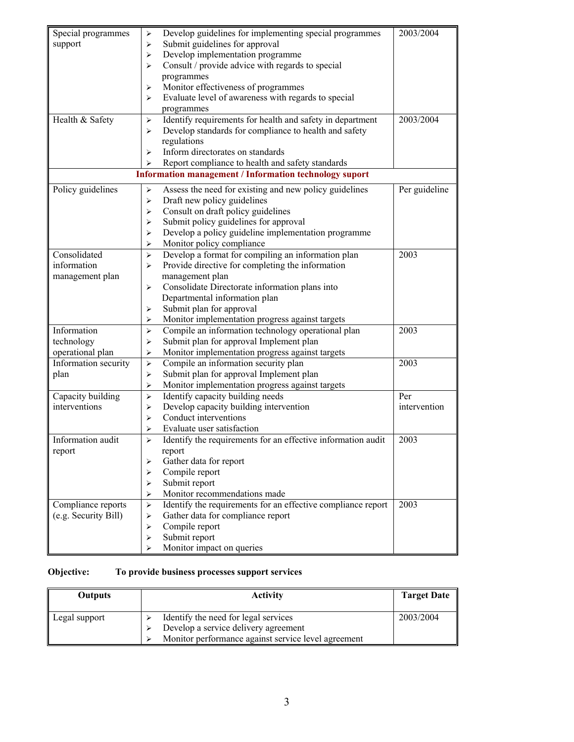| | | |
|---|---|---|
| Special programmes support | ➢ Develop guidelines for implementing special programmes<br>➢ Submit guidelines for approval<br>➢ Develop implementation programme<br>➢ Consult / provide advice with regards to special programmes<br>➢ Monitor effectiveness of programmes<br>➢ Evaluate level of awareness with regards to special programmes | 2003/2004 |
| Health & Safety | ➢ Identify requirements for health and safety in department<br>➢ Develop standards for compliance to health and safety regulations<br>➢ Inform directorates on standards<br>➢ Report compliance to health and safety standards | 2003/2004 |
| **Information management / Information technology suport** | | |
| Policy guidelines | ➢ Assess the need for existing and new policy guidelines<br>➢ Draft new policy guidelines<br>➢ Consult on draft policy guidelines<br>➢ Submit policy guidelines for approval<br>➢ Develop a policy guideline implementation programme<br>➢ Monitor policy compliance | Per guideline |
| Consolidated information management plan | ➢ Develop a format for compiling an information plan<br>➢ Provide directive for completing the information management plan<br>➢ Consolidate Directorate information plans into Departmental information plan<br>➢ Submit plan for approval<br>➢ Monitor implementation progress against targets | 2003 |
| Information technology operational plan | ➢ Compile an information technology operational plan<br>➢ Submit plan for approval Implement plan<br>➢ Monitor implementation progress against targets | 2003 |
| Information security plan | ➢ Compile an information security plan<br>➢ Submit plan for approval Implement plan<br>➢ Monitor implementation progress against targets | 2003 |
| Capacity building interventions | ➢ Identify capacity building needs<br>➢ Develop capacity building intervention<br>➢ Conduct interventions<br>➢ Evaluate user satisfaction | Per intervention |
| Information audit report | ➢ Identify the requirements for an effective information audit report<br>➢ Gather data for report<br>➢ Compile report<br>➢ Submit report<br>➢ Monitor recommendations made | 2003 |
| Compliance reports (e.g. Security Bill) | ➢ Identify the requirements for an effective compliance report<br>➢ Gather data for compliance report<br>➢ Compile report<br>➢ Submit report<br>➢ Monitor impact on queries | 2003 |

**Objective:** **To provide business processes support services**

| Outputs | Activity | Target Date |
|---|---|---|
| Legal support | ➢ Identify the need for legal services<br>➢ Develop a service delivery agreement<br>➢ Monitor performance against service level agreement | 2003/2004 |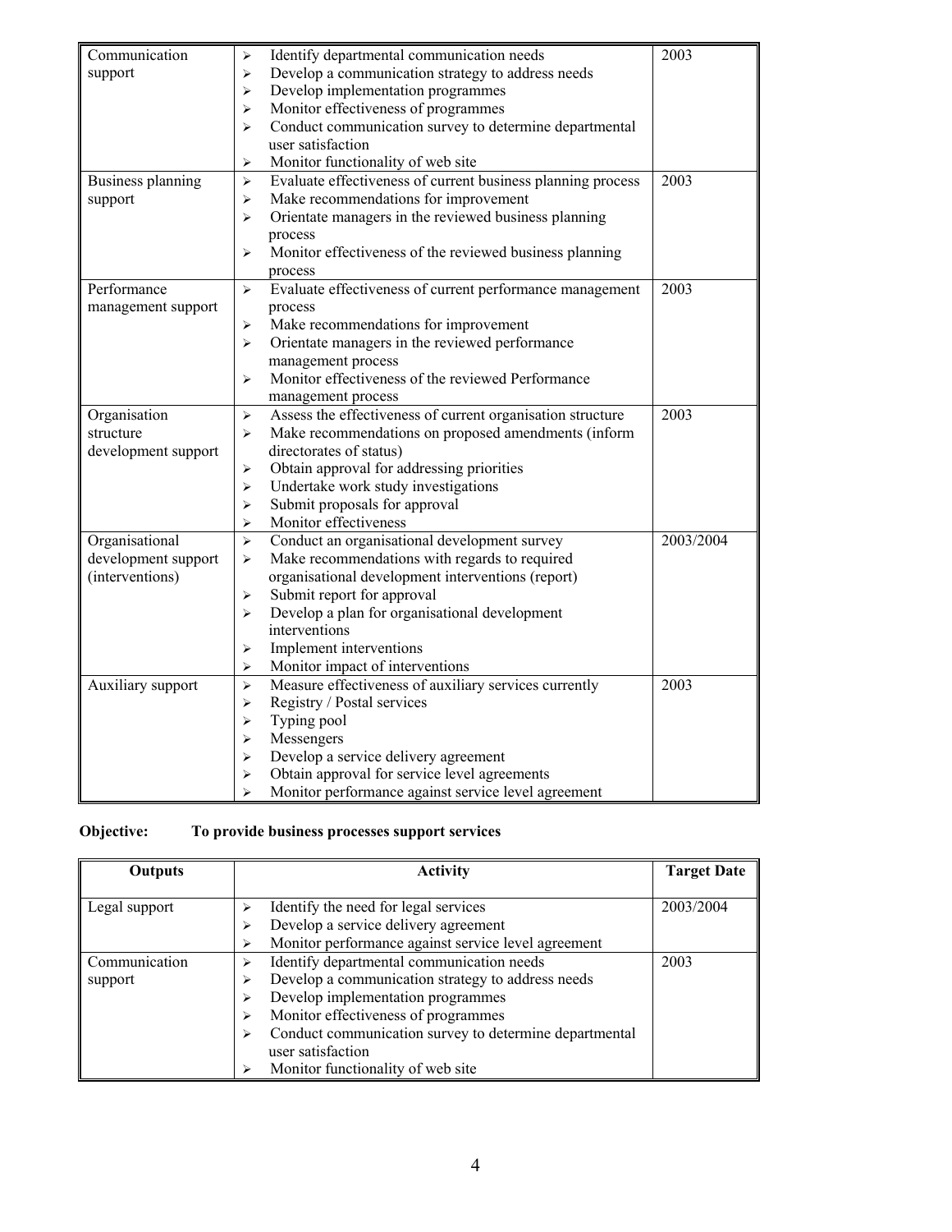| | | |
|---|---|---|
| Communication support | ➢ Identify departmental communication needs<br>➢ Develop a communication strategy to address needs<br>➢ Develop implementation programmes<br>➢ Monitor effectiveness of programmes<br>➢ Conduct communication survey to determine departmental user satisfaction<br>➢ Monitor functionality of web site | 2003 |
| Business planning support | ➢ Evaluate effectiveness of current business planning process<br>➢ Make recommendations for improvement<br>➢ Orientate managers in the reviewed business planning process<br>➢ Monitor effectiveness of the reviewed business planning process | 2003 |
| Performance management support | ➢ Evaluate effectiveness of current performance management process<br>➢ Make recommendations for improvement<br>➢ Orientate managers in the reviewed performance management process<br>➢ Monitor effectiveness of the reviewed Performance management process | 2003 |
| Organisation structure development support | ➢ Assess the effectiveness of current organisation structure<br>➢ Make recommendations on proposed amendments (inform directorates of status)<br>➢ Obtain approval for addressing priorities<br>➢ Undertake work study investigations<br>➢ Submit proposals for approval<br>➢ Monitor effectiveness | 2003 |
| Organisational development support (interventions) | ➢ Conduct an organisational development survey<br>➢ Make recommendations with regards to required organisational development interventions (report)<br>➢ Submit report for approval<br>➢ Develop a plan for organisational development interventions<br>➢ Implement interventions<br>➢ Monitor impact of interventions | 2003/2004 |
| Auxiliary support | ➢ Measure effectiveness of auxiliary services currently<br>➢ Registry / Postal services<br>➢ Typing pool<br>➢ Messengers<br>➢ Develop a service delivery agreement<br>➢ Obtain approval for service level agreements<br>➢ Monitor performance against service level agreement | 2003 |

**Objective: To provide business processes support services**

| Outputs | Activity | Target Date |
|---|---|---|
| Legal support | ➢ Identify the need for legal services<br>➢ Develop a service delivery agreement<br>➢ Monitor performance against service level agreement | 2003/2004 |
| Communication support | ➢ Identify departmental communication needs<br>➢ Develop a communication strategy to address needs<br>➢ Develop implementation programmes<br>➢ Monitor effectiveness of programmes<br>➢ Conduct communication survey to determine departmental user satisfaction<br>➢ Monitor functionality of web site | 2003 |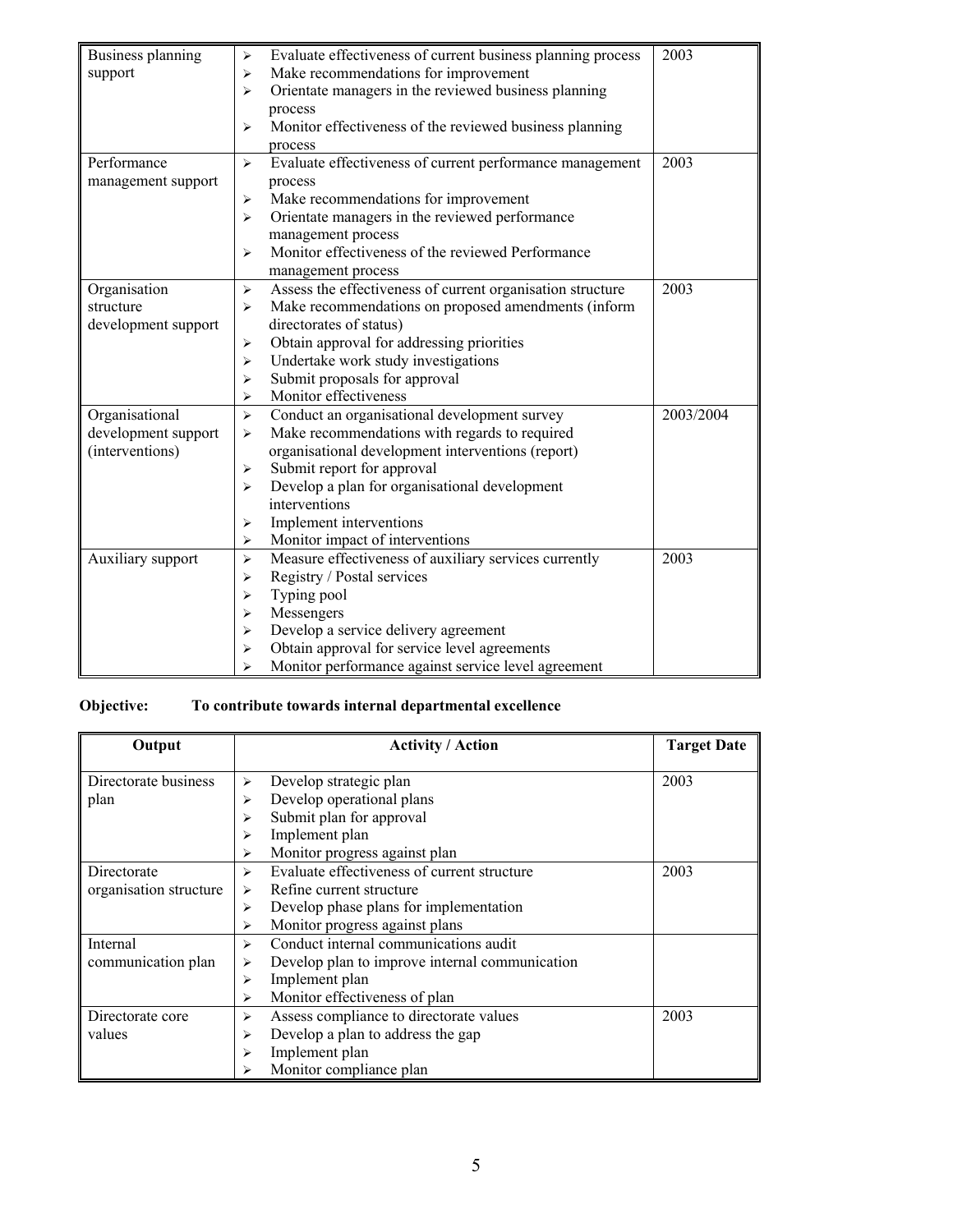| | | |
|---|---|---|
| Business planning support | - Evaluate effectiveness of current business planning process<br>- Make recommendations for improvement<br>- Orientate managers in the reviewed business planning process<br>- Monitor effectiveness of the reviewed business planning process | 2003 |
| Performance management support | - Evaluate effectiveness of current performance management process<br>- Make recommendations for improvement<br>- Orientate managers in the reviewed performance management process<br>- Monitor effectiveness of the reviewed Performance management process | 2003 |
| Organisation structure development support | - Assess the effectiveness of current organisation structure<br>- Make recommendations on proposed amendments (inform directorates of status)<br>- Obtain approval for addressing priorities<br>- Undertake work study investigations<br>- Submit proposals for approval<br>- Monitor effectiveness | 2003 |
| Organisational development support (interventions) | - Conduct an organisational development survey<br>- Make recommendations with regards to required organisational development interventions (report)<br>- Submit report for approval<br>- Develop a plan for organisational development interventions<br>- Implement interventions<br>- Monitor impact of interventions | 2003/2004 |
| Auxiliary support | - Measure effectiveness of auxiliary services currently<br>- Registry / Postal services<br>- Typing pool<br>- Messengers<br>- Develop a service delivery agreement<br>- Obtain approval for service level agreements<br>- Monitor performance against service level agreement | 2003 |

**Objective: To contribute towards internal departmental excellence**

| Output | Activity / Action | Target Date |
|---|---|---|
| Directorate business plan | - Develop strategic plan<br>- Develop operational plans<br>- Submit plan for approval<br>- Implement plan<br>- Monitor progress against plan | 2003 |
| Directorate organisation structure | - Evaluate effectiveness of current structure<br>- Refine current structure<br>- Develop phase plans for implementation<br>- Monitor progress against plans | 2003 |
| Internal communication plan | - Conduct internal communications audit<br>- Develop plan to improve internal communication<br>- Implement plan<br>- Monitor effectiveness of plan | |
| Directorate core values | - Assess compliance to directorate values<br>- Develop a plan to address the gap<br>- Implement plan<br>- Monitor compliance plan | 2003 |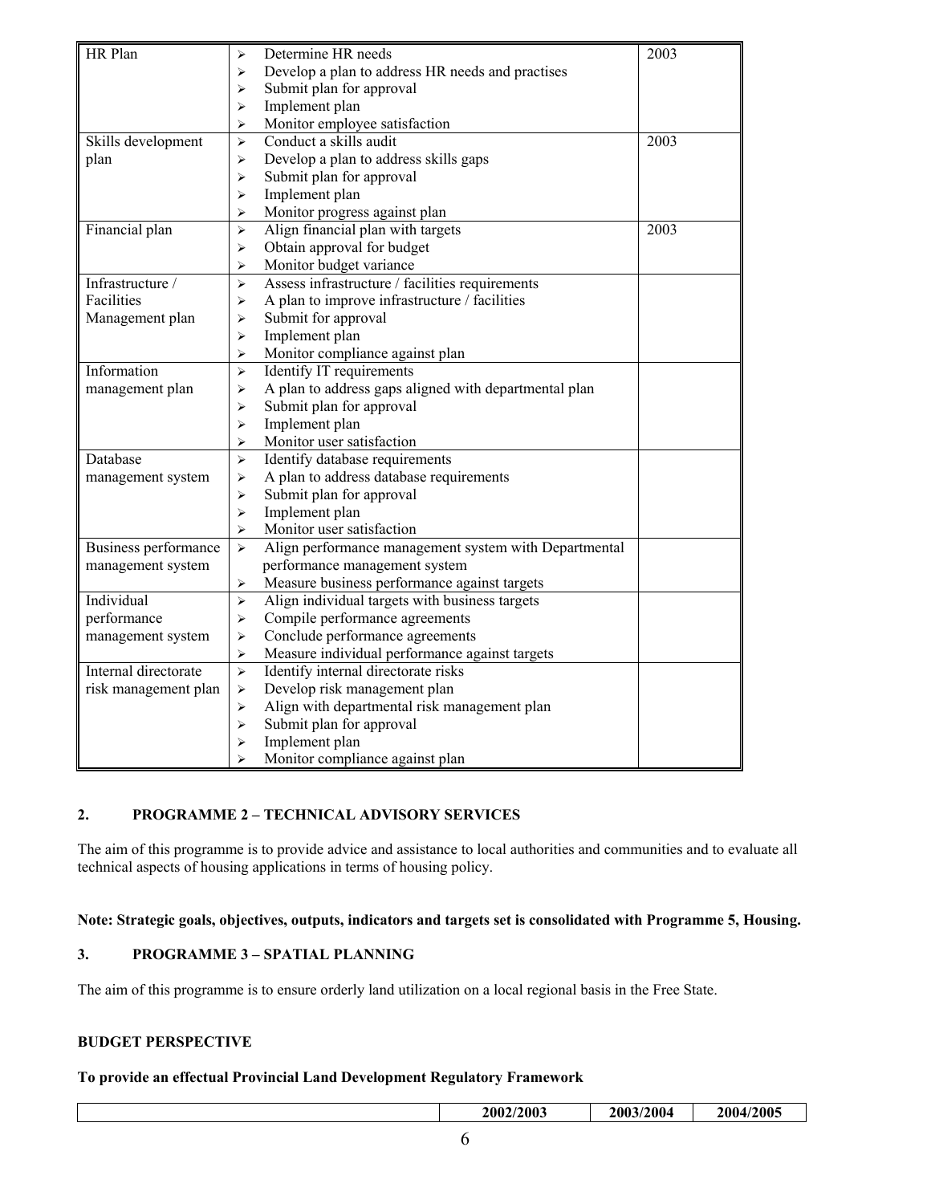| | | |
|---|---|---|
| HR Plan | ➢ Determine HR needs<br>➢ Develop a plan to address HR needs and practises<br>➢ Submit plan for approval<br>➢ Implement plan<br>➢ Monitor employee satisfaction | 2003 |
| Skills development plan | ➢ Conduct a skills audit<br>➢ Develop a plan to address skills gaps<br>➢ Submit plan for approval<br>➢ Implement plan<br>➢ Monitor progress against plan | 2003 |
| Financial plan | ➢ Align financial plan with targets<br>➢ Obtain approval for budget<br>➢ Monitor budget variance | 2003 |
| Infrastructure / Facilities Management plan | ➢ Assess infrastructure / facilities requirements<br>➢ A plan to improve infrastructure / facilities<br>➢ Submit for approval<br>➢ Implement plan<br>➢ Monitor compliance against plan | |
| Information management plan | ➢ Identify IT requirements<br>➢ A plan to address gaps aligned with departmental plan<br>➢ Submit plan for approval<br>➢ Implement plan<br>➢ Monitor user satisfaction | |
| Database management system | ➢ Identify database requirements<br>➢ A plan to address database requirements<br>➢ Submit plan for approval<br>➢ Implement plan<br>➢ Monitor user satisfaction | |
| Business performance management system | ➢ Align performance management system with Departmental performance management system<br>➢ Measure business performance against targets | |
| Individual performance management system | ➢ Align individual targets with business targets<br>➢ Compile performance agreements<br>➢ Conclude performance agreements<br>➢ Measure individual performance against targets | |
| Internal directorate risk management plan | ➢ Identify internal directorate risks<br>➢ Develop risk management plan<br>➢ Align with departmental risk management plan<br>➢ Submit plan for approval<br>➢ Implement plan<br>➢ Monitor compliance against plan | |

## 2. PROGRAMME 2 – TECHNICAL ADVISORY SERVICES

The aim of this programme is to provide advice and assistance to local authorities and communities and to evaluate all technical aspects of housing applications in terms of housing policy.

**Note: Strategic goals, objectives, outputs, indicators and targets set is consolidated with Programme 5, Housing.**

## 3. PROGRAMME 3 – SPATIAL PLANNING

The aim of this programme is to ensure orderly land utilization on a local regional basis in the Free State.

### BUDGET PERSPECTIVE

**To provide an effectual Provincial Land Development Regulatory Framework**

| | 2002/2003 | 2003/2004 | 2004/2005 |
|---|---|---|---|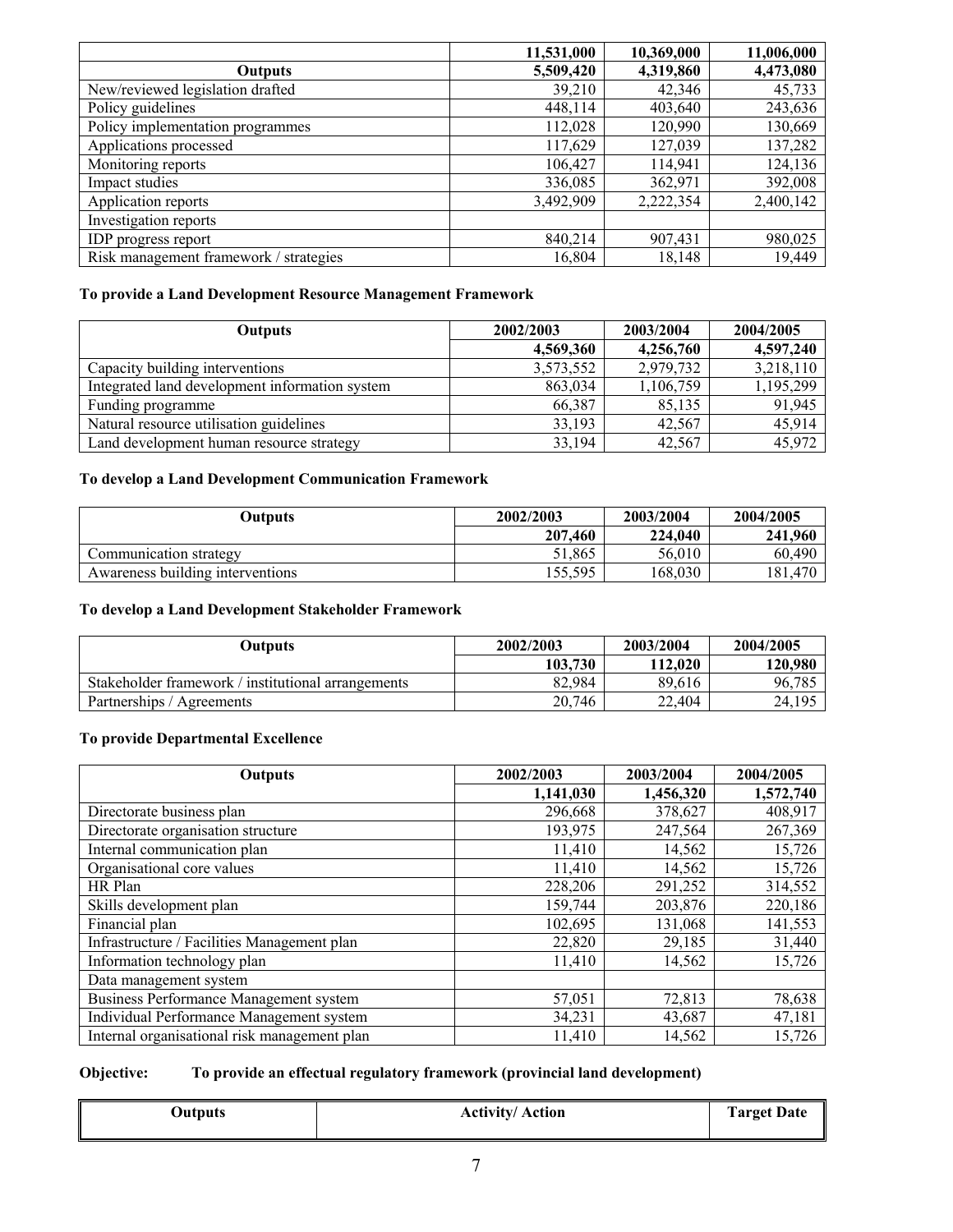| | 11,531,000 | 10,369,000 | 11,006,000 |
|---|---|---|---|
| **Outputs** | **5,509,420** | **4,319,860** | **4,473,080** |
| New/reviewed legislation drafted | 39,210 | 42,346 | 45,733 |
| Policy guidelines | 448,114 | 403,640 | 243,636 |
| Policy implementation programmes | 112,028 | 120,990 | 130,669 |
| Applications processed | 117,629 | 127,039 | 137,282 |
| Monitoring reports | 106,427 | 114,941 | 124,136 |
| Impact studies | 336,085 | 362,971 | 392,008 |
| Application reports | 3,492,909 | 2,222,354 | 2,400,142 |
| Investigation reports | | | |
| IDP progress report | 840,214 | 907,431 | 980,025 |
| Risk management framework / strategies | 16,804 | 18,148 | 19,449 |

**To provide a Land Development Resource Management Framework**

| Outputs | 2002/2003 | 2003/2004 | 2004/2005 |
|---|---|---|---|
| | **4,569,360** | **4,256,760** | **4,597,240** |
| Capacity building interventions | 3,573,552 | 2,979,732 | 3,218,110 |
| Integrated land development information system | 863,034 | 1,106,759 | 1,195,299 |
| Funding programme | 66,387 | 85,135 | 91,945 |
| Natural resource utilisation guidelines | 33,193 | 42,567 | 45,914 |
| Land development human resource strategy | 33,194 | 42,567 | 45,972 |

**To develop a Land Development Communication Framework**

| Outputs | 2002/2003 | 2003/2004 | 2004/2005 |
|---|---|---|---|
| | **207,460** | **224,040** | **241,960** |
| Communication strategy | 51,865 | 56,010 | 60,490 |
| Awareness building interventions | 155,595 | 168,030 | 181,470 |

**To develop a Land Development Stakeholder Framework**

| Outputs | 2002/2003 | 2003/2004 | 2004/2005 |
|---|---|---|---|
| | **103,730** | **112,020** | **120,980** |
| Stakeholder framework / institutional arrangements | 82,984 | 89,616 | 96,785 |
| Partnerships / Agreements | 20,746 | 22,404 | 24,195 |

**To provide Departmental Excellence**

| Outputs | 2002/2003 | 2003/2004 | 2004/2005 |
|---|---|---|---|
| | **1,141,030** | **1,456,320** | **1,572,740** |
| Directorate business plan | 296,668 | 378,627 | 408,917 |
| Directorate organisation structure | 193,975 | 247,564 | 267,369 |
| Internal communication plan | 11,410 | 14,562 | 15,726 |
| Organisational core values | 11,410 | 14,562 | 15,726 |
| HR Plan | 228,206 | 291,252 | 314,552 |
| Skills development plan | 159,744 | 203,876 | 220,186 |
| Financial plan | 102,695 | 131,068 | 141,553 |
| Infrastructure / Facilities Management plan | 22,820 | 29,185 | 31,440 |
| Information technology plan | 11,410 | 14,562 | 15,726 |
| Data management system | | | |
| Business Performance Management system | 57,051 | 72,813 | 78,638 |
| Individual Performance Management system | 34,231 | 43,687 | 47,181 |
| Internal organisational risk management plan | 11,410 | 14,562 | 15,726 |

**Objective: To provide an effectual regulatory framework (provincial land development)**

| Outputs | Activity/ Action | Target Date |
|---|---|---|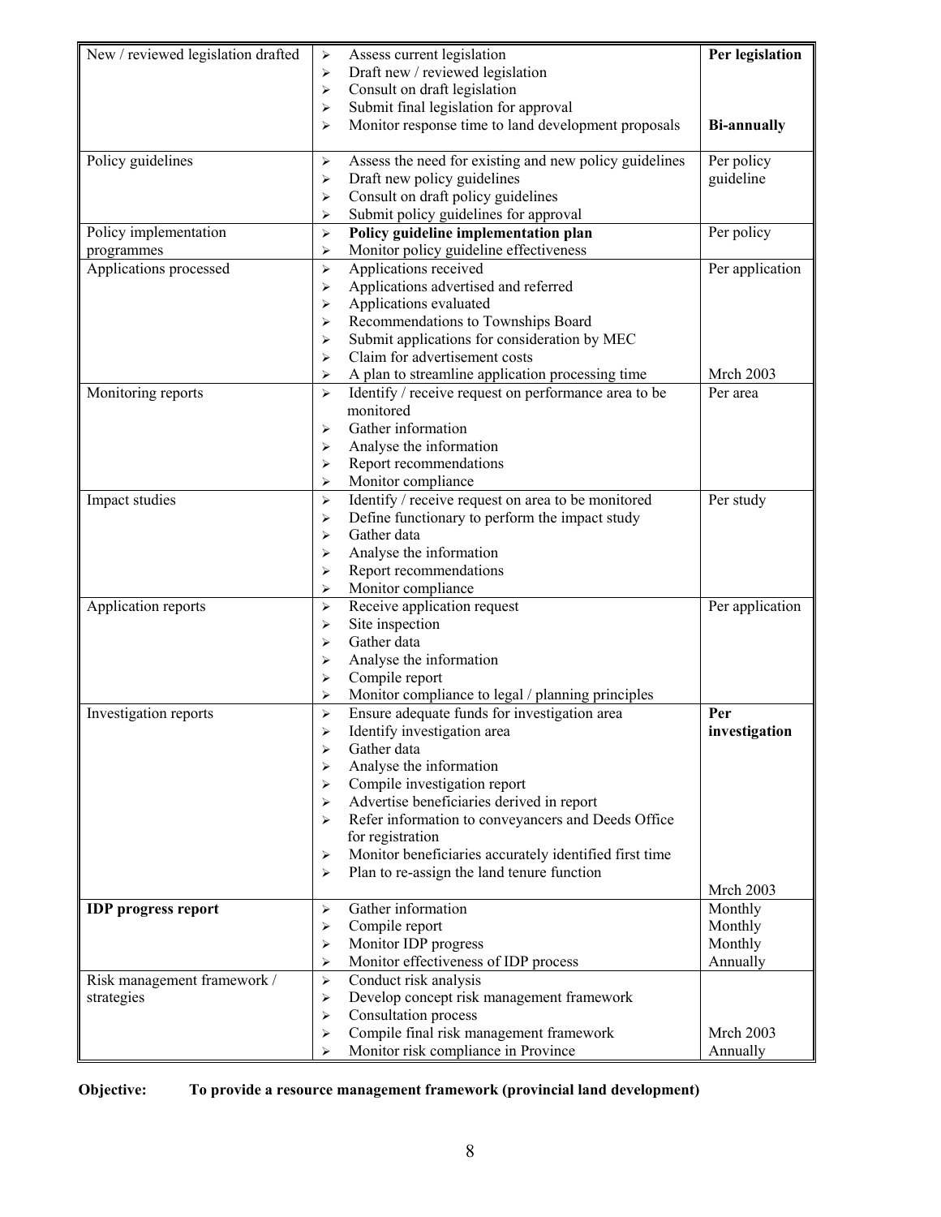| | | |
|---|---|---|
| New / reviewed legislation drafted | ➢ Assess current legislation<br>➢ Draft new / reviewed legislation<br>➢ Consult on draft legislation<br>➢ Submit final legislation for approval<br>➢ Monitor response time to land development proposals | **Per legislation**<br><br><br><br>**Bi-annually** |
| Policy guidelines | ➢ Assess the need for existing and new policy guidelines<br>➢ Draft new policy guidelines<br>➢ Consult on draft policy guidelines<br>➢ Submit policy guidelines for approval | Per policy guideline |
| Policy implementation programmes | ➢ **Policy guideline implementation plan**<br>➢ Monitor policy guideline effectiveness | Per policy |
| Applications processed | ➢ Applications received<br>➢ Applications advertised and referred<br>➢ Applications evaluated<br>➢ Recommendations to Townships Board<br>➢ Submit applications for consideration by MEC<br>➢ Claim for advertisement costs<br>➢ A plan to streamline application processing time | Per application<br><br><br><br><br><br>Mrch 2003 |
| Monitoring reports | ➢ Identify / receive request on performance area to be monitored<br>➢ Gather information<br>➢ Analyse the information<br>➢ Report recommendations<br>➢ Monitor compliance | Per area |
| Impact studies | ➢ Identify / receive request on area to be monitored<br>➢ Define functionary to perform the impact study<br>➢ Gather data<br>➢ Analyse the information<br>➢ Report recommendations<br>➢ Monitor compliance | Per study |
| Application reports | ➢ Receive application request<br>➢ Site inspection<br>➢ Gather data<br>➢ Analyse the information<br>➢ Compile report<br>➢ Monitor compliance to legal / planning principles | Per application |
| Investigation reports | ➢ Ensure adequate funds for investigation area<br>➢ Identify investigation area<br>➢ Gather data<br>➢ Analyse the information<br>➢ Compile investigation report<br>➢ Advertise beneficiaries derived in report<br>➢ Refer information to conveyancers and Deeds Office for registration<br>➢ Monitor beneficiaries accurately identified first time<br>➢ Plan to re-assign the land tenure function | **Per investigation**<br><br><br><br><br><br><br><br><br>Mrch 2003 |
| **IDP progress report** | ➢ Gather information<br>➢ Compile report<br>➢ Monitor IDP progress<br>➢ Monitor effectiveness of IDP process | Monthly<br>Monthly<br>Monthly<br>Annually |
| Risk management framework / strategies | ➢ Conduct risk analysis<br>➢ Develop concept risk management framework<br>➢ Consultation process<br>➢ Compile final risk management framework<br>➢ Monitor risk compliance in Province | <br><br><br>Mrch 2003<br>Annually |

**Objective: To provide a resource management framework (provincial land development)**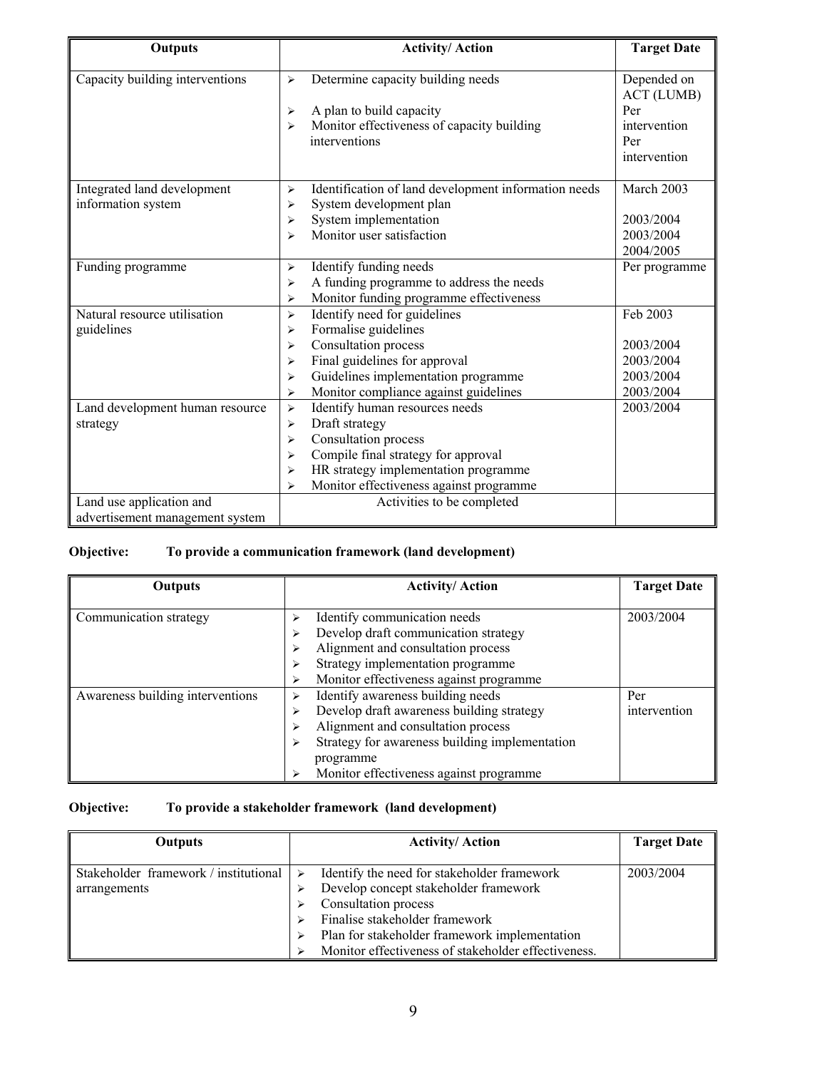| Outputs | Activity/ Action | Target Date |
|---|---|---|
| Capacity building interventions | ➢ Determine capacity building needs<br>➢ A plan to build capacity<br>➢ Monitor effectiveness of capacity building interventions | Depended on ACT (LUMB)<br>Per intervention<br>Per intervention |
| Integrated land development information system | ➢ Identification of land development information needs<br>➢ System development plan<br>➢ System implementation<br>➢ Monitor user satisfaction | March 2003<br>2003/2004<br>2003/2004<br>2004/2005 |
| Funding programme | ➢ Identify funding needs<br>➢ A funding programme to address the needs<br>➢ Monitor funding programme effectiveness | Per programme |
| Natural resource utilisation guidelines | ➢ Identify need for guidelines<br>➢ Formalise guidelines<br>➢ Consultation process<br>➢ Final guidelines for approval<br>➢ Guidelines implementation programme<br>➢ Monitor compliance against guidelines | Feb 2003<br>2003/2004<br>2003/2004<br>2003/2004<br>2003/2004 |
| Land development human resource strategy | ➢ Identify human resources needs<br>➢ Draft strategy<br>➢ Consultation process<br>➢ Compile final strategy for approval<br>➢ HR strategy implementation programme<br>➢ Monitor effectiveness against programme | 2003/2004 |
| Land use application and advertisement management system | Activities to be completed | |

**Objective: To provide a communication framework (land development)**

| Outputs | Activity/ Action | Target Date |
|---|---|---|
| Communication strategy | ➢ Identify communication needs<br>➢ Develop draft communication strategy<br>➢ Alignment and consultation process<br>➢ Strategy implementation programme<br>➢ Monitor effectiveness against programme | 2003/2004 |
| Awareness building interventions | ➢ Identify awareness building needs<br>➢ Develop draft awareness building strategy<br>➢ Alignment and consultation process<br>➢ Strategy for awareness building implementation programme<br>➢ Monitor effectiveness against programme | Per intervention |

**Objective: To provide a stakeholder framework (land development)**

| Outputs | Activity/ Action | Target Date |
|---|---|---|
| Stakeholder framework / institutional arrangements | ➢ Identify the need for stakeholder framework<br>➢ Develop concept stakeholder framework<br>➢ Consultation process<br>➢ Finalise stakeholder framework<br>➢ Plan for stakeholder framework implementation<br>➢ Monitor effectiveness of stakeholder effectiveness. | 2003/2004 |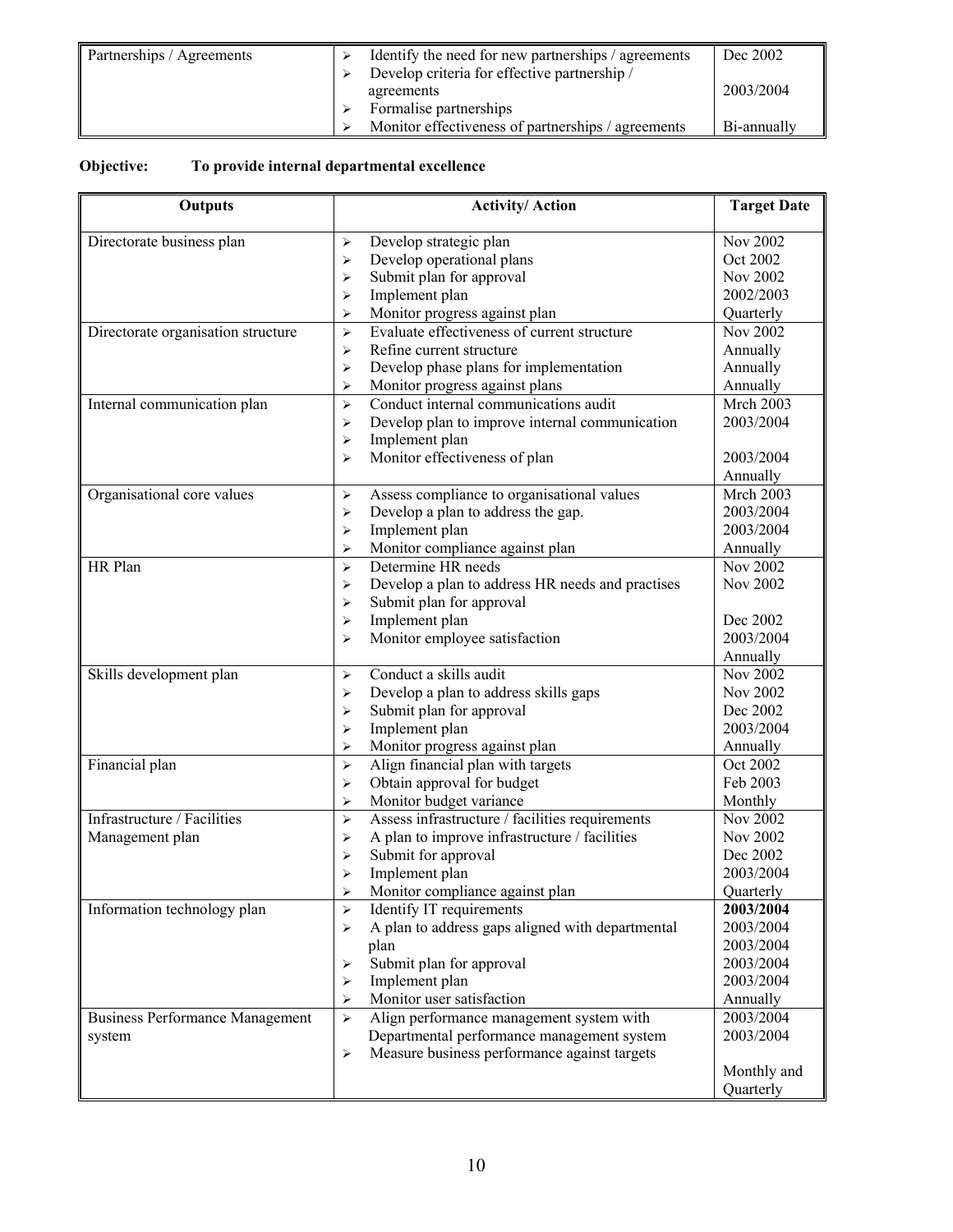| | | |
|---|---|---|
| Partnerships / Agreements | ➢ Identify the need for new partnerships / agreements<br>➢ Develop criteria for effective partnership / agreements<br>➢ Formalise partnerships<br>➢ Monitor effectiveness of partnerships / agreements | Dec 2002<br><br>2003/2004<br><br>Bi-annually |

**Objective: To provide internal departmental excellence**

| Outputs | Activity/ Action | Target Date |
|---|---|---|
| Directorate business plan | ➢ Develop strategic plan<br>➢ Develop operational plans<br>➢ Submit plan for approval<br>➢ Implement plan<br>➢ Monitor progress against plan | Nov 2002<br>Oct 2002<br>Nov 2002<br>2002/2003<br>Quarterly |
| Directorate organisation structure | ➢ Evaluate effectiveness of current structure<br>➢ Refine current structure<br>➢ Develop phase plans for implementation<br>➢ Monitor progress against plans | Nov 2002<br>Annually<br>Annually<br>Annually |
| Internal communication plan | ➢ Conduct internal communications audit<br>➢ Develop plan to improve internal communication<br>➢ Implement plan<br>➢ Monitor effectiveness of plan | Mrch 2003<br>2003/2004<br><br>2003/2004<br>Annually |
| Organisational core values | ➢ Assess compliance to organisational values<br>➢ Develop a plan to address the gap.<br>➢ Implement plan<br>➢ Monitor compliance against plan | Mrch 2003<br>2003/2004<br>2003/2004<br>Annually |
| HR Plan | ➢ Determine HR needs<br>➢ Develop a plan to address HR needs and practises<br>➢ Submit plan for approval<br>➢ Implement plan<br>➢ Monitor employee satisfaction | Nov 2002<br>Nov 2002<br><br>Dec 2002<br>2003/2004<br>Annually |
| Skills development plan | ➢ Conduct a skills audit<br>➢ Develop a plan to address skills gaps<br>➢ Submit plan for approval<br>➢ Implement plan<br>➢ Monitor progress against plan | Nov 2002<br>Nov 2002<br>Dec 2002<br>2003/2004<br>Annually |
| Financial plan | ➢ Align financial plan with targets<br>➢ Obtain approval for budget<br>➢ Monitor budget variance | Oct 2002<br>Feb 2003<br>Monthly |
| Infrastructure / Facilities Management plan | ➢ Assess infrastructure / facilities requirements<br>➢ A plan to improve infrastructure / facilities<br>➢ Submit for approval<br>➢ Implement plan<br>➢ Monitor compliance against plan | Nov 2002<br>Nov 2002<br>Dec 2002<br>2003/2004<br>Quarterly |
| Information technology plan | ➢ Identify IT requirements<br>➢ A plan to address gaps aligned with departmental plan<br>➢ Submit plan for approval<br>➢ Implement plan<br>➢ Monitor user satisfaction | **2003/2004**<br>2003/2004<br>2003/2004<br>2003/2004<br>2003/2004<br>Annually |
| Business Performance Management system | ➢ Align performance management system with Departmental performance management system<br>➢ Measure business performance against targets | 2003/2004<br>2003/2004<br><br>Monthly and Quarterly |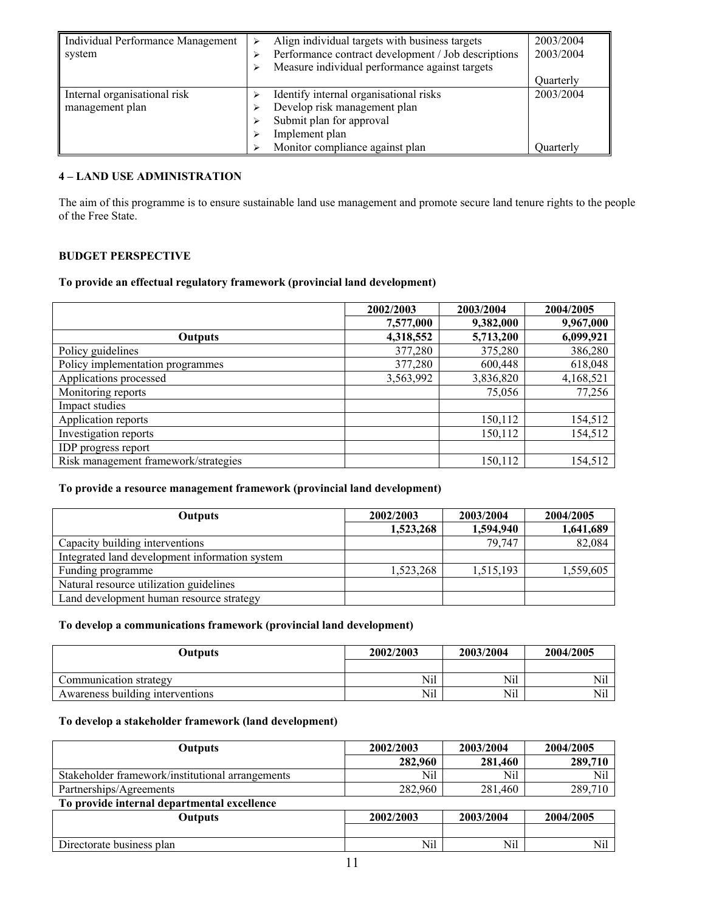| | | |
|---|---|---|
| Individual Performance Management system | ➢ Align individual targets with business targets<br>➢ Performance contract development / Job descriptions<br>➢ Measure individual performance against targets | 2003/2004<br>2003/2004<br><br>Quarterly |
| Internal organisational risk management plan | ➢ Identify internal organisational risks<br>➢ Develop risk management plan<br>➢ Submit plan for approval<br>➢ Implement plan<br>➢ Monitor compliance against plan | 2003/2004<br><br><br><br>Quarterly |

**4 – LAND USE ADMINISTRATION**

The aim of this programme is to ensure sustainable land use management and promote secure land tenure rights to the people of the Free State.

**BUDGET PERSPECTIVE**

**To provide an effectual regulatory framework (provincial land development)**

| | 2002/2003 | 2003/2004 | 2004/2005 |
|---|---|---|---|
| | **7,577,000** | **9,382,000** | **9,967,000** |
| **Outputs** | **4,318,552** | **5,713,200** | **6,099,921** |
| Policy guidelines | 377,280 | 375,280 | 386,280 |
| Policy implementation programmes | 377,280 | 600,448 | 618,048 |
| Applications processed | 3,563,992 | 3,836,820 | 4,168,521 |
| Monitoring reports | | 75,056 | 77,256 |
| Impact studies | | | |
| Application reports | | 150,112 | 154,512 |
| Investigation reports | | 150,112 | 154,512 |
| IDP progress report | | | |
| Risk management framework/strategies | | 150,112 | 154,512 |

**To provide a resource management framework (provincial land development)**

| Outputs | 2002/2003 | 2003/2004 | 2004/2005 |
|---|---|---|---|
| | **1,523,268** | **1,594,940** | **1,641,689** |
| Capacity building interventions | | 79,747 | 82,084 |
| Integrated land development information system | | | |
| Funding programme | 1,523,268 | 1,515,193 | 1,559,605 |
| Natural resource utilization guidelines | | | |
| Land development human resource strategy | | | |

**To develop a communications framework (provincial land development)**

| Outputs | 2002/2003 | 2003/2004 | 2004/2005 |
|---|---|---|---|
| | | | |
| Communication strategy | Nil | Nil | Nil |
| Awareness building interventions | Nil | Nil | Nil |

**To develop a stakeholder framework (land development)**

| Outputs | 2002/2003 | 2003/2004 | 2004/2005 |
|---|---|---|---|
| | **282,960** | **281,460** | **289,710** |
| Stakeholder framework/institutional arrangements | Nil | Nil | Nil |
| Partnerships/Agreements | 282,960 | 281,460 | 289,710 |

**To provide internal departmental excellence**

| Outputs | 2002/2003 | 2003/2004 | 2004/2005 |
|---|---|---|---|
| | | | |
| Directorate business plan | Nil | Nil | Nil |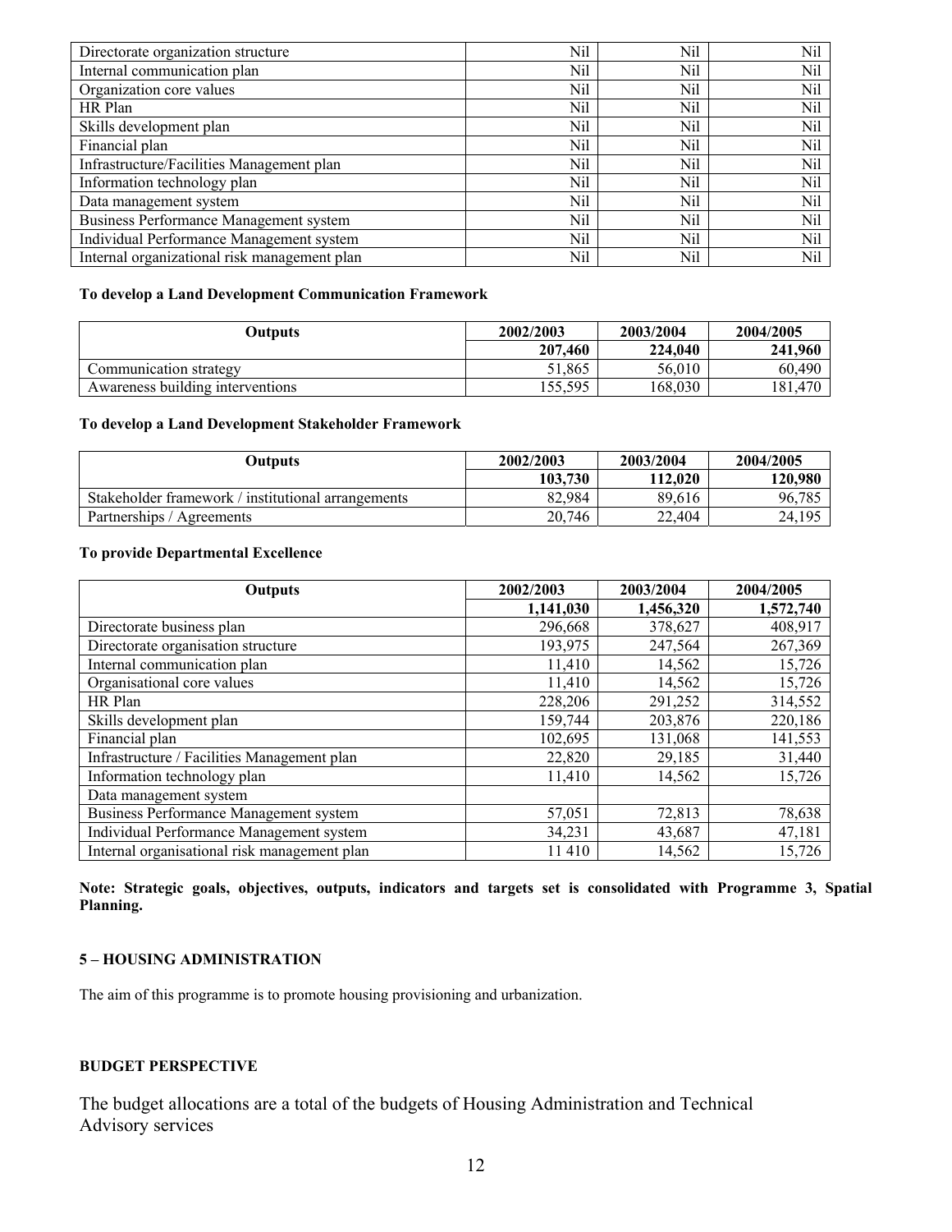| | | | |
|---|---|---|---|
| Directorate organization structure | Nil | Nil | Nil |
| Internal communication plan | Nil | Nil | Nil |
| Organization core values | Nil | Nil | Nil |
| HR Plan | Nil | Nil | Nil |
| Skills development plan | Nil | Nil | Nil |
| Financial plan | Nil | Nil | Nil |
| Infrastructure/Facilities Management plan | Nil | Nil | Nil |
| Information technology plan | Nil | Nil | Nil |
| Data management system | Nil | Nil | Nil |
| Business Performance Management system | Nil | Nil | Nil |
| Individual Performance Management system | Nil | Nil | Nil |
| Internal organizational risk management plan | Nil | Nil | Nil |

**To develop a Land Development Communication Framework**

| Outputs | 2002/2003 | 2003/2004 | 2004/2005 |
|---|---|---|---|
| | **207,460** | **224,040** | **241,960** |
| Communication strategy | 51,865 | 56,010 | 60,490 |
| Awareness building interventions | 155,595 | 168,030 | 181,470 |

**To develop a Land Development Stakeholder Framework**

| Outputs | 2002/2003 | 2003/2004 | 2004/2005 |
|---|---|---|---|
| | **103,730** | **112,020** | **120,980** |
| Stakeholder framework / institutional arrangements | 82,984 | 89,616 | 96,785 |
| Partnerships / Agreements | 20,746 | 22,404 | 24,195 |

**To provide Departmental Excellence**

| Outputs | 2002/2003 | 2003/2004 | 2004/2005 |
|---|---|---|---|
| | **1,141,030** | **1,456,320** | **1,572,740** |
| Directorate business plan | 296,668 | 378,627 | 408,917 |
| Directorate organisation structure | 193,975 | 247,564 | 267,369 |
| Internal communication plan | 11,410 | 14,562 | 15,726 |
| Organisational core values | 11,410 | 14,562 | 15,726 |
| HR Plan | 228,206 | 291,252 | 314,552 |
| Skills development plan | 159,744 | 203,876 | 220,186 |
| Financial plan | 102,695 | 131,068 | 141,553 |
| Infrastructure / Facilities Management plan | 22,820 | 29,185 | 31,440 |
| Information technology plan | 11,410 | 14,562 | 15,726 |
| Data management system | | | |
| Business Performance Management system | 57,051 | 72,813 | 78,638 |
| Individual Performance Management system | 34,231 | 43,687 | 47,181 |
| Internal organisational risk management plan | 11 410 | 14,562 | 15,726 |

**Note: Strategic goals, objectives, outputs, indicators and targets set is consolidated with Programme 3, Spatial Planning.**

**5 – HOUSING ADMINISTRATION**

The aim of this programme is to promote housing provisioning and urbanization.

**BUDGET PERSPECTIVE**

The budget allocations are a total of the budgets of Housing Administration and Technical Advisory services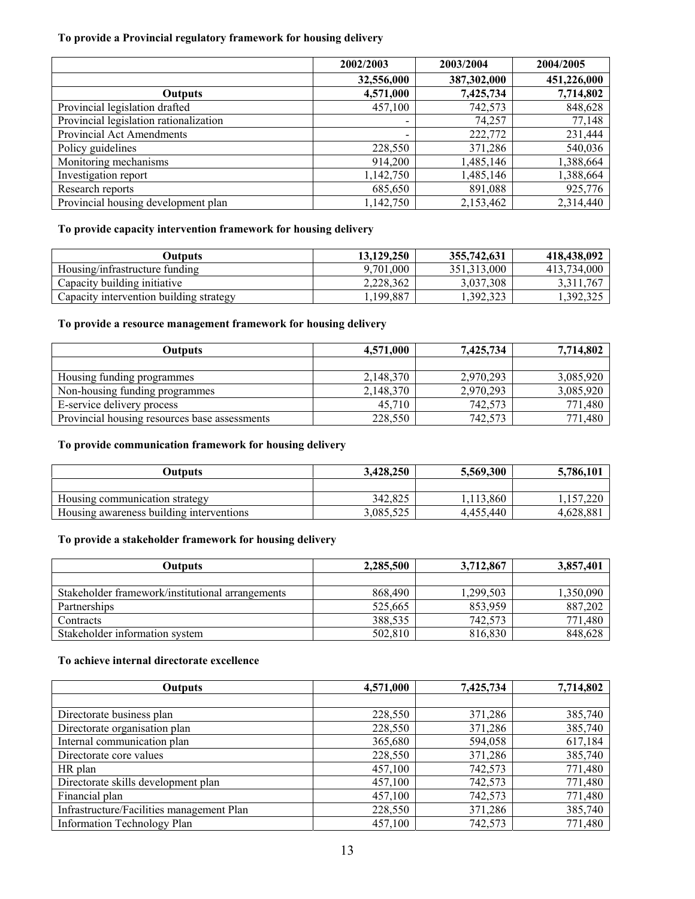**To provide a Provincial regulatory framework for housing delivery**

| | 2002/2003 | 2003/2004 | 2004/2005 |
|---|---|---|---|
| | 32,556,000 | 387,302,000 | 451,226,000 |
| **Outputs** | 4,571,000 | 7,425,734 | 7,714,802 |
| Provincial legislation drafted | 457,100 | 742,573 | 848,628 |
| Provincial legislation rationalization | - | 74,257 | 77,148 |
| Provincial Act Amendments | - | 222,772 | 231,444 |
| Policy guidelines | 228,550 | 371,286 | 540,036 |
| Monitoring mechanisms | 914,200 | 1,485,146 | 1,388,664 |
| Investigation report | 1,142,750 | 1,485,146 | 1,388,664 |
| Research reports | 685,650 | 891,088 | 925,776 |
| Provincial housing development plan | 1,142,750 | 2,153,462 | 2,314,440 |

**To provide capacity intervention framework for housing delivery**

| Outputs | 13,129,250 | 355,742,631 | 418,438,092 |
|---|---|---|---|
| Housing/infrastructure funding | 9,701,000 | 351,313,000 | 413,734,000 |
| Capacity building initiative | 2,228,362 | 3,037,308 | 3,311,767 |
| Capacity intervention building strategy | 1,199,887 | 1,392,323 | 1,392,325 |

**To provide a resource management framework for housing delivery**

| Outputs | 4,571,000 | 7,425,734 | 7,714,802 |
|---|---|---|---|
| | | | |
| Housing funding programmes | 2,148,370 | 2,970,293 | 3,085,920 |
| Non-housing funding programmes | 2,148,370 | 2,970,293 | 3,085,920 |
| E-service delivery process | 45,710 | 742,573 | 771,480 |
| Provincial housing resources base assessments | 228,550 | 742,573 | 771,480 |

**To provide communication framework for housing delivery**

| Outputs | 3,428,250 | 5,569,300 | 5,786,101 |
|---|---|---|---|
| | | | |
| Housing communication strategy | 342,825 | 1,113,860 | 1,157,220 |
| Housing awareness building interventions | 3,085,525 | 4,455,440 | 4,628,881 |

**To provide a stakeholder framework for housing delivery**

| Outputs | 2,285,500 | 3,712,867 | 3,857,401 |
|---|---|---|---|
| | | | |
| Stakeholder framework/institutional arrangements | 868,490 | 1,299,503 | 1,350,090 |
| Partnerships | 525,665 | 853,959 | 887,202 |
| Contracts | 388,535 | 742,573 | 771,480 |
| Stakeholder information system | 502,810 | 816,830 | 848,628 |

**To achieve internal directorate excellence**

| Outputs | 4,571,000 | 7,425,734 | 7,714,802 |
|---|---|---|---|
| | | | |
| Directorate business plan | 228,550 | 371,286 | 385,740 |
| Directorate organisation plan | 228,550 | 371,286 | 385,740 |
| Internal communication plan | 365,680 | 594,058 | 617,184 |
| Directorate core values | 228,550 | 371,286 | 385,740 |
| HR plan | 457,100 | 742,573 | 771,480 |
| Directorate skills development plan | 457,100 | 742,573 | 771,480 |
| Financial plan | 457,100 | 742,573 | 771,480 |
| Infrastructure/Facilities management Plan | 228,550 | 371,286 | 385,740 |
| Information Technology Plan | 457,100 | 742,573 | 771,480 |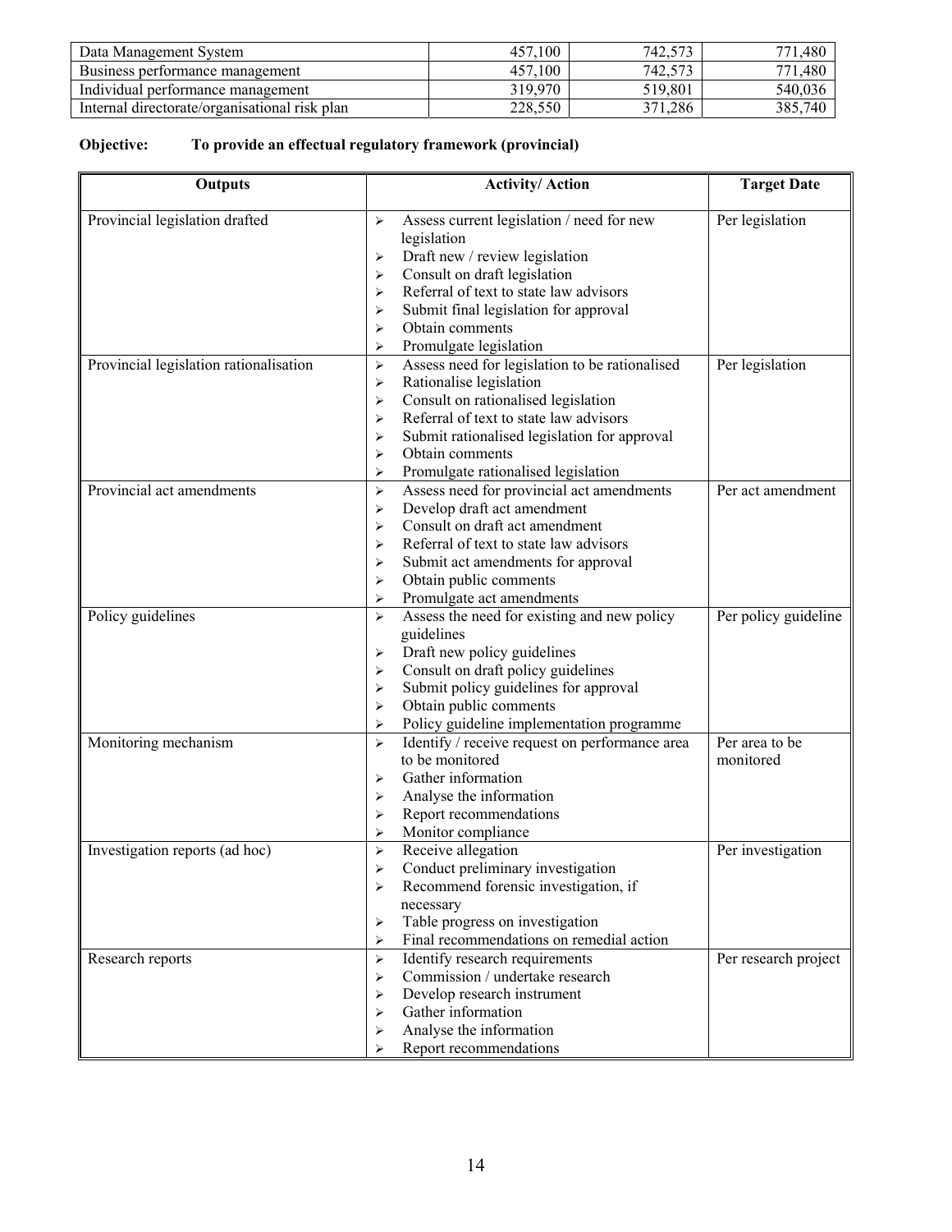| | | | |
|---|---|---|---|
| Data Management System | 457,100 | 742,573 | 771,480 |
| Business performance management | 457,100 | 742,573 | 771,480 |
| Individual performance management | 319,970 | 519,801 | 540,036 |
| Internal directorate/organisational risk plan | 228,550 | 371,286 | 385,740 |

**Objective: To provide an effectual regulatory framework (provincial)**

| Outputs | Activity/ Action | Target Date |
|---|---|---|
| Provincial legislation drafted | ➢ Assess current legislation / need for new legislation<br>➢ Draft new / review legislation<br>➢ Consult on draft legislation<br>➢ Referral of text to state law advisors<br>➢ Submit final legislation for approval<br>➢ Obtain comments<br>➢ Promulgate legislation | Per legislation |
| Provincial legislation rationalisation | ➢ Assess need for legislation to be rationalised<br>➢ Rationalise legislation<br>➢ Consult on rationalised legislation<br>➢ Referral of text to state law advisors<br>➢ Submit rationalised legislation for approval<br>➢ Obtain comments<br>➢ Promulgate rationalised legislation | Per legislation |
| Provincial act amendments | ➢ Assess need for provincial act amendments<br>➢ Develop draft act amendment<br>➢ Consult on draft act amendment<br>➢ Referral of text to state law advisors<br>➢ Submit act amendments for approval<br>➢ Obtain public comments<br>➢ Promulgate act amendments | Per act amendment |
| Policy guidelines | ➢ Assess the need for existing and new policy guidelines<br>➢ Draft new policy guidelines<br>➢ Consult on draft policy guidelines<br>➢ Submit policy guidelines for approval<br>➢ Obtain public comments<br>➢ Policy guideline implementation programme | Per policy guideline |
| Monitoring mechanism | ➢ Identify / receive request on performance area to be monitored<br>➢ Gather information<br>➢ Analyse the information<br>➢ Report recommendations<br>➢ Monitor compliance | Per area to be monitored |
| Investigation reports (ad hoc) | ➢ Receive allegation<br>➢ Conduct preliminary investigation<br>➢ Recommend forensic investigation, if necessary<br>➢ Table progress on investigation<br>➢ Final recommendations on remedial action | Per investigation |
| Research reports | ➢ Identify research requirements<br>➢ Commission / undertake research<br>➢ Develop research instrument<br>➢ Gather information<br>➢ Analyse the information<br>➢ Report recommendations | Per research project |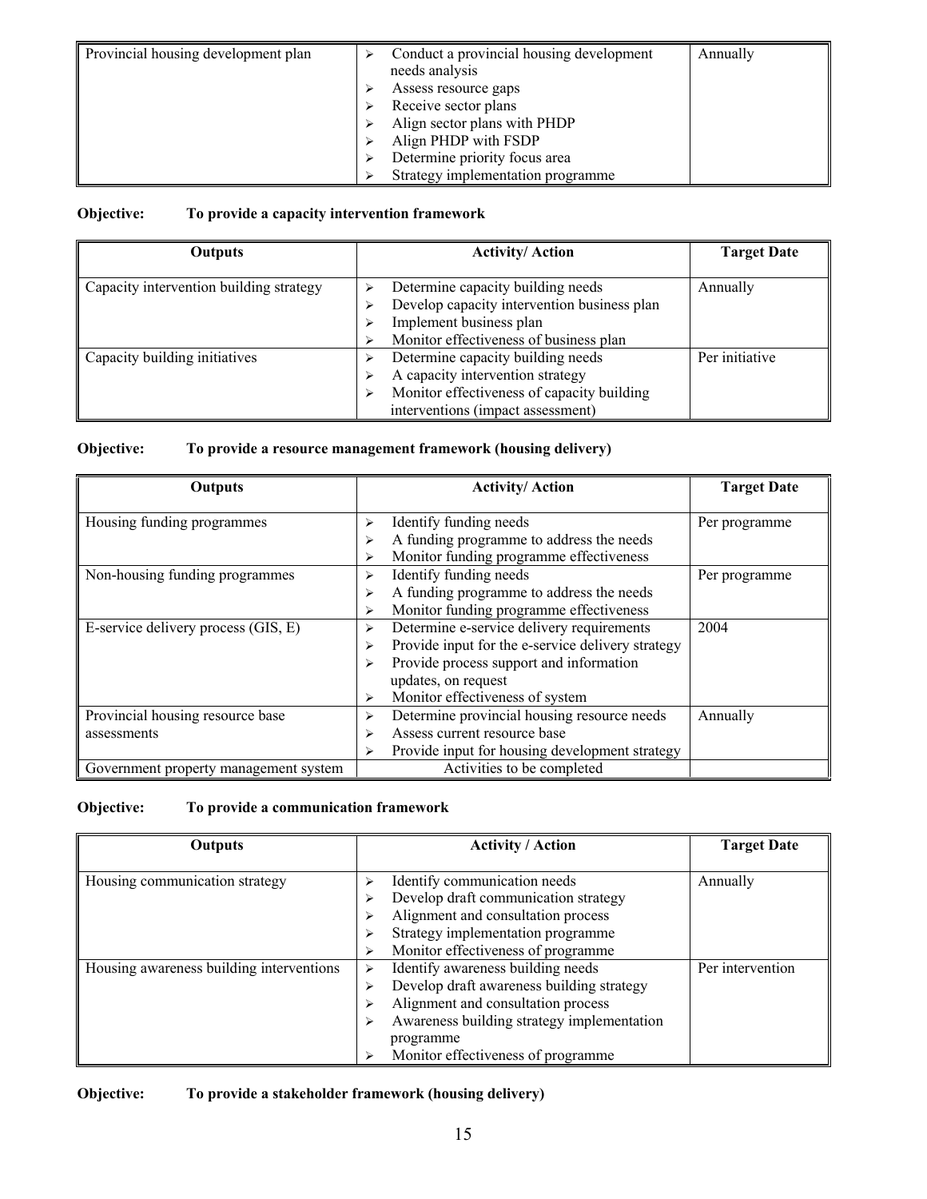| | | |
|---|---|---|
| Provincial housing development plan | ➢ Conduct a provincial housing development needs analysis<br>➢ Assess resource gaps<br>➢ Receive sector plans<br>➢ Align sector plans with PHDP<br>➢ Align PHDP with FSDP<br>➢ Determine priority focus area<br>➢ Strategy implementation programme | Annually |

**Objective: To provide a capacity intervention framework**

| Outputs | Activity/ Action | Target Date |
|---|---|---|
| Capacity intervention building strategy | ➢ Determine capacity building needs<br>➢ Develop capacity intervention business plan<br>➢ Implement business plan<br>➢ Monitor effectiveness of business plan | Annually |
| Capacity building initiatives | ➢ Determine capacity building needs<br>➢ A capacity intervention strategy<br>➢ Monitor effectiveness of capacity building interventions (impact assessment) | Per initiative |

**Objective: To provide a resource management framework (housing delivery)**

| Outputs | Activity/ Action | Target Date |
|---|---|---|
| Housing funding programmes | ➢ Identify funding needs<br>➢ A funding programme to address the needs<br>➢ Monitor funding programme effectiveness | Per programme |
| Non-housing funding programmes | ➢ Identify funding needs<br>➢ A funding programme to address the needs<br>➢ Monitor funding programme effectiveness | Per programme |
| E-service delivery process (GIS, E) | ➢ Determine e-service delivery requirements<br>➢ Provide input for the e-service delivery strategy<br>➢ Provide process support and information updates, on request<br>➢ Monitor effectiveness of system | 2004 |
| Provincial housing resource base assessments | ➢ Determine provincial housing resource needs<br>➢ Assess current resource base<br>➢ Provide input for housing development strategy | Annually |
| Government property management system | Activities to be completed | |

**Objective: To provide a communication framework**

| Outputs | Activity / Action | Target Date |
|---|---|---|
| Housing communication strategy | ➢ Identify communication needs<br>➢ Develop draft communication strategy<br>➢ Alignment and consultation process<br>➢ Strategy implementation programme<br>➢ Monitor effectiveness of programme | Annually |
| Housing awareness building interventions | ➢ Identify awareness building needs<br>➢ Develop draft awareness building strategy<br>➢ Alignment and consultation process<br>➢ Awareness building strategy implementation programme<br>➢ Monitor effectiveness of programme | Per intervention |

**Objective: To provide a stakeholder framework (housing delivery)**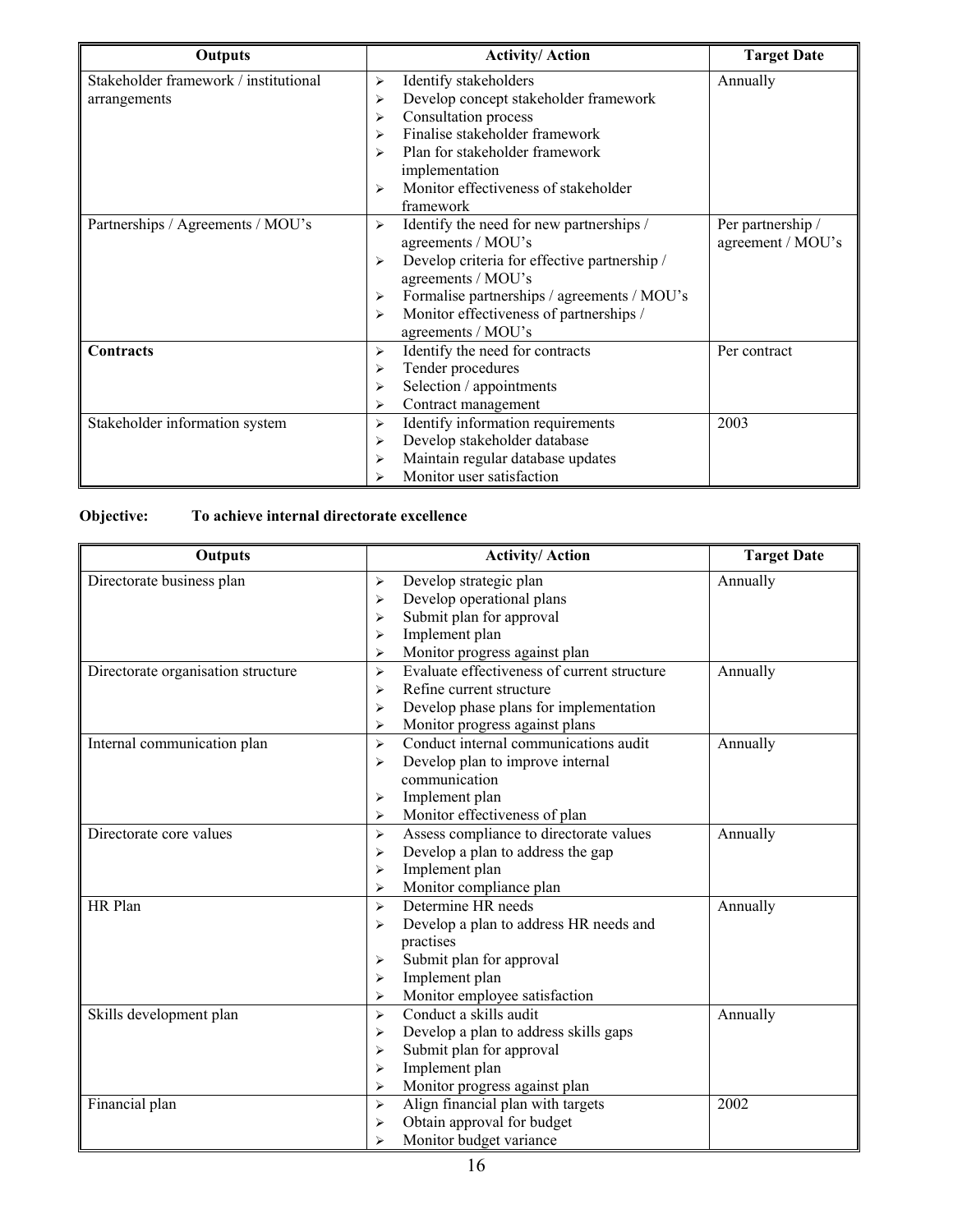| Outputs | Activity/ Action | Target Date |
|---|---|---|
| Stakeholder framework / institutional arrangements | ➢ Identify stakeholders<br>➢ Develop concept stakeholder framework<br>➢ Consultation process<br>➢ Finalise stakeholder framework<br>➢ Plan for stakeholder framework implementation<br>➢ Monitor effectiveness of stakeholder framework | Annually |
| Partnerships / Agreements / MOU's | ➢ Identify the need for new partnerships / agreements / MOU's<br>➢ Develop criteria for effective partnership / agreements / MOU's<br>➢ Formalise partnerships / agreements / MOU's<br>➢ Monitor effectiveness of partnerships / agreements / MOU's | Per partnership / agreement / MOU's |
| **Contracts** | ➢ Identify the need for contracts<br>➢ Tender procedures<br>➢ Selection / appointments<br>➢ Contract management | Per contract |
| Stakeholder information system | ➢ Identify information requirements<br>➢ Develop stakeholder database<br>➢ Maintain regular database updates<br>➢ Monitor user satisfaction | 2003 |

**Objective: To achieve internal directorate excellence**

| Outputs | Activity/ Action | Target Date |
|---|---|---|
| Directorate business plan | ➢ Develop strategic plan<br>➢ Develop operational plans<br>➢ Submit plan for approval<br>➢ Implement plan<br>➢ Monitor progress against plan | Annually |
| Directorate organisation structure | ➢ Evaluate effectiveness of current structure<br>➢ Refine current structure<br>➢ Develop phase plans for implementation<br>➢ Monitor progress against plans | Annually |
| Internal communication plan | ➢ Conduct internal communications audit<br>➢ Develop plan to improve internal communication<br>➢ Implement plan<br>➢ Monitor effectiveness of plan | Annually |
| Directorate core values | ➢ Assess compliance to directorate values<br>➢ Develop a plan to address the gap<br>➢ Implement plan<br>➢ Monitor compliance plan | Annually |
| HR Plan | ➢ Determine HR needs<br>➢ Develop a plan to address HR needs and practises<br>➢ Submit plan for approval<br>➢ Implement plan<br>➢ Monitor employee satisfaction | Annually |
| Skills development plan | ➢ Conduct a skills audit<br>➢ Develop a plan to address skills gaps<br>➢ Submit plan for approval<br>➢ Implement plan<br>➢ Monitor progress against plan | Annually |
| Financial plan | ➢ Align financial plan with targets<br>➢ Obtain approval for budget<br>➢ Monitor budget variance | 2002 |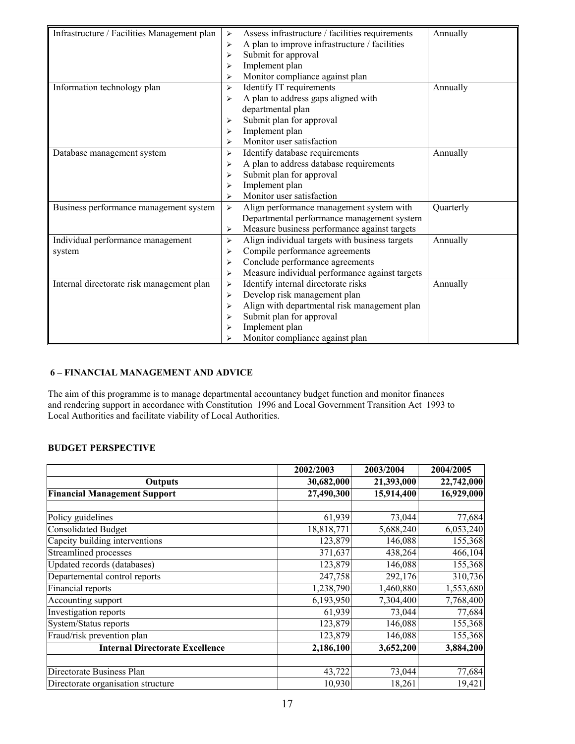| | | |
|---|---|---|
| Infrastructure / Facilities Management plan | ➢ Assess infrastructure / facilities requirements<br>➢ A plan to improve infrastructure / facilities<br>➢ Submit for approval<br>➢ Implement plan<br>➢ Monitor compliance against plan | Annually |
| Information technology plan | ➢ Identify IT requirements<br>➢ A plan to address gaps aligned with departmental plan<br>➢ Submit plan for approval<br>➢ Implement plan<br>➢ Monitor user satisfaction | Annually |
| Database management system | ➢ Identify database requirements<br>➢ A plan to address database requirements<br>➢ Submit plan for approval<br>➢ Implement plan<br>➢ Monitor user satisfaction | Annually |
| Business performance management system | ➢ Align performance management system with Departmental performance management system<br>➢ Measure business performance against targets | Quarterly |
| Individual performance management system | ➢ Align individual targets with business targets<br>➢ Compile performance agreements<br>➢ Conclude performance agreements<br>➢ Measure individual performance against targets | Annually |
| Internal directorate risk management plan | ➢ Identify internal directorate risks<br>➢ Develop risk management plan<br>➢ Align with departmental risk management plan<br>➢ Submit plan for approval<br>➢ Implement plan<br>➢ Monitor compliance against plan | Annually |

## 6 – FINANCIAL MANAGEMENT AND ADVICE

The aim of this programme is to manage departmental accountancy budget function and monitor finances and rendering support in accordance with Constitution 1996 and Local Government Transition Act 1993 to Local Authorities and facilitate viability of Local Authorities.

### BUDGET PERSPECTIVE

| | 2002/2003 | 2003/2004 | 2004/2005 |
|---|---|---|---|
| **Outputs** | **30,682,000** | **21,393,000** | **22,742,000** |
| **Financial Management Support** | **27,490,300** | **15,914,400** | **16,929,000** |
| | | | |
| Policy guidelines | 61,939 | 73,044 | 77,684 |
| Consolidated Budget | 18,818,771 | 5,688,240 | 6,053,240 |
| Capcity building interventions | 123,879 | 146,088 | 155,368 |
| Streamlined processes | 371,637 | 438,264 | 466,104 |
| Updated records (databases) | 123,879 | 146,088 | 155,368 |
| Departemental control reports | 247,758 | 292,176 | 310,736 |
| Financial reports | 1,238,790 | 1,460,880 | 1,553,680 |
| Accounting support | 6,193,950 | 7,304,400 | 7,768,400 |
| Investigation reports | 61,939 | 73,044 | 77,684 |
| System/Status reports | 123,879 | 146,088 | 155,368 |
| Fraud/risk prevention plan | 123,879 | 146,088 | 155,368 |
| **Internal Directorate Excellence** | **2,186,100** | **3,652,200** | **3,884,200** |
| | | | |
| Directorate Business Plan | 43,722 | 73,044 | 77,684 |
| Directorate organisation structure | 10,930 | 18,261 | 19,421 |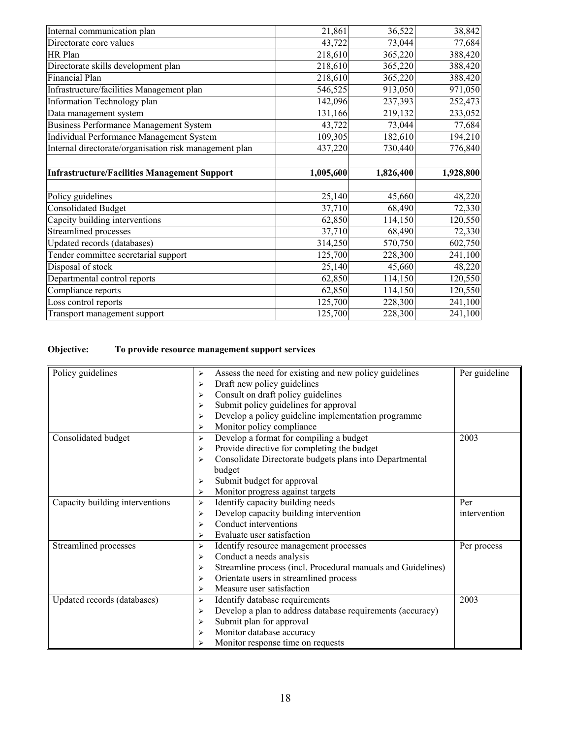| | | | |
|---|---|---|---|
| Internal communication plan | 21,861 | 36,522 | 38,842 |
| Directorate core values | 43,722 | 73,044 | 77,684 |
| HR Plan | 218,610 | 365,220 | 388,420 |
| Directorate skills development plan | 218,610 | 365,220 | 388,420 |
| Financial Plan | 218,610 | 365,220 | 388,420 |
| Infrastructure/facilities Management plan | 546,525 | 913,050 | 971,050 |
| Information Technology plan | 142,096 | 237,393 | 252,473 |
| Data management system | 131,166 | 219,132 | 233,052 |
| Business Performance Management System | 43,722 | 73,044 | 77,684 |
| Individual Performance Management System | 109,305 | 182,610 | 194,210 |
| Internal directorate/organisation risk management plan | 437,220 | 730,440 | 776,840 |
| | | | |
| **Infrastructure/Facilities Management Support** | **1,005,600** | **1,826,400** | **1,928,800** |
| | | | |
| Policy guidelines | 25,140 | 45,660 | 48,220 |
| Consolidated Budget | 37,710 | 68,490 | 72,330 |
| Capcity building interventions | 62,850 | 114,150 | 120,550 |
| Streamlined processes | 37,710 | 68,490 | 72,330 |
| Updated records (databases) | 314,250 | 570,750 | 602,750 |
| Tender committee secretarial support | 125,700 | 228,300 | 241,100 |
| Disposal of stock | 25,140 | 45,660 | 48,220 |
| Departmental control reports | 62,850 | 114,150 | 120,550 |
| Compliance reports | 62,850 | 114,150 | 120,550 |
| Loss control reports | 125,700 | 228,300 | 241,100 |
| Transport management support | 125,700 | 228,300 | 241,100 |

**Objective: To provide resource management support services**

| | | |
|---|---|---|
| Policy guidelines | ➢ Assess the need for existing and new policy guidelines<br>➢ Draft new policy guidelines<br>➢ Consult on draft policy guidelines<br>➢ Submit policy guidelines for approval<br>➢ Develop a policy guideline implementation programme<br>➢ Monitor policy compliance | Per guideline |
| Consolidated budget | ➢ Develop a format for compiling a budget<br>➢ Provide directive for completing the budget<br>➢ Consolidate Directorate budgets plans into Departmental budget<br>➢ Submit budget for approval<br>➢ Monitor progress against targets | 2003 |
| Capacity building interventions | ➢ Identify capacity building needs<br>➢ Develop capacity building intervention<br>➢ Conduct interventions<br>➢ Evaluate user satisfaction | Per intervention |
| Streamlined processes | ➢ Identify resource management processes<br>➢ Conduct a needs analysis<br>➢ Streamline process (incl. Procedural manuals and Guidelines)<br>➢ Orientate users in streamlined process<br>➢ Measure user satisfaction | Per process |
| Updated records (databases) | ➢ Identify database requirements<br>➢ Develop a plan to address database requirements (accuracy)<br>➢ Submit plan for approval<br>➢ Monitor database accuracy<br>➢ Monitor response time on requests | 2003 |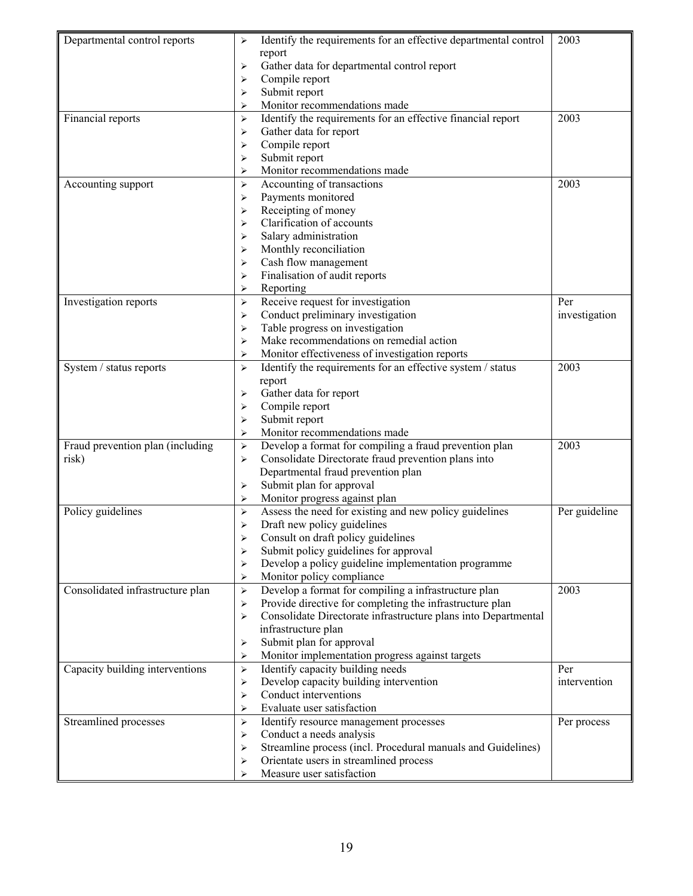| | | |
|---|---|---|
| Departmental control reports | ➢ Identify the requirements for an effective departmental control report<br>➢ Gather data for departmental control report<br>➢ Compile report<br>➢ Submit report<br>➢ Monitor recommendations made | 2003 |
| Financial reports | ➢ Identify the requirements for an effective financial report<br>➢ Gather data for report<br>➢ Compile report<br>➢ Submit report<br>➢ Monitor recommendations made | 2003 |
| Accounting support | ➢ Accounting of transactions<br>➢ Payments monitored<br>➢ Receipting of money<br>➢ Clarification of accounts<br>➢ Salary administration<br>➢ Monthly reconciliation<br>➢ Cash flow management<br>➢ Finalisation of audit reports<br>➢ Reporting | 2003 |
| Investigation reports | ➢ Receive request for investigation<br>➢ Conduct preliminary investigation<br>➢ Table progress on investigation<br>➢ Make recommendations on remedial action<br>➢ Monitor effectiveness of investigation reports | Per investigation |
| System / status reports | ➢ Identify the requirements for an effective system / status report<br>➢ Gather data for report<br>➢ Compile report<br>➢ Submit report<br>➢ Monitor recommendations made | 2003 |
| Fraud prevention plan (including risk) | ➢ Develop a format for compiling a fraud prevention plan<br>➢ Consolidate Directorate fraud prevention plans into Departmental fraud prevention plan<br>➢ Submit plan for approval<br>➢ Monitor progress against plan | 2003 |
| Policy guidelines | ➢ Assess the need for existing and new policy guidelines<br>➢ Draft new policy guidelines<br>➢ Consult on draft policy guidelines<br>➢ Submit policy guidelines for approval<br>➢ Develop a policy guideline implementation programme<br>➢ Monitor policy compliance | Per guideline |
| Consolidated infrastructure plan | ➢ Develop a format for compiling a infrastructure plan<br>➢ Provide directive for completing the infrastructure plan<br>➢ Consolidate Directorate infrastructure plans into Departmental infrastructure plan<br>➢ Submit plan for approval<br>➢ Monitor implementation progress against targets | 2003 |
| Capacity building interventions | ➢ Identify capacity building needs<br>➢ Develop capacity building intervention<br>➢ Conduct interventions<br>➢ Evaluate user satisfaction | Per intervention |
| Streamlined processes | ➢ Identify resource management processes<br>➢ Conduct a needs analysis<br>➢ Streamline process (incl. Procedural manuals and Guidelines)<br>➢ Orientate users in streamlined process<br>➢ Measure user satisfaction | Per process |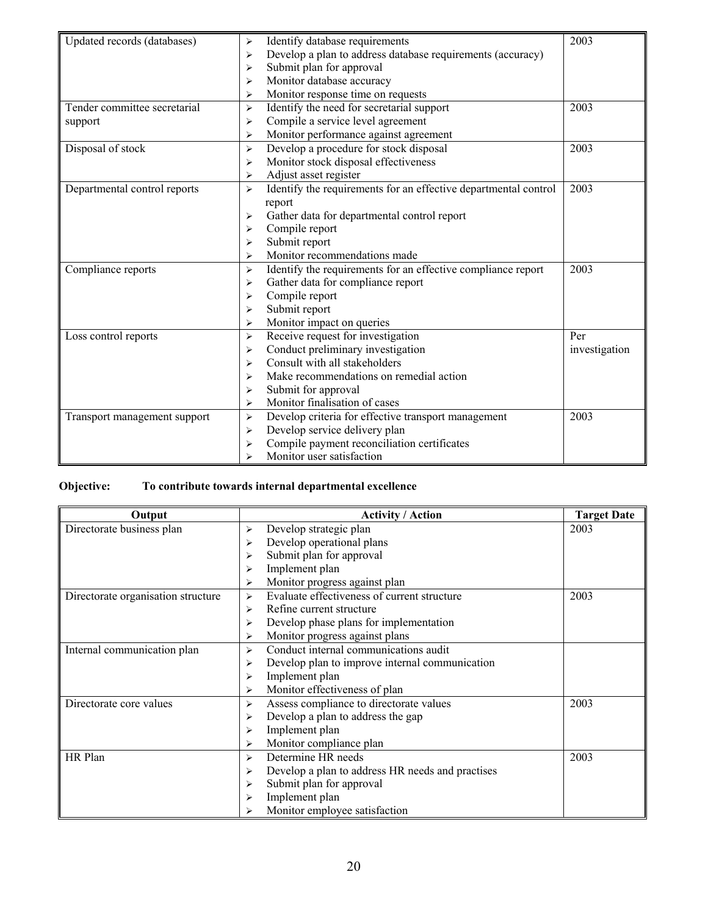| | | |
|---|---|---|
| Updated records (databases) | ➢ Identify database requirements<br>➢ Develop a plan to address database requirements (accuracy)<br>➢ Submit plan for approval<br>➢ Monitor database accuracy<br>➢ Monitor response time on requests | 2003 |
| Tender committee secretarial support | ➢ Identify the need for secretarial support<br>➢ Compile a service level agreement<br>➢ Monitor performance against agreement | 2003 |
| Disposal of stock | ➢ Develop a procedure for stock disposal<br>➢ Monitor stock disposal effectiveness<br>➢ Adjust asset register | 2003 |
| Departmental control reports | ➢ Identify the requirements for an effective departmental control report<br>➢ Gather data for departmental control report<br>➢ Compile report<br>➢ Submit report<br>➢ Monitor recommendations made | 2003 |
| Compliance reports | ➢ Identify the requirements for an effective compliance report<br>➢ Gather data for compliance report<br>➢ Compile report<br>➢ Submit report<br>➢ Monitor impact on queries | 2003 |
| Loss control reports | ➢ Receive request for investigation<br>➢ Conduct preliminary investigation<br>➢ Consult with all stakeholders<br>➢ Make recommendations on remedial action<br>➢ Submit for approval<br>➢ Monitor finalisation of cases | Per investigation |
| Transport management support | ➢ Develop criteria for effective transport management<br>➢ Develop service delivery plan<br>➢ Compile payment reconciliation certificates<br>➢ Monitor user satisfaction | 2003 |

**Objective: To contribute towards internal departmental excellence**

| Output | Activity / Action | Target Date |
|---|---|---|
| Directorate business plan | ➢ Develop strategic plan<br>➢ Develop operational plans<br>➢ Submit plan for approval<br>➢ Implement plan<br>➢ Monitor progress against plan | 2003 |
| Directorate organisation structure | ➢ Evaluate effectiveness of current structure<br>➢ Refine current structure<br>➢ Develop phase plans for implementation<br>➢ Monitor progress against plans | 2003 |
| Internal communication plan | ➢ Conduct internal communications audit<br>➢ Develop plan to improve internal communication<br>➢ Implement plan<br>➢ Monitor effectiveness of plan | |
| Directorate core values | ➢ Assess compliance to directorate values<br>➢ Develop a plan to address the gap<br>➢ Implement plan<br>➢ Monitor compliance plan | 2003 |
| HR Plan | ➢ Determine HR needs<br>➢ Develop a plan to address HR needs and practises<br>➢ Submit plan for approval<br>➢ Implement plan<br>➢ Monitor employee satisfaction | 2003 |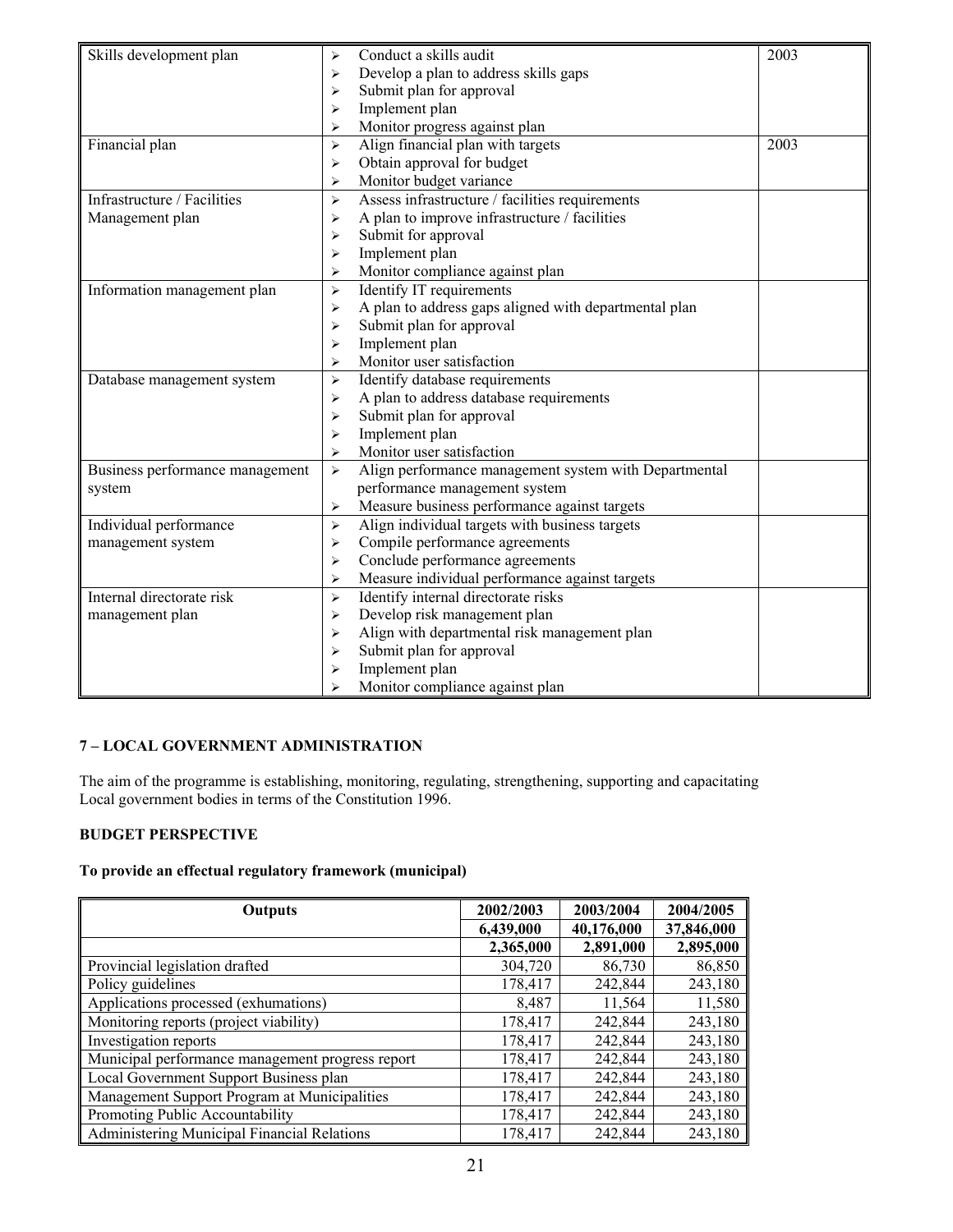| | | |
|---|---|---|
| Skills development plan | ➢ Conduct a skills audit<br>➢ Develop a plan to address skills gaps<br>➢ Submit plan for approval<br>➢ Implement plan<br>➢ Monitor progress against plan | 2003 |
| Financial plan | ➢ Align financial plan with targets<br>➢ Obtain approval for budget<br>➢ Monitor budget variance | 2003 |
| Infrastructure / Facilities Management plan | ➢ Assess infrastructure / facilities requirements<br>➢ A plan to improve infrastructure / facilities<br>➢ Submit for approval<br>➢ Implement plan<br>➢ Monitor compliance against plan | |
| Information management plan | ➢ Identify IT requirements<br>➢ A plan to address gaps aligned with departmental plan<br>➢ Submit plan for approval<br>➢ Implement plan<br>➢ Monitor user satisfaction | |
| Database management system | ➢ Identify database requirements<br>➢ A plan to address database requirements<br>➢ Submit plan for approval<br>➢ Implement plan<br>➢ Monitor user satisfaction | |
| Business performance management system | ➢ Align performance management system with Departmental performance management system<br>➢ Measure business performance against targets | |
| Individual performance management system | ➢ Align individual targets with business targets<br>➢ Compile performance agreements<br>➢ Conclude performance agreements<br>➢ Measure individual performance against targets | |
| Internal directorate risk management plan | ➢ Identify internal directorate risks<br>➢ Develop risk management plan<br>➢ Align with departmental risk management plan<br>➢ Submit plan for approval<br>➢ Implement plan<br>➢ Monitor compliance against plan | |

## 7 – LOCAL GOVERNMENT ADMINISTRATION

The aim of the programme is establishing, monitoring, regulating, strengthening, supporting and capacitating Local government bodies in terms of the Constitution 1996.

### BUDGET PERSPECTIVE

**To provide an effectual regulatory framework (municipal)**

| Outputs | 2002/2003 | 2003/2004 | 2004/2005 |
|---|---|---|---|
| | **6,439,000** | **40,176,000** | **37,846,000** |
| | **2,365,000** | **2,891,000** | **2,895,000** |
| Provincial legislation drafted | 304,720 | 86,730 | 86,850 |
| Policy guidelines | 178,417 | 242,844 | 243,180 |
| Applications processed (exhumations) | 8,487 | 11,564 | 11,580 |
| Monitoring reports (project viability) | 178,417 | 242,844 | 243,180 |
| Investigation reports | 178,417 | 242,844 | 243,180 |
| Municipal performance management progress report | 178,417 | 242,844 | 243,180 |
| Local Government Support Business plan | 178,417 | 242,844 | 243,180 |
| Management Support Program at Municipalities | 178,417 | 242,844 | 243,180 |
| Promoting Public Accountability | 178,417 | 242,844 | 243,180 |
| Administering Municipal Financial Relations | 178,417 | 242,844 | 243,180 |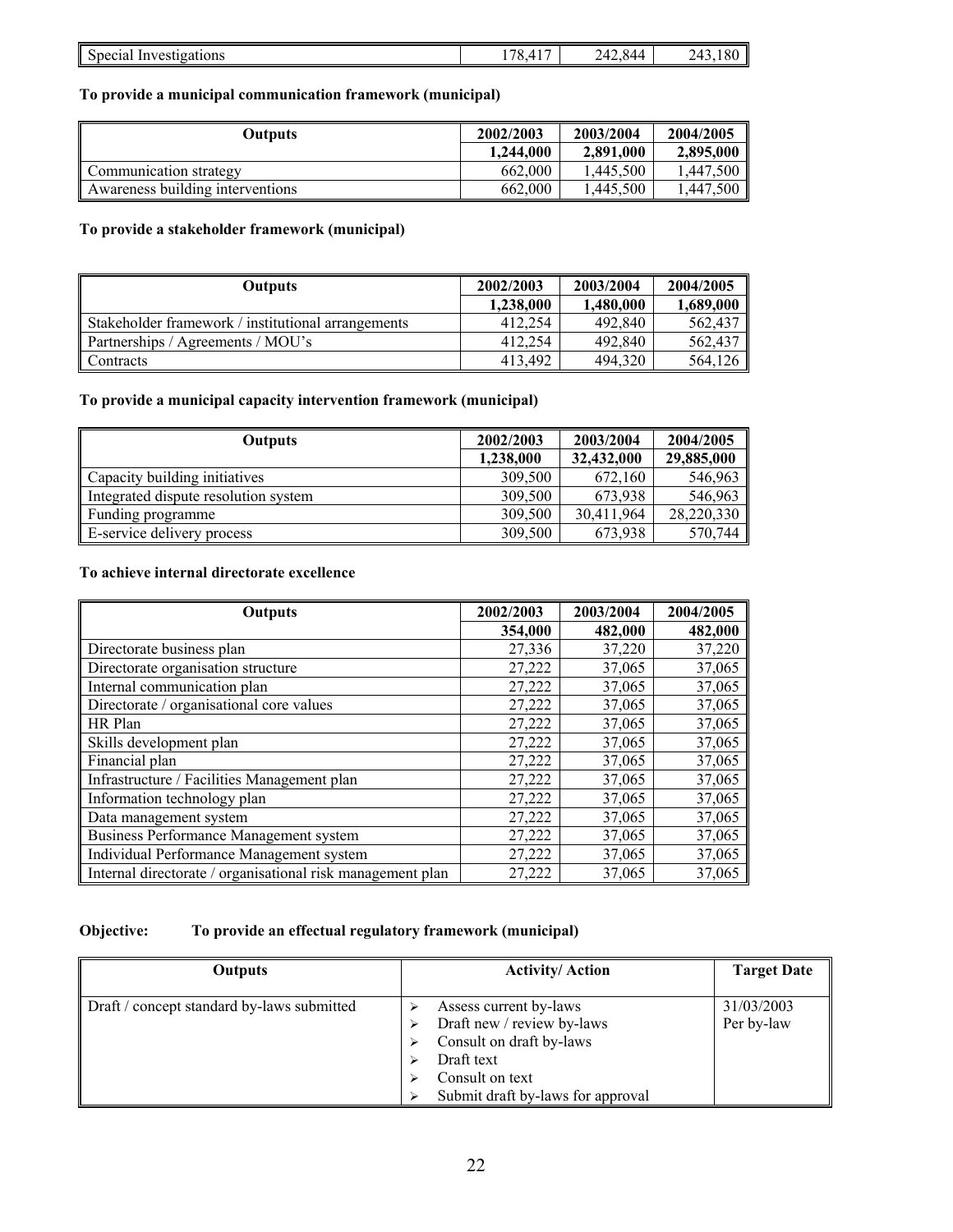| | | | |
|---|---|---|---|
| Special Investigations | 178,417 | 242,844 | 243,180 |

**To provide a municipal communication framework (municipal)**

| Outputs | 2002/2003 | 2003/2004 | 2004/2005 |
|---|---|---|---|
| | **1,244,000** | **2,891,000** | **2,895,000** |
| Communication strategy | 662,000 | 1,445,500 | 1,447,500 |
| Awareness building interventions | 662,000 | 1,445,500 | 1,447,500 |

**To provide a stakeholder framework (municipal)**

| Outputs | 2002/2003 | 2003/2004 | 2004/2005 |
|---|---|---|---|
| | **1,238,000** | **1,480,000** | **1,689,000** |
| Stakeholder framework / institutional arrangements | 412,254 | 492,840 | 562,437 |
| Partnerships / Agreements / MOU's | 412,254 | 492,840 | 562,437 |
| Contracts | 413,492 | 494,320 | 564,126 |

**To provide a municipal capacity intervention framework (municipal)**

| Outputs | 2002/2003 | 2003/2004 | 2004/2005 |
|---|---|---|---|
| | **1,238,000** | **32,432,000** | **29,885,000** |
| Capacity building initiatives | 309,500 | 672,160 | 546,963 |
| Integrated dispute resolution system | 309,500 | 673,938 | 546,963 |
| Funding programme | 309,500 | 30,411,964 | 28,220,330 |
| E-service delivery process | 309,500 | 673,938 | 570,744 |

**To achieve internal directorate excellence**

| Outputs | 2002/2003 | 2003/2004 | 2004/2005 |
|---|---|---|---|
| | **354,000** | **482,000** | **482,000** |
| Directorate business plan | 27,336 | 37,220 | 37,220 |
| Directorate organisation structure | 27,222 | 37,065 | 37,065 |
| Internal communication plan | 27,222 | 37,065 | 37,065 |
| Directorate / organisational core values | 27,222 | 37,065 | 37,065 |
| HR Plan | 27,222 | 37,065 | 37,065 |
| Skills development plan | 27,222 | 37,065 | 37,065 |
| Financial plan | 27,222 | 37,065 | 37,065 |
| Infrastructure / Facilities Management plan | 27,222 | 37,065 | 37,065 |
| Information technology plan | 27,222 | 37,065 | 37,065 |
| Data management system | 27,222 | 37,065 | 37,065 |
| Business Performance Management system | 27,222 | 37,065 | 37,065 |
| Individual Performance Management system | 27,222 | 37,065 | 37,065 |
| Internal directorate / organisational risk management plan | 27,222 | 37,065 | 37,065 |

**Objective: To provide an effectual regulatory framework (municipal)**

| Outputs | Activity/ Action | Target Date |
|---|---|---|
| Draft / concept standard by-laws submitted | ➢ Assess current by-laws<br>➢ Draft new / review by-laws<br>➢ Consult on draft by-laws<br>➢ Draft text<br>➢ Consult on text<br>➢ Submit draft by-laws for approval | 31/03/2003<br>Per by-law |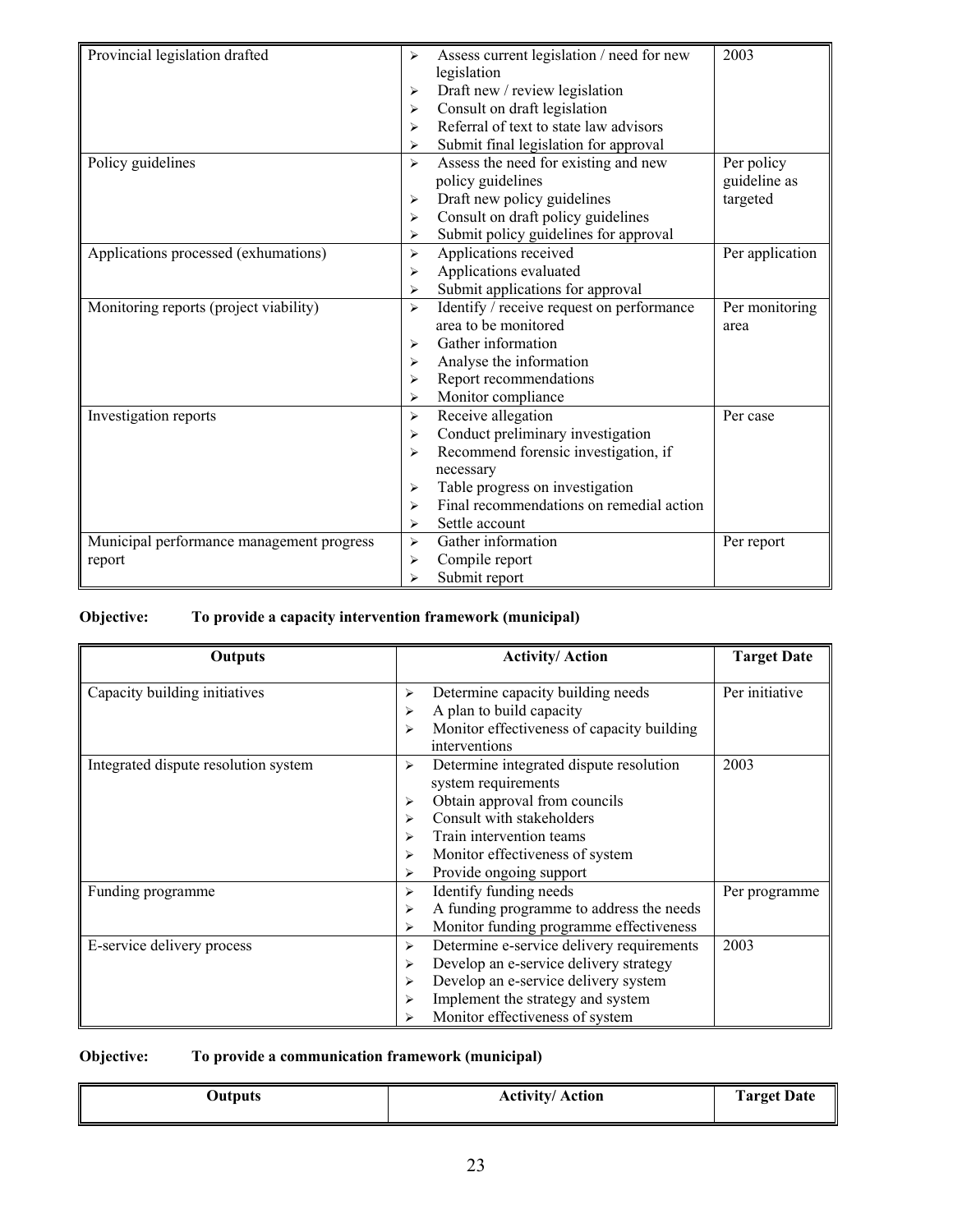| | | |
|---|---|---|
| Provincial legislation drafted | ➢ Assess current legislation / need for new legislation<br>➢ Draft new / review legislation<br>➢ Consult on draft legislation<br>➢ Referral of text to state law advisors<br>➢ Submit final legislation for approval | 2003 |
| Policy guidelines | ➢ Assess the need for existing and new policy guidelines<br>➢ Draft new policy guidelines<br>➢ Consult on draft policy guidelines<br>➢ Submit policy guidelines for approval | Per policy guideline as targeted |
| Applications processed (exhumations) | ➢ Applications received<br>➢ Applications evaluated<br>➢ Submit applications for approval | Per application |
| Monitoring reports (project viability) | ➢ Identify / receive request on performance area to be monitored<br>➢ Gather information<br>➢ Analyse the information<br>➢ Report recommendations<br>➢ Monitor compliance | Per monitoring area |
| Investigation reports | ➢ Receive allegation<br>➢ Conduct preliminary investigation<br>➢ Recommend forensic investigation, if necessary<br>➢ Table progress on investigation<br>➢ Final recommendations on remedial action<br>➢ Settle account | Per case |
| Municipal performance management progress report | ➢ Gather information<br>➢ Compile report<br>➢ Submit report | Per report |

**Objective: To provide a capacity intervention framework (municipal)**

| Outputs | Activity/ Action | Target Date |
|---|---|---|
| Capacity building initiatives | ➢ Determine capacity building needs<br>➢ A plan to build capacity<br>➢ Monitor effectiveness of capacity building interventions | Per initiative |
| Integrated dispute resolution system | ➢ Determine integrated dispute resolution system requirements<br>➢ Obtain approval from councils<br>➢ Consult with stakeholders<br>➢ Train intervention teams<br>➢ Monitor effectiveness of system<br>➢ Provide ongoing support | 2003 |
| Funding programme | ➢ Identify funding needs<br>➢ A funding programme to address the needs<br>➢ Monitor funding programme effectiveness | Per programme |
| E-service delivery process | ➢ Determine e-service delivery requirements<br>➢ Develop an e-service delivery strategy<br>➢ Develop an e-service delivery system<br>➢ Implement the strategy and system<br>➢ Monitor effectiveness of system | 2003 |

**Objective: To provide a communication framework (municipal)**

| Outputs | Activity/ Action | Target Date |
|---|---|---|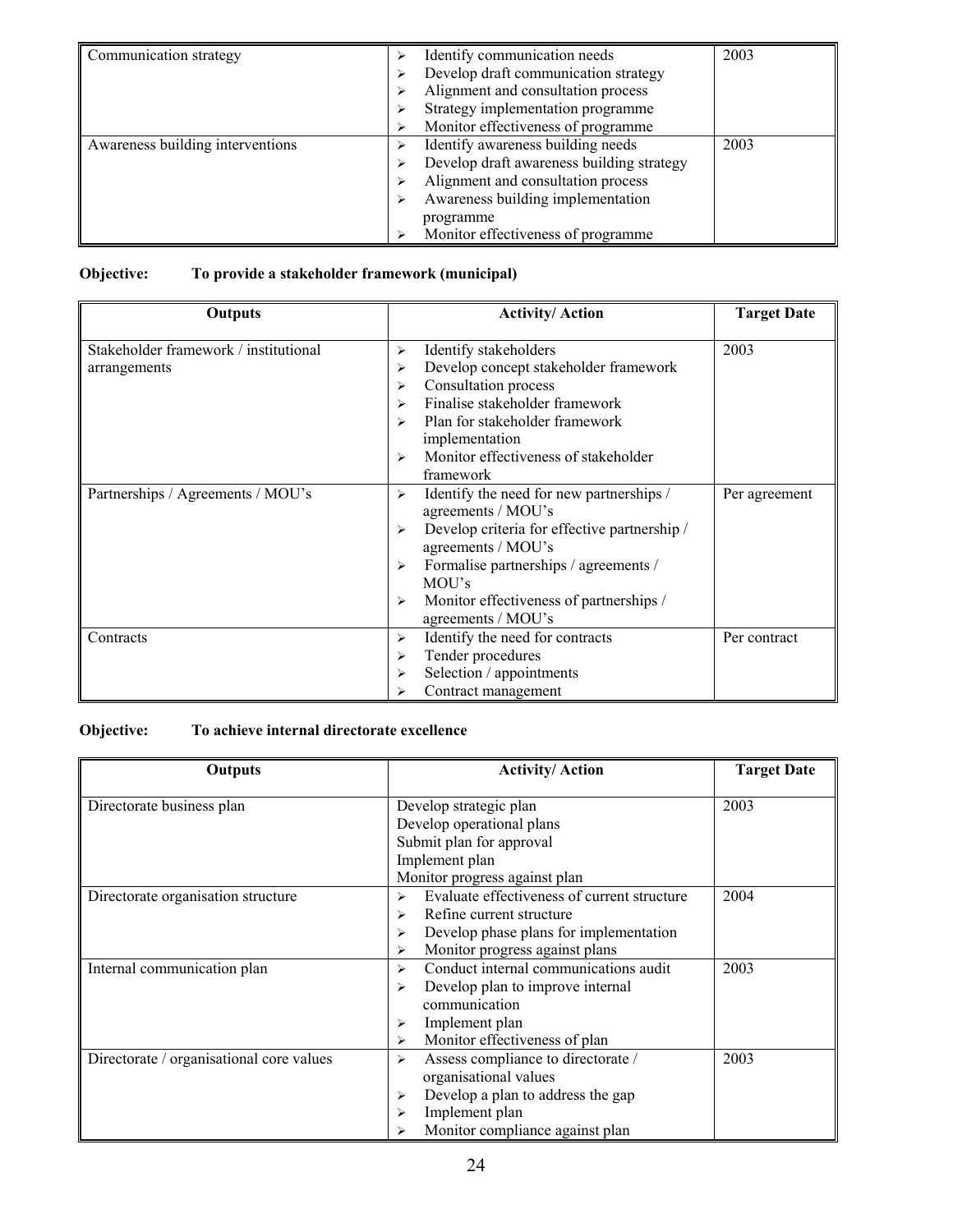| | | |
|---|---|---|
| Communication strategy | ➢ Identify communication needs<br>➢ Develop draft communication strategy<br>➢ Alignment and consultation process<br>➢ Strategy implementation programme<br>➢ Monitor effectiveness of programme | 2003 |
| Awareness building interventions | ➢ Identify awareness building needs<br>➢ Develop draft awareness building strategy<br>➢ Alignment and consultation process<br>➢ Awareness building implementation programme<br>➢ Monitor effectiveness of programme | 2003 |

**Objective: To provide a stakeholder framework (municipal)**

| Outputs | Activity/ Action | Target Date |
|---|---|---|
| Stakeholder framework / institutional arrangements | ➢ Identify stakeholders<br>➢ Develop concept stakeholder framework<br>➢ Consultation process<br>➢ Finalise stakeholder framework<br>➢ Plan for stakeholder framework implementation<br>➢ Monitor effectiveness of stakeholder framework | 2003 |
| Partnerships / Agreements / MOU's | ➢ Identify the need for new partnerships / agreements / MOU's<br>➢ Develop criteria for effective partnership / agreements / MOU's<br>➢ Formalise partnerships / agreements / MOU's<br>➢ Monitor effectiveness of partnerships / agreements / MOU's | Per agreement |
| Contracts | ➢ Identify the need for contracts<br>➢ Tender procedures<br>➢ Selection / appointments<br>➢ Contract management | Per contract |

**Objective: To achieve internal directorate excellence**

| Outputs | Activity/ Action | Target Date |
|---|---|---|
| Directorate business plan | Develop strategic plan<br>Develop operational plans<br>Submit plan for approval<br>Implement plan<br>Monitor progress against plan | 2003 |
| Directorate organisation structure | ➢ Evaluate effectiveness of current structure<br>➢ Refine current structure<br>➢ Develop phase plans for implementation<br>➢ Monitor progress against plans | 2004 |
| Internal communication plan | ➢ Conduct internal communications audit<br>➢ Develop plan to improve internal communication<br>➢ Implement plan<br>➢ Monitor effectiveness of plan | 2003 |
| Directorate / organisational core values | ➢ Assess compliance to directorate / organisational values<br>➢ Develop a plan to address the gap<br>➢ Implement plan<br>➢ Monitor compliance against plan | 2003 |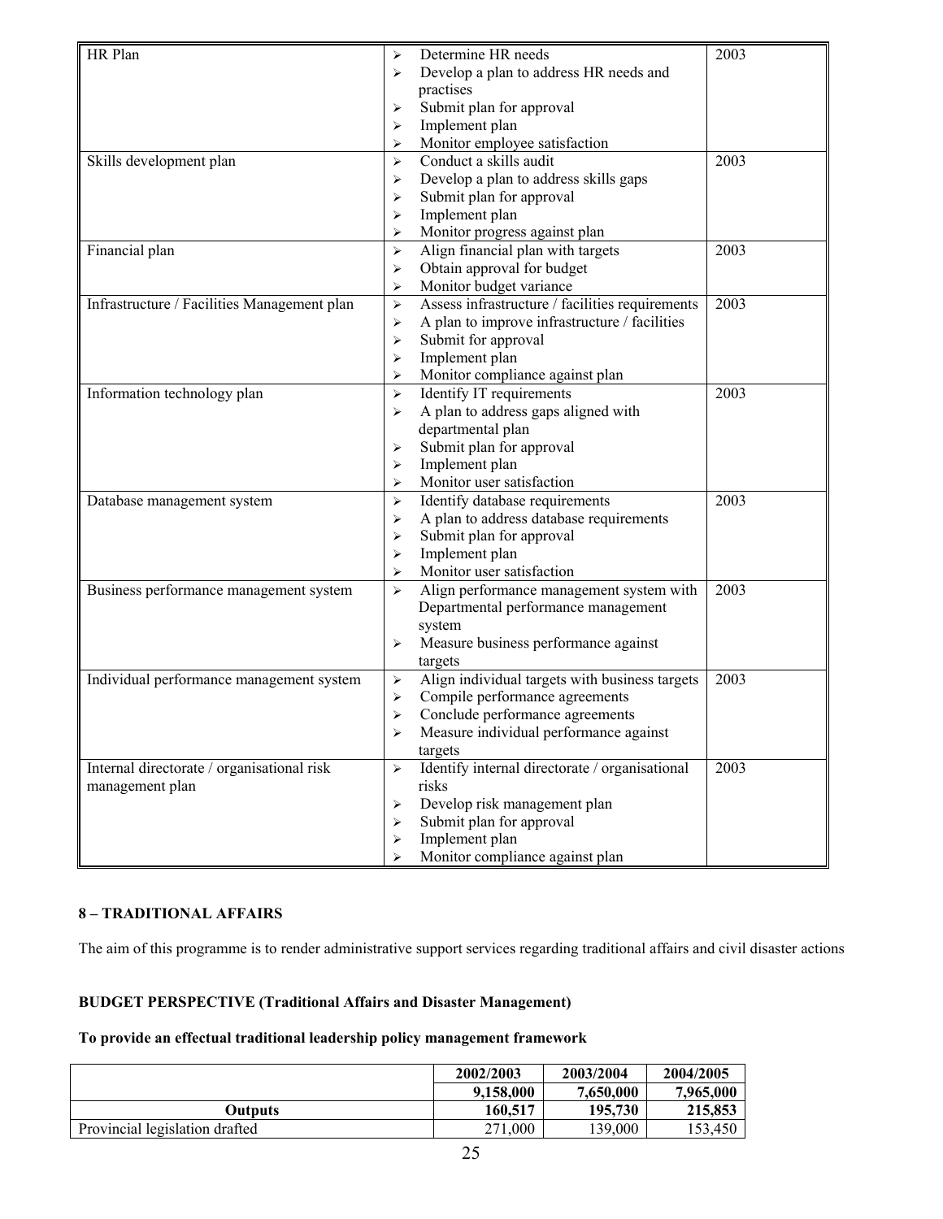| | | |
|---|---|---|
| HR Plan | ➢ Determine HR needs<br>➢ Develop a plan to address HR needs and practises<br>➢ Submit plan for approval<br>➢ Implement plan<br>➢ Monitor employee satisfaction | 2003 |
| Skills development plan | ➢ Conduct a skills audit<br>➢ Develop a plan to address skills gaps<br>➢ Submit plan for approval<br>➢ Implement plan<br>➢ Monitor progress against plan | 2003 |
| Financial plan | ➢ Align financial plan with targets<br>➢ Obtain approval for budget<br>➢ Monitor budget variance | 2003 |
| Infrastructure / Facilities Management plan | ➢ Assess infrastructure / facilities requirements<br>➢ A plan to improve infrastructure / facilities<br>➢ Submit for approval<br>➢ Implement plan<br>➢ Monitor compliance against plan | 2003 |
| Information technology plan | ➢ Identify IT requirements<br>➢ A plan to address gaps aligned with departmental plan<br>➢ Submit plan for approval<br>➢ Implement plan<br>➢ Monitor user satisfaction | 2003 |
| Database management system | ➢ Identify database requirements<br>➢ A plan to address database requirements<br>➢ Submit plan for approval<br>➢ Implement plan<br>➢ Monitor user satisfaction | 2003 |
| Business performance management system | ➢ Align performance management system with Departmental performance management system<br>➢ Measure business performance against targets | 2003 |
| Individual performance management system | ➢ Align individual targets with business targets<br>➢ Compile performance agreements<br>➢ Conclude performance agreements<br>➢ Measure individual performance against targets | 2003 |
| Internal directorate / organisational risk management plan | ➢ Identify internal directorate / organisational risks<br>➢ Develop risk management plan<br>➢ Submit plan for approval<br>➢ Implement plan<br>➢ Monitor compliance against plan | 2003 |

**8 – TRADITIONAL AFFAIRS**

The aim of this programme is to render administrative support services regarding traditional affairs and civil disaster actions

**BUDGET PERSPECTIVE (Traditional Affairs and Disaster Management)**

**To provide an effectual traditional leadership policy management framework**

| | 2002/2003 | 2003/2004 | 2004/2005 |
|---|---|---|---|
| | **9,158,000** | **7,650,000** | **7,965,000** |
| **Outputs** | **160,517** | **195,730** | **215,853** |
| Provincial legislation drafted | 271,000 | 139,000 | 153,450 |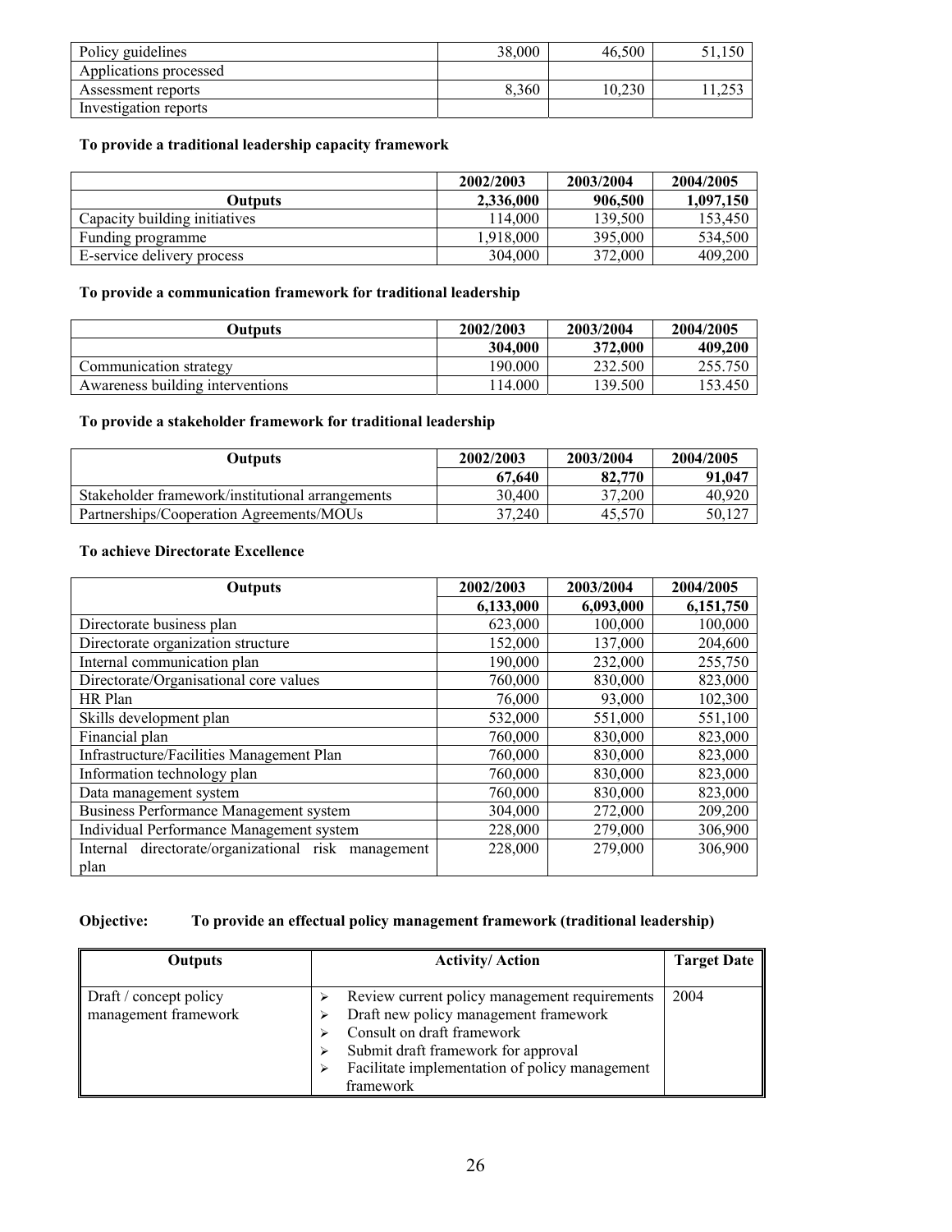| | | | |
|---|---|---|---|
| Policy guidelines | 38,000 | 46,500 | 51,150 |
| Applications processed | | | |
| Assessment reports | 8,360 | 10,230 | 11,253 |
| Investigation reports | | | |

**To provide a traditional leadership capacity framework**

| | 2002/2003 | 2003/2004 | 2004/2005 |
|---|---|---|---|
| **Outputs** | **2,336,000** | **906,500** | **1,097,150** |
| Capacity building initiatives | 114,000 | 139,500 | 153,450 |
| Funding programme | 1,918,000 | 395,000 | 534,500 |
| E-service delivery process | 304,000 | 372,000 | 409,200 |

**To provide a communication framework for traditional leadership**

| Outputs | 2002/2003 | 2003/2004 | 2004/2005 |
|---|---|---|---|
| | **304,000** | **372,000** | **409,200** |
| Communication strategy | 190.000 | 232.500 | 255.750 |
| Awareness building interventions | 114.000 | 139.500 | 153.450 |

**To provide a stakeholder framework for traditional leadership**

| Outputs | 2002/2003 | 2003/2004 | 2004/2005 |
|---|---|---|---|
| | **67,640** | **82,770** | **91,047** |
| Stakeholder framework/institutional arrangements | 30,400 | 37,200 | 40,920 |
| Partnerships/Cooperation Agreements/MOUs | 37,240 | 45,570 | 50,127 |

**To achieve Directorate Excellence**

| Outputs | 2002/2003 | 2003/2004 | 2004/2005 |
|---|---|---|---|
| | **6,133,000** | **6,093,000** | **6,151,750** |
| Directorate business plan | 623,000 | 100,000 | 100,000 |
| Directorate organization structure | 152,000 | 137,000 | 204,600 |
| Internal communication plan | 190,000 | 232,000 | 255,750 |
| Directorate/Organisational core values | 760,000 | 830,000 | 823,000 |
| HR Plan | 76,000 | 93,000 | 102,300 |
| Skills development plan | 532,000 | 551,000 | 551,100 |
| Financial plan | 760,000 | 830,000 | 823,000 |
| Infrastructure/Facilities Management Plan | 760,000 | 830,000 | 823,000 |
| Information technology plan | 760,000 | 830,000 | 823,000 |
| Data management system | 760,000 | 830,000 | 823,000 |
| Business Performance Management system | 304,000 | 272,000 | 209,200 |
| Individual Performance Management system | 228,000 | 279,000 | 306,900 |
| Internal directorate/organizational risk management plan | 228,000 | 279,000 | 306,900 |

**Objective: To provide an effectual policy management framework (traditional leadership)**

| Outputs | Activity/ Action | Target Date |
|---|---|---|
| Draft / concept policy management framework | ➢ Review current policy management requirements<br>➢ Draft new policy management framework<br>➢ Consult on draft framework<br>➢ Submit draft framework for approval<br>➢ Facilitate implementation of policy management framework | 2004 |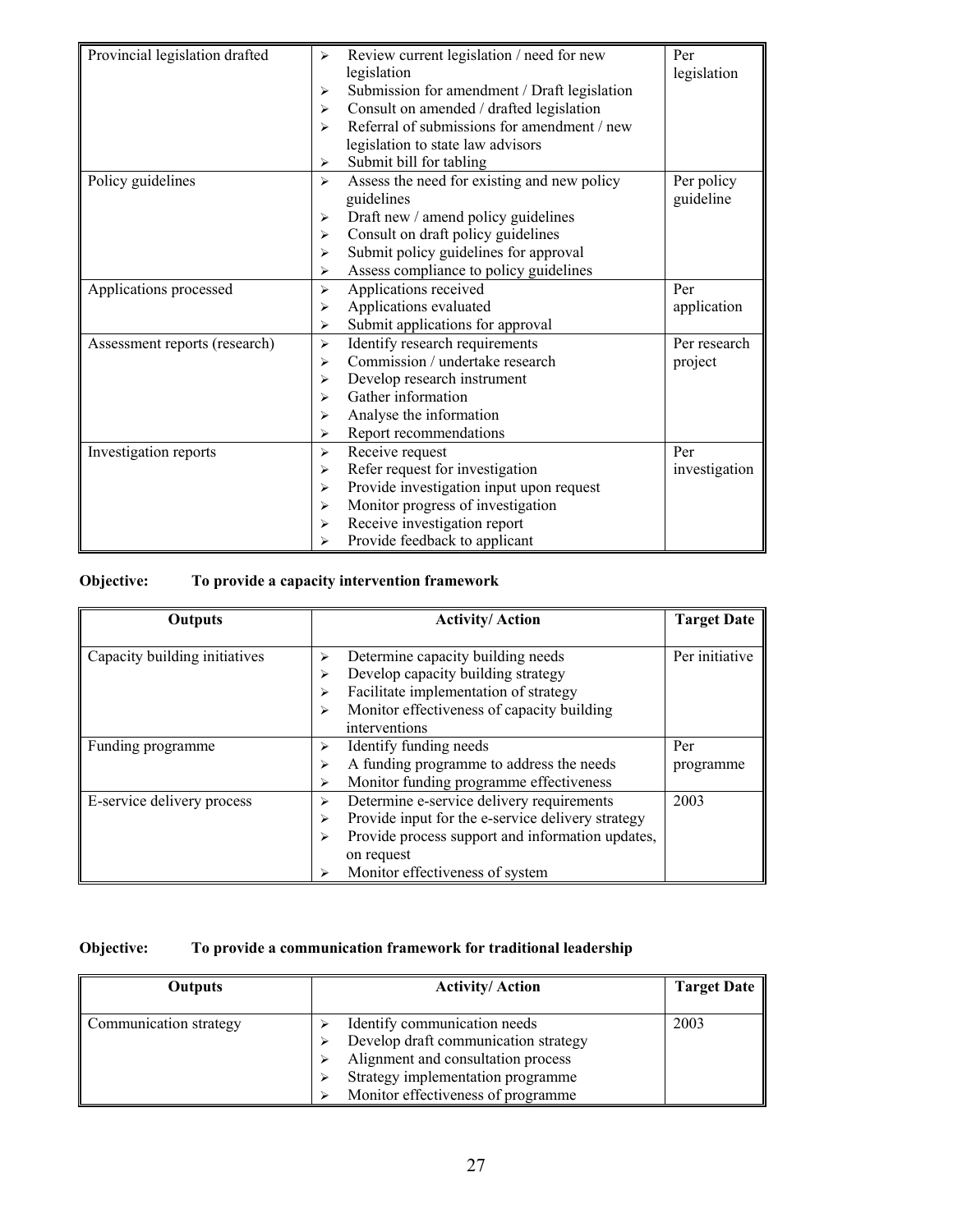| | | |
|---|---|---|
| Provincial legislation drafted | ➢ Review current legislation / need for new legislation<br>➢ Submission for amendment / Draft legislation<br>➢ Consult on amended / drafted legislation<br>➢ Referral of submissions for amendment / new legislation to state law advisors<br>➢ Submit bill for tabling | Per legislation |
| Policy guidelines | ➢ Assess the need for existing and new policy guidelines<br>➢ Draft new / amend policy guidelines<br>➢ Consult on draft policy guidelines<br>➢ Submit policy guidelines for approval<br>➢ Assess compliance to policy guidelines | Per policy guideline |
| Applications processed | ➢ Applications received<br>➢ Applications evaluated<br>➢ Submit applications for approval | Per application |
| Assessment reports (research) | ➢ Identify research requirements<br>➢ Commission / undertake research<br>➢ Develop research instrument<br>➢ Gather information<br>➢ Analyse the information<br>➢ Report recommendations | Per research project |
| Investigation reports | ➢ Receive request<br>➢ Refer request for investigation<br>➢ Provide investigation input upon request<br>➢ Monitor progress of investigation<br>➢ Receive investigation report<br>➢ Provide feedback to applicant | Per investigation |

**Objective: To provide a capacity intervention framework**

| Outputs | Activity/ Action | Target Date |
|---|---|---|
| Capacity building initiatives | ➢ Determine capacity building needs<br>➢ Develop capacity building strategy<br>➢ Facilitate implementation of strategy<br>➢ Monitor effectiveness of capacity building interventions | Per initiative |
| Funding programme | ➢ Identify funding needs<br>➢ A funding programme to address the needs<br>➢ Monitor funding programme effectiveness | Per programme |
| E-service delivery process | ➢ Determine e-service delivery requirements<br>➢ Provide input for the e-service delivery strategy<br>➢ Provide process support and information updates, on request<br>➢ Monitor effectiveness of system | 2003 |

**Objective: To provide a communication framework for traditional leadership**

| Outputs | Activity/ Action | Target Date |
|---|---|---|
| Communication strategy | ➢ Identify communication needs<br>➢ Develop draft communication strategy<br>➢ Alignment and consultation process<br>➢ Strategy implementation programme<br>➢ Monitor effectiveness of programme | 2003 |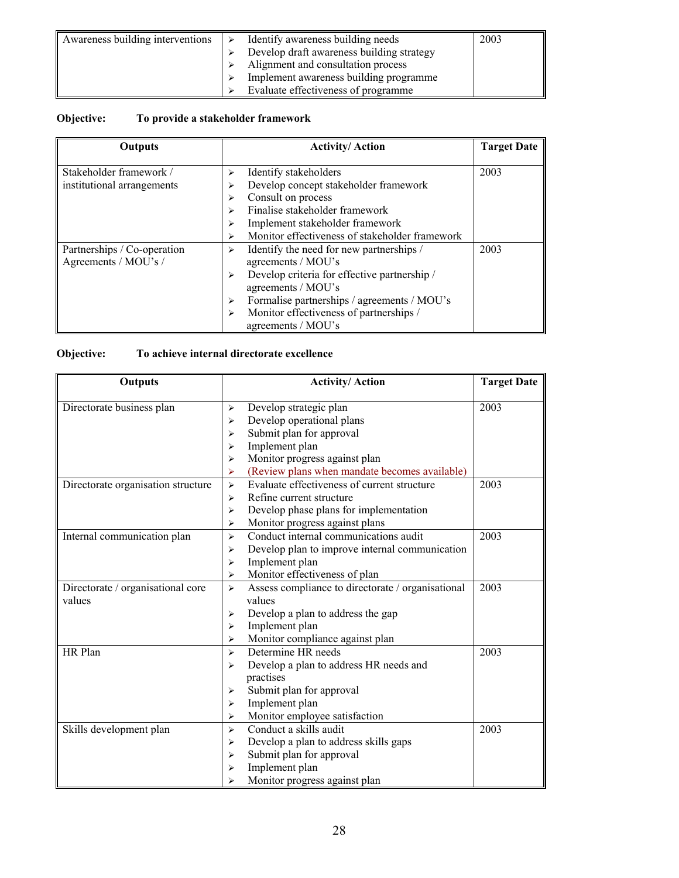| | | |
|---|---|---|
| Awareness building interventions | ➢ Identify awareness building needs<br>➢ Develop draft awareness building strategy<br>➢ Alignment and consultation process<br>➢ Implement awareness building programme<br>➢ Evaluate effectiveness of programme | 2003 |

**Objective: To provide a stakeholder framework**

| Outputs | Activity/ Action | Target Date |
|---|---|---|
| Stakeholder framework / institutional arrangements | ➢ Identify stakeholders<br>➢ Develop concept stakeholder framework<br>➢ Consult on process<br>➢ Finalise stakeholder framework<br>➢ Implement stakeholder framework<br>➢ Monitor effectiveness of stakeholder framework | 2003 |
| Partnerships / Co-operation Agreements / MOU's / | ➢ Identify the need for new partnerships / agreements / MOU's<br>➢ Develop criteria for effective partnership / agreements / MOU's<br>➢ Formalise partnerships / agreements / MOU's<br>➢ Monitor effectiveness of partnerships / agreements / MOU's | 2003 |

**Objective: To achieve internal directorate excellence**

| Outputs | Activity/ Action | Target Date |
|---|---|---|
| Directorate business plan | ➢ Develop strategic plan<br>➢ Develop operational plans<br>➢ Submit plan for approval<br>➢ Implement plan<br>➢ Monitor progress against plan<br>➢ (Review plans when mandate becomes available) | 2003 |
| Directorate organisation structure | ➢ Evaluate effectiveness of current structure<br>➢ Refine current structure<br>➢ Develop phase plans for implementation<br>➢ Monitor progress against plans | 2003 |
| Internal communication plan | ➢ Conduct internal communications audit<br>➢ Develop plan to improve internal communication<br>➢ Implement plan<br>➢ Monitor effectiveness of plan | 2003 |
| Directorate / organisational core values | ➢ Assess compliance to directorate / organisational values<br>➢ Develop a plan to address the gap<br>➢ Implement plan<br>➢ Monitor compliance against plan | 2003 |
| HR Plan | ➢ Determine HR needs<br>➢ Develop a plan to address HR needs and practises<br>➢ Submit plan for approval<br>➢ Implement plan<br>➢ Monitor employee satisfaction | 2003 |
| Skills development plan | ➢ Conduct a skills audit<br>➢ Develop a plan to address skills gaps<br>➢ Submit plan for approval<br>➢ Implement plan<br>➢ Monitor progress against plan | 2003 |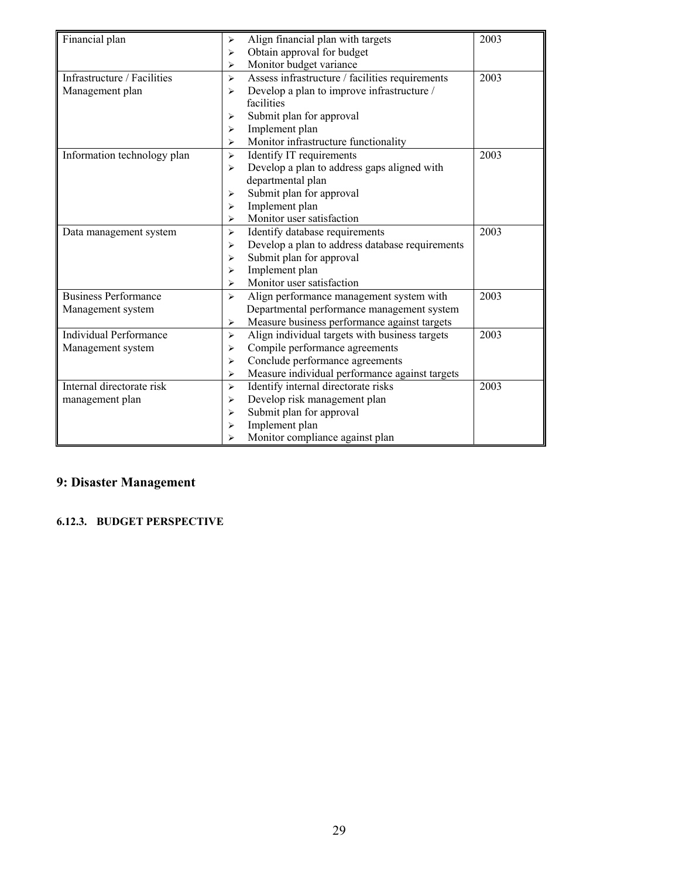| | | |
|---|---|---|
| Financial plan | ➢ Align financial plan with targets<br>➢ Obtain approval for budget<br>➢ Monitor budget variance | 2003 |
| Infrastructure / Facilities Management plan | ➢ Assess infrastructure / facilities requirements<br>➢ Develop a plan to improve infrastructure / facilities<br>➢ Submit plan for approval<br>➢ Implement plan<br>➢ Monitor infrastructure functionality | 2003 |
| Information technology plan | ➢ Identify IT requirements<br>➢ Develop a plan to address gaps aligned with departmental plan<br>➢ Submit plan for approval<br>➢ Implement plan<br>➢ Monitor user satisfaction | 2003 |
| Data management system | ➢ Identify database requirements<br>➢ Develop a plan to address database requirements<br>➢ Submit plan for approval<br>➢ Implement plan<br>➢ Monitor user satisfaction | 2003 |
| Business Performance Management system | ➢ Align performance management system with Departmental performance management system<br>➢ Measure business performance against targets | 2003 |
| Individual Performance Management system | ➢ Align individual targets with business targets<br>➢ Compile performance agreements<br>➢ Conclude performance agreements<br>➢ Measure individual performance against targets | 2003 |
| Internal directorate risk management plan | ➢ Identify internal directorate risks<br>➢ Develop risk management plan<br>➢ Submit plan for approval<br>➢ Implement plan<br>➢ Monitor compliance against plan | 2003 |

## 9: Disaster Management

#### 6.12.3. BUDGET PERSPECTIVE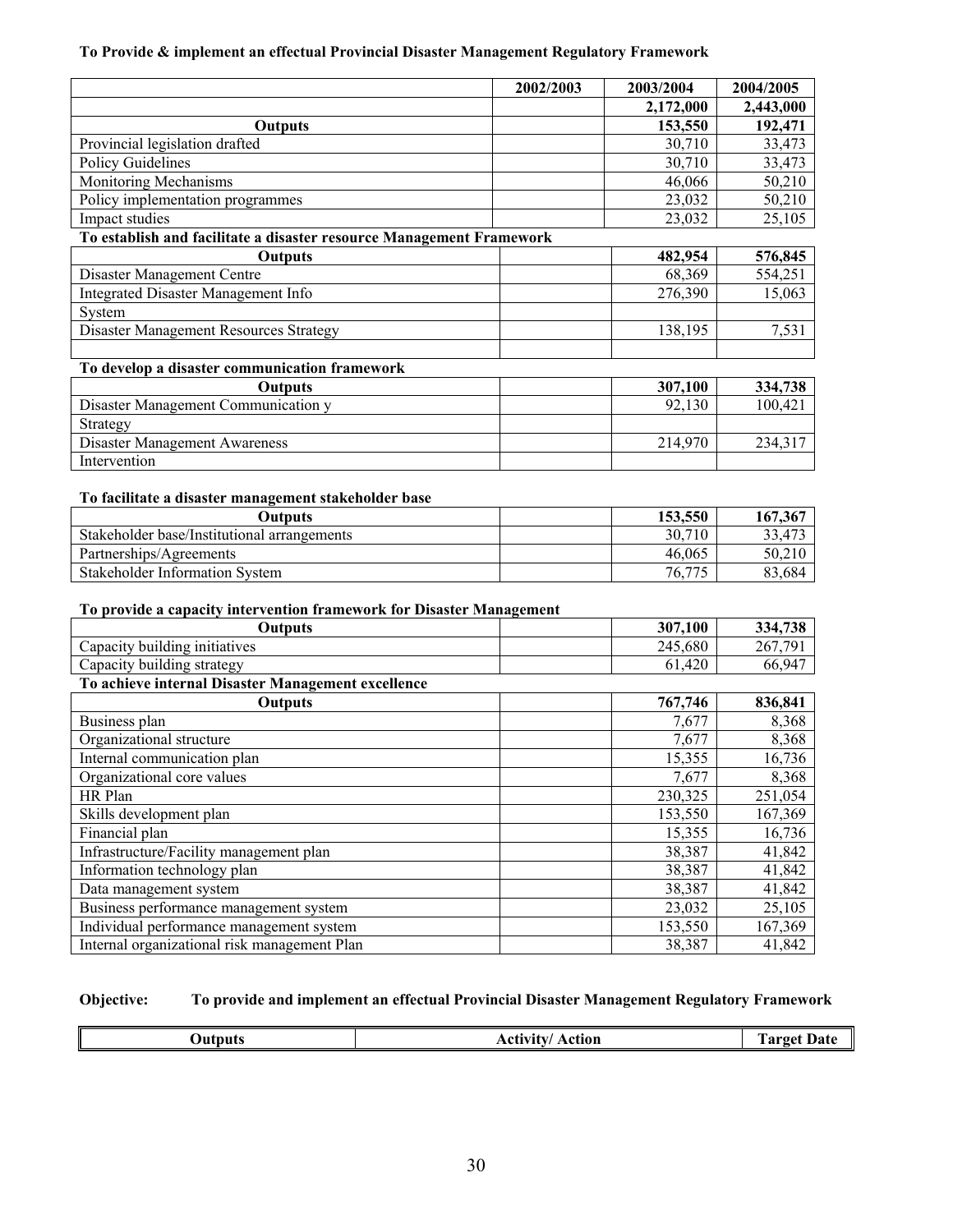**To Provide & implement an effectual Provincial Disaster Management Regulatory Framework**

| | 2002/2003 | 2003/2004 | 2004/2005 |
|---|---|---|---|
| | | 2,172,000 | 2,443,000 |
| **Outputs** | | **153,550** | **192,471** |
| Provincial legislation drafted | | 30,710 | 33,473 |
| Policy Guidelines | | 30,710 | 33,473 |
| Monitoring Mechanisms | | 46,066 | 50,210 |
| Policy implementation programmes | | 23,032 | 50,210 |
| Impact studies | | 23,032 | 25,105 |

**To establish and facilitate a disaster resource Management Framework**

| **Outputs** | | **482,954** | **576,845** |
|---|---|---|---|
| Disaster Management Centre | | 68,369 | 554,251 |
| Integrated Disaster Management Info System | | 276,390 | 15,063 |
| Disaster Management Resources Strategy | | 138,195 | 7,531 |
| | | | |

**To develop a disaster communication framework**

| **Outputs** | | **307,100** | **334,738** |
|---|---|---|---|
| Disaster Management Communication y Strategy | | 92,130 | 100,421 |
| Disaster Management Awareness Intervention | | 214,970 | 234,317 |

**To facilitate a disaster management stakeholder base**

| **Outputs** | | **153,550** | **167,367** |
|---|---|---|---|
| Stakeholder base/Institutional arrangements | | 30,710 | 33,473 |
| Partnerships/Agreements | | 46,065 | 50,210 |
| Stakeholder Information System | | 76,775 | 83,684 |

**To provide a capacity intervention framework for Disaster Management**

| **Outputs** | | **307,100** | **334,738** |
|---|---|---|---|
| Capacity building initiatives | | 245,680 | 267,791 |
| Capacity building strategy | | 61,420 | 66,947 |

**To achieve internal Disaster Management excellence**

| **Outputs** | | **767,746** | **836,841** |
|---|---|---|---|
| Business plan | | 7,677 | 8,368 |
| Organizational structure | | 7,677 | 8,368 |
| Internal communication plan | | 15,355 | 16,736 |
| Organizational core values | | 7,677 | 8,368 |
| HR Plan | | 230,325 | 251,054 |
| Skills development plan | | 153,550 | 167,369 |
| Financial plan | | 15,355 | 16,736 |
| Infrastructure/Facility management plan | | 38,387 | 41,842 |
| Information technology plan | | 38,387 | 41,842 |
| Data management system | | 38,387 | 41,842 |
| Business performance management system | | 23,032 | 25,105 |
| Individual performance management system | | 153,550 | 167,369 |
| Internal organizational risk management Plan | | 38,387 | 41,842 |

**Objective: To provide and implement an effectual Provincial Disaster Management Regulatory Framework**

| Outputs | Activity/ Action | Target Date |
|---|---|---|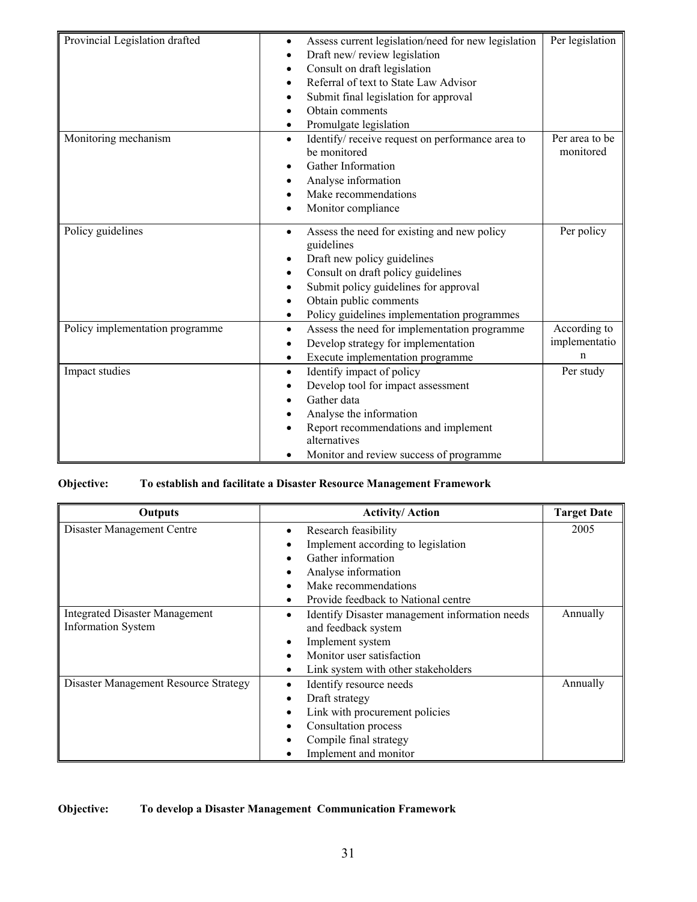| | | |
|---|---|---|
| Provincial Legislation drafted | • Assess current legislation/need for new legislation<br>• Draft new/ review legislation<br>• Consult on draft legislation<br>• Referral of text to State Law Advisor<br>• Submit final legislation for approval<br>• Obtain comments<br>• Promulgate legislation | Per legislation |
| Monitoring mechanism | • Identify/ receive request on performance area to be monitored<br>• Gather Information<br>• Analyse information<br>• Make recommendations<br>• Monitor compliance | Per area to be monitored |
| Policy guidelines | • Assess the need for existing and new policy guidelines<br>• Draft new policy guidelines<br>• Consult on draft policy guidelines<br>• Submit policy guidelines for approval<br>• Obtain public comments<br>• Policy guidelines implementation programmes | Per policy |
| Policy implementation programme | • Assess the need for implementation programme<br>• Develop strategy for implementation<br>• Execute implementation programme | According to implementation |
| Impact studies | • Identify impact of policy<br>• Develop tool for impact assessment<br>• Gather data<br>• Analyse the information<br>• Report recommendations and implement alternatives<br>• Monitor and review success of programme | Per study |

**Objective: To establish and facilitate a Disaster Resource Management Framework**

| Outputs | Activity/ Action | Target Date |
|---|---|---|
| Disaster Management Centre | • Research feasibility<br>• Implement according to legislation<br>• Gather information<br>• Analyse information<br>• Make recommendations<br>• Provide feedback to National centre | 2005 |
| Integrated Disaster Management Information System | • Identify Disaster management information needs and feedback system<br>• Implement system<br>• Monitor user satisfaction<br>• Link system with other stakeholders | Annually |
| Disaster Management Resource Strategy | • Identify resource needs<br>• Draft strategy<br>• Link with procurement policies<br>• Consultation process<br>• Compile final strategy<br>• Implement and monitor | Annually |

**Objective: To develop a Disaster Management Communication Framework**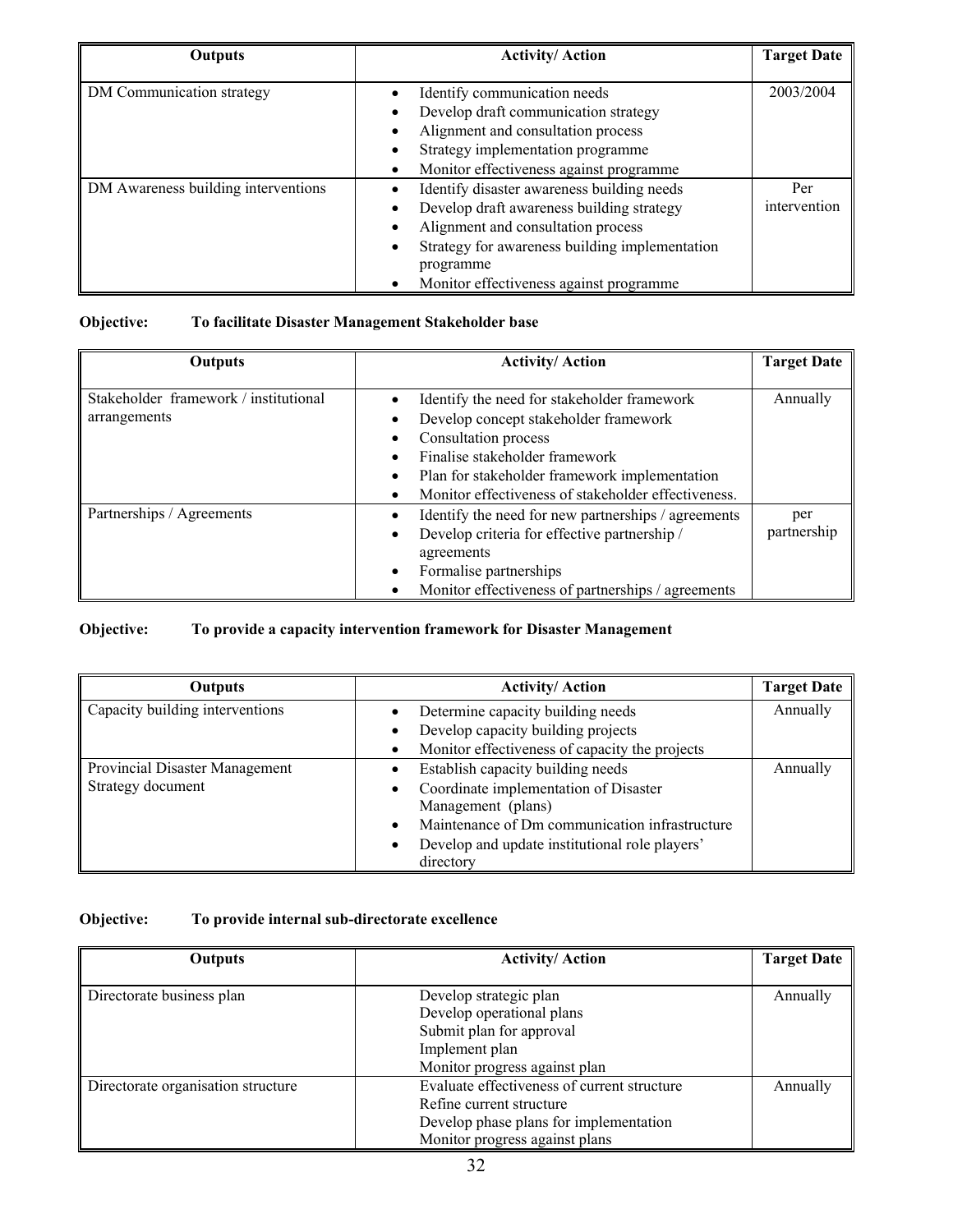| Outputs | Activity/ Action | Target Date |
|---|---|---|
| DM Communication strategy | • Identify communication needs<br>• Develop draft communication strategy<br>• Alignment and consultation process<br>• Strategy implementation programme<br>• Monitor effectiveness against programme | 2003/2004 |
| DM Awareness building interventions | • Identify disaster awareness building needs<br>• Develop draft awareness building strategy<br>• Alignment and consultation process<br>• Strategy for awareness building implementation programme<br>• Monitor effectiveness against programme | Per intervention |

**Objective: To facilitate Disaster Management Stakeholder base**

| Outputs | Activity/ Action | Target Date |
|---|---|---|
| Stakeholder framework / institutional arrangements | • Identify the need for stakeholder framework<br>• Develop concept stakeholder framework<br>• Consultation process<br>• Finalise stakeholder framework<br>• Plan for stakeholder framework implementation<br>• Monitor effectiveness of stakeholder effectiveness. | Annually |
| Partnerships / Agreements | • Identify the need for new partnerships / agreements<br>• Develop criteria for effective partnership / agreements<br>• Formalise partnerships<br>• Monitor effectiveness of partnerships / agreements | per partnership |

**Objective: To provide a capacity intervention framework for Disaster Management**

| Outputs | Activity/ Action | Target Date |
|---|---|---|
| Capacity building interventions | • Determine capacity building needs<br>• Develop capacity building projects<br>• Monitor effectiveness of capacity the projects | Annually |
| Provincial Disaster Management Strategy document | • Establish capacity building needs<br>• Coordinate implementation of Disaster Management (plans)<br>• Maintenance of Dm communication infrastructure<br>• Develop and update institutional role players' directory | Annually |

**Objective: To provide internal sub-directorate excellence**

| Outputs | Activity/ Action | Target Date |
|---|---|---|
| Directorate business plan | Develop strategic plan<br>Develop operational plans<br>Submit plan for approval<br>Implement plan<br>Monitor progress against plan | Annually |
| Directorate organisation structure | Evaluate effectiveness of current structure<br>Refine current structure<br>Develop phase plans for implementation<br>Monitor progress against plans | Annually |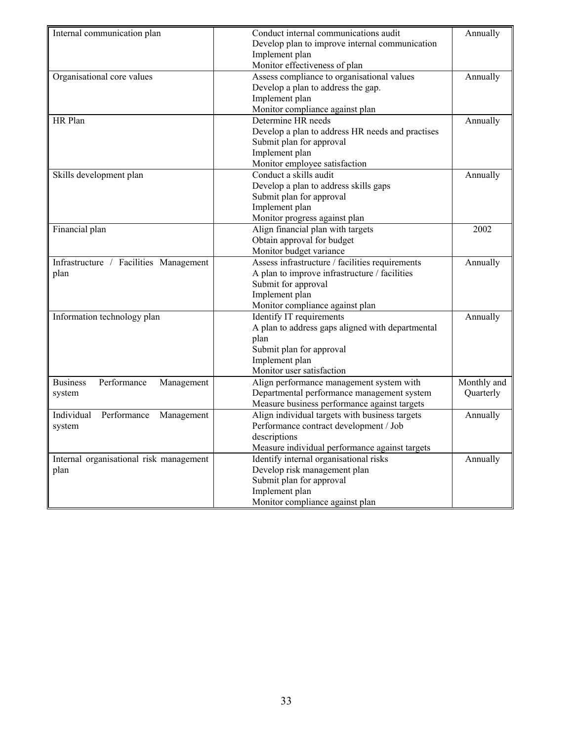| | | |
|---|---|---|
| Internal communication plan | Conduct internal communications audit<br>Develop plan to improve internal communication<br>Implement plan<br>Monitor effectiveness of plan | Annually |
| Organisational core values | Assess compliance to organisational values<br>Develop a plan to address the gap.<br>Implement plan<br>Monitor compliance against plan | Annually |
| HR Plan | Determine HR needs<br>Develop a plan to address HR needs and practises<br>Submit plan for approval<br>Implement plan<br>Monitor employee satisfaction | Annually |
| Skills development plan | Conduct a skills audit<br>Develop a plan to address skills gaps<br>Submit plan for approval<br>Implement plan<br>Monitor progress against plan | Annually |
| Financial plan | Align financial plan with targets<br>Obtain approval for budget<br>Monitor budget variance | 2002 |
| Infrastructure / Facilities Management plan | Assess infrastructure / facilities requirements<br>A plan to improve infrastructure / facilities<br>Submit for approval<br>Implement plan<br>Monitor compliance against plan | Annually |
| Information technology plan | Identify IT requirements<br>A plan to address gaps aligned with departmental plan<br>Submit plan for approval<br>Implement plan<br>Monitor user satisfaction | Annually |
| Business Performance Management system | Align performance management system with Departmental performance management system<br>Measure business performance against targets | Monthly and Quarterly |
| Individual Performance Management system | Align individual targets with business targets<br>Performance contract development / Job descriptions<br>Measure individual performance against targets | Annually |
| Internal organisational risk management plan | Identify internal organisational risks<br>Develop risk management plan<br>Submit plan for approval<br>Implement plan<br>Monitor compliance against plan | Annually |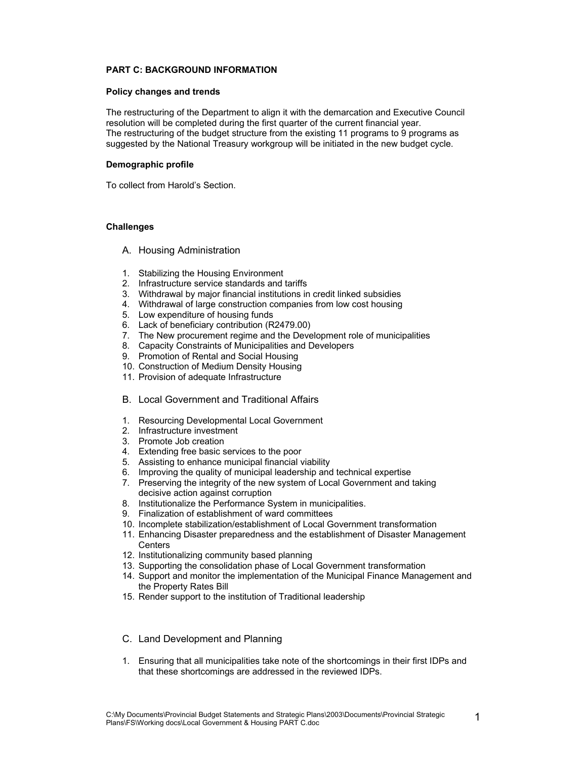**PART C: BACKGROUND INFORMATION**

**Policy changes and trends**

The restructuring of the Department to align it with the demarcation and Executive Council resolution will be completed during the first quarter of the current financial year.
The restructuring of the budget structure from the existing 11 programs to 9 programs as suggested by the National Treasury workgroup will be initiated in the new budget cycle.

**Demographic profile**

To collect from Harold's Section.

**Challenges**

A. Housing Administration

1. Stabilizing the Housing Environment
2. Infrastructure service standards and tariffs
3. Withdrawal by major financial institutions in credit linked subsidies
4. Withdrawal of large construction companies from low cost housing
5. Low expenditure of housing funds
6. Lack of beneficiary contribution (R2479.00)
7. The New procurement regime and the Development role of municipalities
8. Capacity Constraints of Municipalities and Developers
9. Promotion of Rental and Social Housing
10. Construction of Medium Density Housing
11. Provision of adequate Infrastructure

B. Local Government and Traditional Affairs

1. Resourcing Developmental Local Government
2. Infrastructure investment
3. Promote Job creation
4. Extending free basic services to the poor
5. Assisting to enhance municipal financial viability
6. Improving the quality of municipal leadership and technical expertise
7. Preserving the integrity of the new system of Local Government and taking decisive action against corruption
8. Institutionalize the Performance System in municipalities.
9. Finalization of establishment of ward committees
10. Incomplete stabilization/establishment of Local Government transformation
11. Enhancing Disaster preparedness and the establishment of Disaster Management Centers
12. Institutionalizing community based planning
13. Supporting the consolidation phase of Local Government transformation
14. Support and monitor the implementation of the Municipal Finance Management and the Property Rates Bill
15. Render support to the institution of Traditional leadership

C. Land Development and Planning

1. Ensuring that all municipalities take note of the shortcomings in their first IDPs and that these shortcomings are addressed in the reviewed IDPs.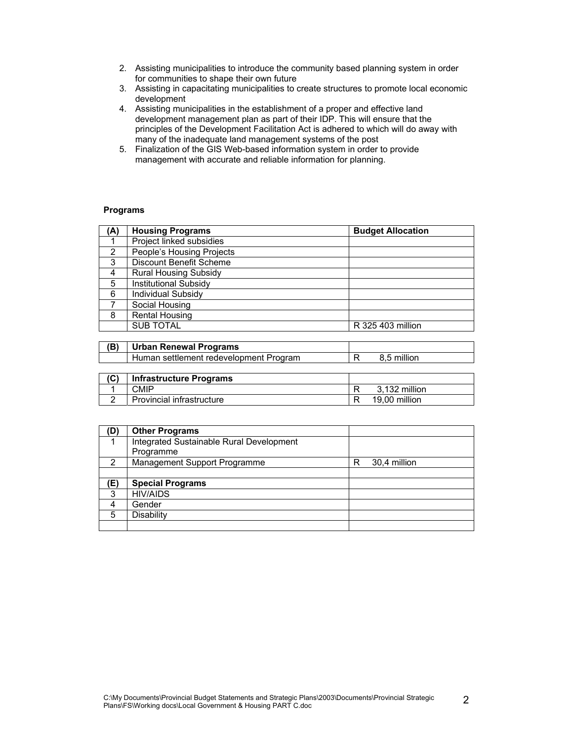2. Assisting municipalities to introduce the community based planning system in order for communities to shape their own future
3. Assisting in capacitating municipalities to create structures to promote local economic development
4. Assisting municipalities in the establishment of a proper and effective land development management plan as part of their IDP. This will ensure that the principles of the Development Facilitation Act is adhered to which will do away with many of the inadequate land management systems of the post
5. Finalization of the GIS Web-based information system in order to provide management with accurate and reliable information for planning.

**Programs**

| (A) | Housing Programs | Budget Allocation |
|---|---|---|
| 1 | Project linked subsidies | |
| 2 | People's Housing Projects | |
| 3 | Discount Benefit Scheme | |
| 4 | Rural Housing Subsidy | |
| 5 | Institutional Subsidy | |
| 6 | Individual Subsidy | |
| 7 | Social Housing | |
| 8 | Rental Housing | |
| | SUB TOTAL | R 325 403 million |

| (B) | Urban Renewal Programs | |
|---|---|---|
| | Human settlement redevelopment Program | R 8,5 million |

| (C) | Infrastructure Programs | |
|---|---|---|
| 1 | CMIP | R 3,132 million |
| 2 | Provincial infrastructure | R 19,00 million |

| (D) | Other Programs | |
|---|---|---|
| 1 | Integrated Sustainable Rural Development Programme | |
| 2 | Management Support Programme | R 30,4 million |
| | | |
| (E) | Special Programs | |
| 3 | HIV/AIDS | |
| 4 | Gender | |
| 5 | Disability | |
| | | |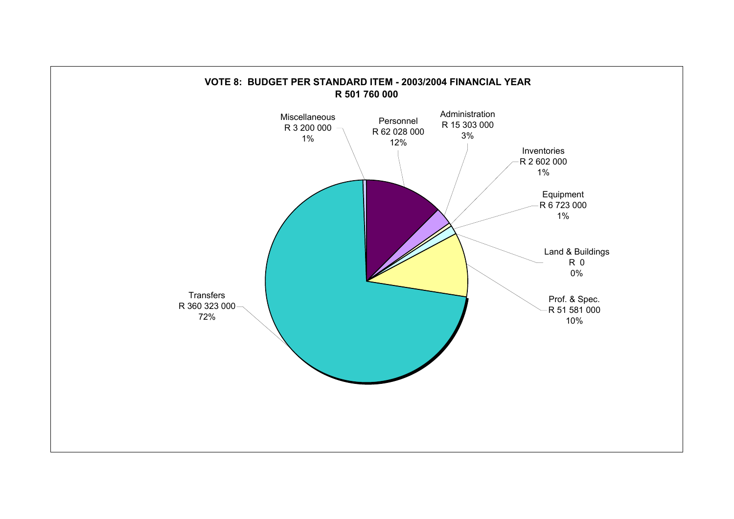**VOTE 8: BUDGET PER STANDARD ITEM - 2003/2004 FINANCIAL YEAR**
**R 501 760 000**

Miscellaneous
R 3 200 000
1%

Personnel
R 62 028 000
12%

Administration
R 15 303 000
3%

Inventories
R 2 602 000
1%

Equipment
R 6 723 000
1%

Land & Buildings
R 0
0%

Prof. & Spec.
R 51 581 000
10%

Transfers
R 360 323 000
72%